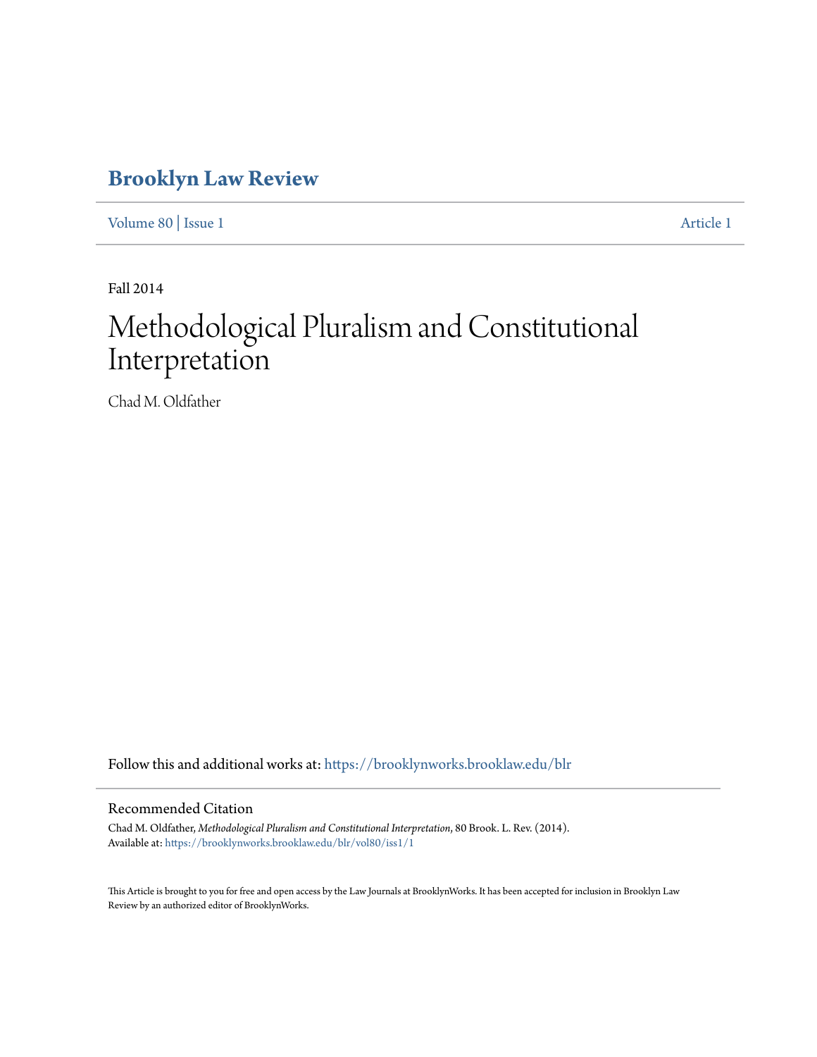# Brooklyn Law Review

Volume 80 | Issue 1 Article 1

Fall 2014

# Methodological Pluralism and Constitutional Interpretation

Chad M. Oldfather

Follow this and additional works at: https://brooklynworks.brooklaw.edu/blr

## Recommended Citation

Chad M. Oldfather, *Methodological Pluralism and Constitutional Interpretation*, 80 Brook. L. Rev. (2014).
Available at: https://brooklynworks.brooklaw.edu/blr/vol80/iss1/1

This Article is brought to you for free and open access by the Law Journals at BrooklynWorks. It has been accepted for inclusion in Brooklyn Law Review by an authorized editor of BrooklynWorks.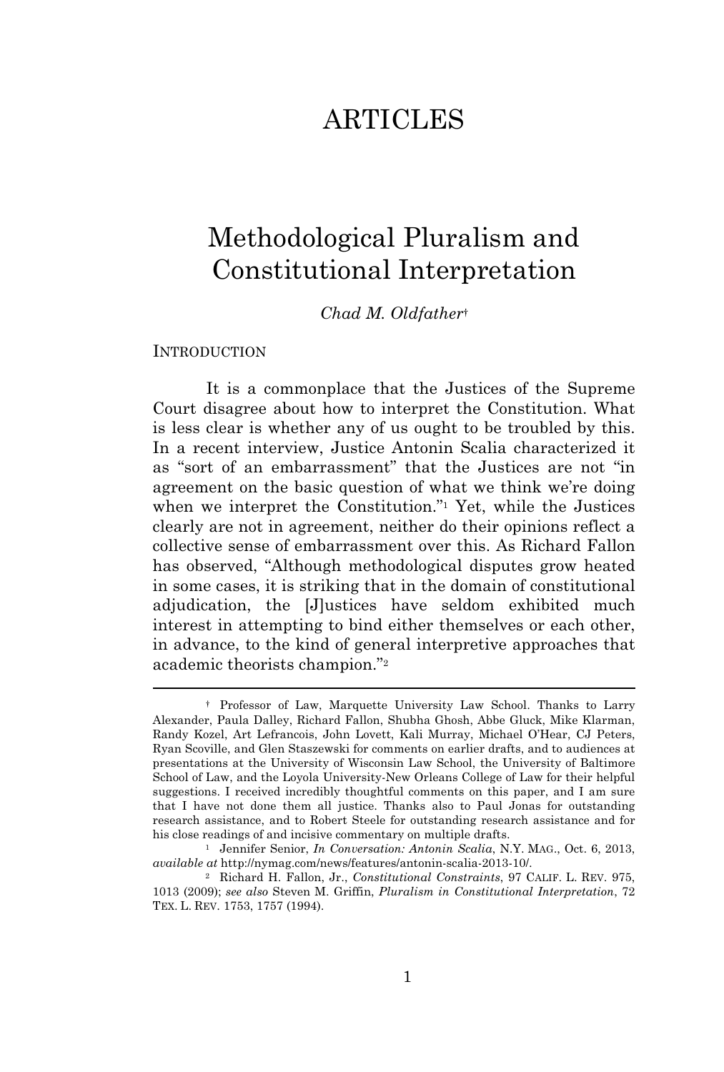# ARTICLES

# Methodological Pluralism and Constitutional Interpretation

*Chad M. Oldfather*[†]

INTRODUCTION

It is a commonplace that the Justices of the Supreme Court disagree about how to interpret the Constitution. What is less clear is whether any of us ought to be troubled by this. In a recent interview, Justice Antonin Scalia characterized it as "sort of an embarrassment" that the Justices are not "in agreement on the basic question of what we think we're doing when we interpret the Constitution."[1] Yet, while the Justices clearly are not in agreement, neither do their opinions reflect a collective sense of embarrassment over this. As Richard Fallon has observed, "Although methodological disputes grow heated in some cases, it is striking that in the domain of constitutional adjudication, the [J]ustices have seldom exhibited much interest in attempting to bind either themselves or each other, in advance, to the kind of general interpretive approaches that academic theorists champion."[2]

---

[†] Professor of Law, Marquette University Law School. Thanks to Larry Alexander, Paula Dalley, Richard Fallon, Shubha Ghosh, Abbe Gluck, Mike Klarman, Randy Kozel, Art Lefrancois, John Lovett, Kali Murray, Michael O'Hear, CJ Peters, Ryan Scoville, and Glen Staszewski for comments on earlier drafts, and to audiences at presentations at the University of Wisconsin Law School, the University of Baltimore School of Law, and the Loyola University-New Orleans College of Law for their helpful suggestions. I received incredibly thoughtful comments on this paper, and I am sure that I have not done them all justice. Thanks also to Paul Jonas for outstanding research assistance, and to Robert Steele for outstanding research assistance and for his close readings of and incisive commentary on multiple drafts.

[1] Jennifer Senior, *In Conversation: Antonin Scalia*, N.Y. MAG., Oct. 6, 2013, *available at* http://nymag.com/news/features/antonin-scalia-2013-10/.

[2] Richard H. Fallon, Jr., *Constitutional Constraints*, 97 CALIF. L. REV. 975, 1013 (2009); *see also* Steven M. Griffin, *Pluralism in Constitutional Interpretation*, 72 TEX. L. REV. 1753, 1757 (1994).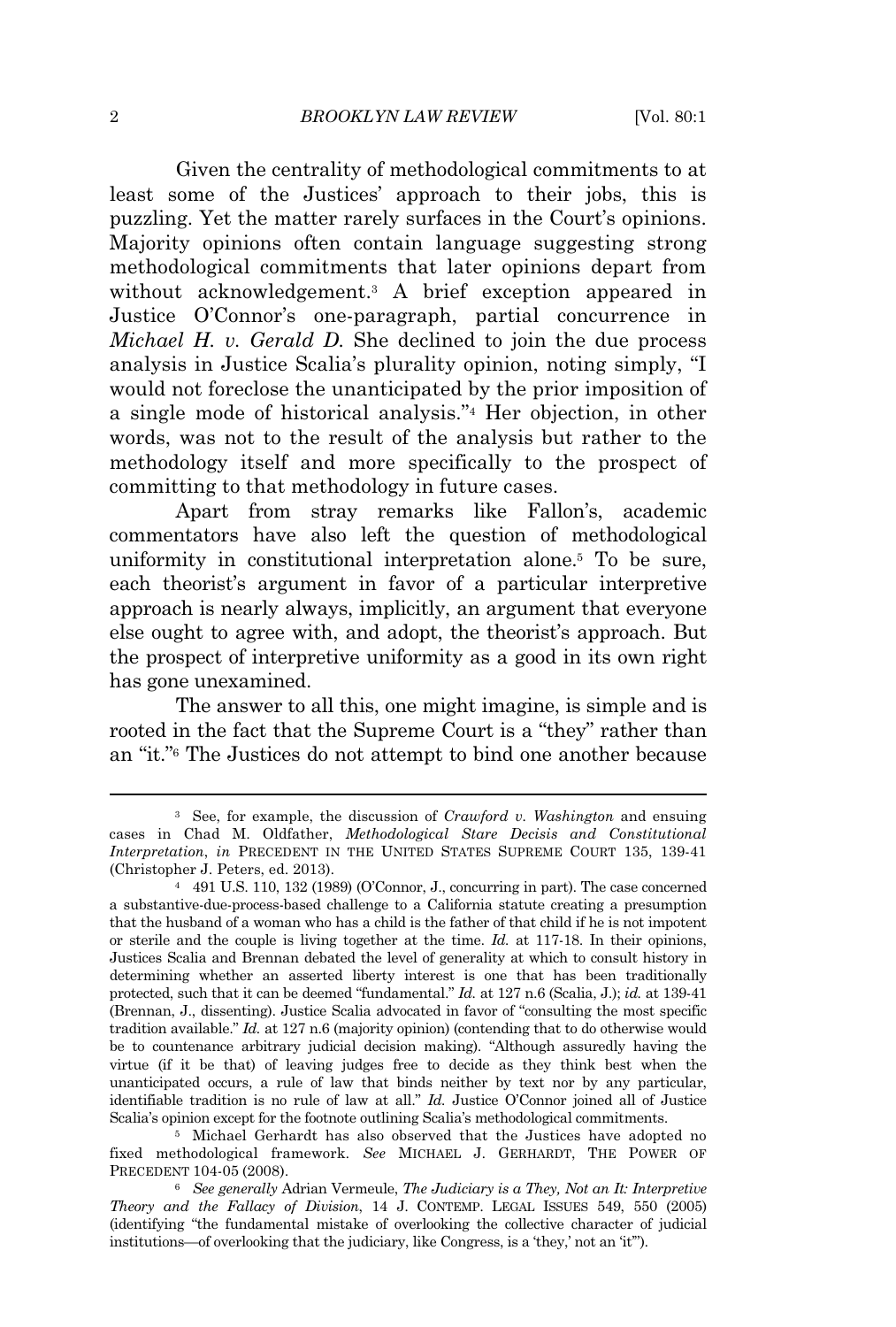Given the centrality of methodological commitments to at least some of the Justices' approach to their jobs, this is puzzling. Yet the matter rarely surfaces in the Court's opinions. Majority opinions often contain language suggesting strong methodological commitments that later opinions depart from without acknowledgement.[3] A brief exception appeared in Justice O'Connor's one-paragraph, partial concurrence in *Michael H. v. Gerald D.* She declined to join the due process analysis in Justice Scalia's plurality opinion, noting simply, "I would not foreclose the unanticipated by the prior imposition of a single mode of historical analysis."[4] Her objection, in other words, was not to the result of the analysis but rather to the methodology itself and more specifically to the prospect of committing to that methodology in future cases.

Apart from stray remarks like Fallon's, academic commentators have also left the question of methodological uniformity in constitutional interpretation alone.[5] To be sure, each theorist's argument in favor of a particular interpretive approach is nearly always, implicitly, an argument that everyone else ought to agree with, and adopt, the theorist's approach. But the prospect of interpretive uniformity as a good in its own right has gone unexamined.

The answer to all this, one might imagine, is simple and is rooted in the fact that the Supreme Court is a "they" rather than an "it."[6] The Justices do not attempt to bind one another because

---

[3] See, for example, the discussion of *Crawford v. Washington* and ensuing cases in Chad M. Oldfather, *Methodological Stare Decisis and Constitutional Interpretation*, *in* PRECEDENT IN THE UNITED STATES SUPREME COURT 135, 139-41 (Christopher J. Peters, ed. 2013).

[4] 491 U.S. 110, 132 (1989) (O'Connor, J., concurring in part). The case concerned a substantive-due-process-based challenge to a California statute creating a presumption that the husband of a woman who has a child is the father of that child if he is not impotent or sterile and the couple is living together at the time. *Id.* at 117-18. In their opinions, Justices Scalia and Brennan debated the level of generality at which to consult history in determining whether an asserted liberty interest is one that has been traditionally protected, such that it can be deemed "fundamental." *Id.* at 127 n.6 (Scalia, J.); *id.* at 139-41 (Brennan, J., dissenting). Justice Scalia advocated in favor of "consulting the most specific tradition available." *Id.* at 127 n.6 (majority opinion) (contending that to do otherwise would be to countenance arbitrary judicial decision making). "Although assuredly having the virtue (if it be that) of leaving judges free to decide as they think best when the unanticipated occurs, a rule of law that binds neither by text nor by any particular, identifiable tradition is no rule of law at all." *Id.* Justice O'Connor joined all of Justice Scalia's opinion except for the footnote outlining Scalia's methodological commitments.

[5] Michael Gerhardt has also observed that the Justices have adopted no fixed methodological framework. *See* MICHAEL J. GERHARDT, THE POWER OF PRECEDENT 104-05 (2008).

[6] *See generally* Adrian Vermeule, *The Judiciary is a They, Not an It: Interpretive Theory and the Fallacy of Division*, 14 J. CONTEMP. LEGAL ISSUES 549, 550 (2005) (identifying "the fundamental mistake of overlooking the collective character of judicial institutions—of overlooking that the judiciary, like Congress, is a 'they,' not an 'it'").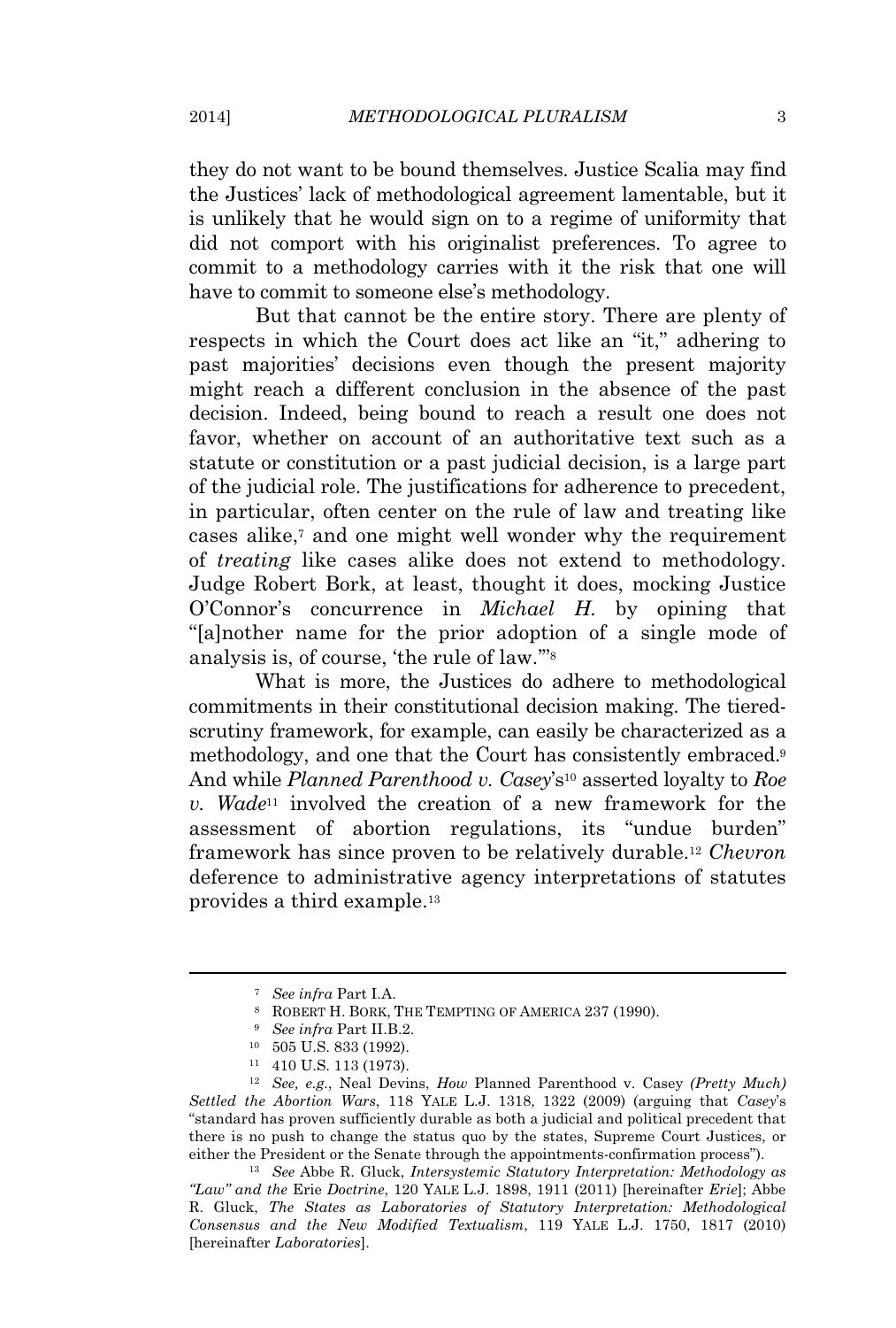they do not want to be bound themselves. Justice Scalia may find the Justices' lack of methodological agreement lamentable, but it is unlikely that he would sign on to a regime of uniformity that did not comport with his originalist preferences. To agree to commit to a methodology carries with it the risk that one will have to commit to someone else's methodology.

But that cannot be the entire story. There are plenty of respects in which the Court does act like an "it," adhering to past majorities' decisions even though the present majority might reach a different conclusion in the absence of the past decision. Indeed, being bound to reach a result one does not favor, whether on account of an authoritative text such as a statute or constitution or a past judicial decision, is a large part of the judicial role. The justifications for adherence to precedent, in particular, often center on the rule of law and treating like cases alike,[7] and one might well wonder why the requirement of *treating* like cases alike does not extend to methodology. Judge Robert Bork, at least, thought it does, mocking Justice O'Connor's concurrence in *Michael H.* by opining that "[a]nother name for the prior adoption of a single mode of analysis is, of course, 'the rule of law.'"[8]

What is more, the Justices do adhere to methodological commitments in their constitutional decision making. The tiered-scrutiny framework, for example, can easily be characterized as a methodology, and one that the Court has consistently embraced.[9] And while *Planned Parenthood v. Casey*'s[10] asserted loyalty to *Roe v. Wade*[11] involved the creation of a new framework for the assessment of abortion regulations, its "undue burden" framework has since proven to be relatively durable.[12] *Chevron* deference to administrative agency interpretations of statutes provides a third example.[13]

---

[7] *See infra* Part I.A.

[8] ROBERT H. BORK, THE TEMPTING OF AMERICA 237 (1990).

[9] *See infra* Part II.B.2.

[10] 505 U.S. 833 (1992).

[11] 410 U.S. 113 (1973).

[12] *See, e.g.*, Neal Devins, *How* Planned Parenthood v. Casey *(Pretty Much) Settled the Abortion Wars*, 118 YALE L.J. 1318, 1322 (2009) (arguing that *Casey*'s "standard has proven sufficiently durable as both a judicial and political precedent that there is no push to change the status quo by the states, Supreme Court Justices, or either the President or the Senate through the appointments-confirmation process").

[13] *See* Abbe R. Gluck, *Intersystemic Statutory Interpretation: Methodology as "Law" and the* Erie *Doctrine*, 120 YALE L.J. 1898, 1911 (2011) [hereinafter *Erie*]; Abbe R. Gluck, *The States as Laboratories of Statutory Interpretation: Methodological Consensus and the New Modified Textualism*, 119 YALE L.J. 1750, 1817 (2010) [hereinafter *Laboratories*].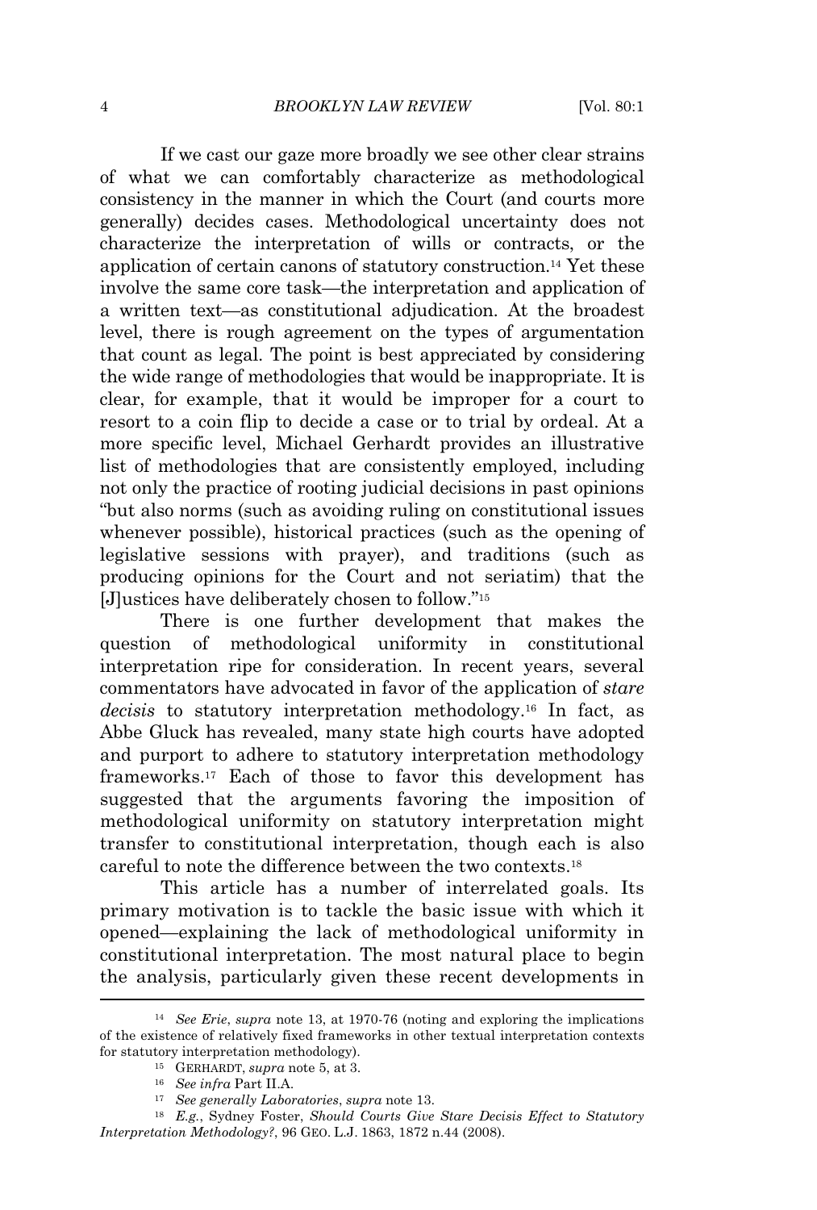If we cast our gaze more broadly we see other clear strains of what we can comfortably characterize as methodological consistency in the manner in which the Court (and courts more generally) decides cases. Methodological uncertainty does not characterize the interpretation of wills or contracts, or the application of certain canons of statutory construction.[14] Yet these involve the same core task—the interpretation and application of a written text—as constitutional adjudication. At the broadest level, there is rough agreement on the types of argumentation that count as legal. The point is best appreciated by considering the wide range of methodologies that would be inappropriate. It is clear, for example, that it would be improper for a court to resort to a coin flip to decide a case or to trial by ordeal. At a more specific level, Michael Gerhardt provides an illustrative list of methodologies that are consistently employed, including not only the practice of rooting judicial decisions in past opinions "but also norms (such as avoiding ruling on constitutional issues whenever possible), historical practices (such as the opening of legislative sessions with prayer), and traditions (such as producing opinions for the Court and not seriatim) that the [J]ustices have deliberately chosen to follow."[15]

There is one further development that makes the question of methodological uniformity in constitutional interpretation ripe for consideration. In recent years, several commentators have advocated in favor of the application of *stare decisis* to statutory interpretation methodology.[16] In fact, as Abbe Gluck has revealed, many state high courts have adopted and purport to adhere to statutory interpretation methodology frameworks.[17] Each of those to favor this development has suggested that the arguments favoring the imposition of methodological uniformity on statutory interpretation might transfer to constitutional interpretation, though each is also careful to note the difference between the two contexts.[18]

This article has a number of interrelated goals. Its primary motivation is to tackle the basic issue with which it opened—explaining the lack of methodological uniformity in constitutional interpretation. The most natural place to begin the analysis, particularly given these recent developments in

---

[14] *See Erie*, *supra* note 13, at 1970-76 (noting and exploring the implications of the existence of relatively fixed frameworks in other textual interpretation contexts for statutory interpretation methodology).

[15] GERHARDT, *supra* note 5, at 3.

[16] *See infra* Part II.A.

[17] *See generally Laboratories*, *supra* note 13.

[18] *E.g.*, Sydney Foster, *Should Courts Give Stare Decisis Effect to Statutory Interpretation Methodology?*, 96 GEO. L.J. 1863, 1872 n.44 (2008).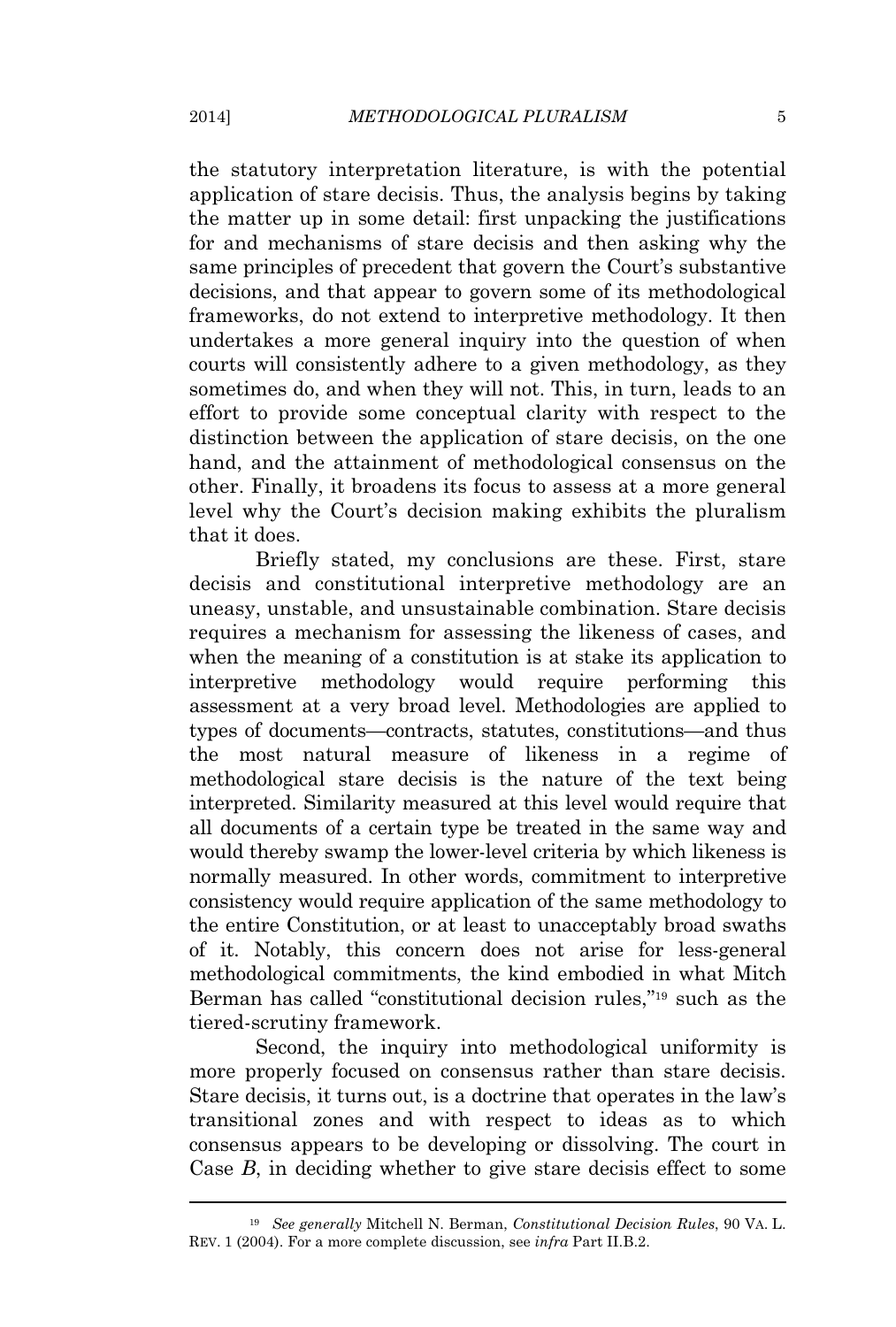the statutory interpretation literature, is with the potential application of stare decisis. Thus, the analysis begins by taking the matter up in some detail: first unpacking the justifications for and mechanisms of stare decisis and then asking why the same principles of precedent that govern the Court's substantive decisions, and that appear to govern some of its methodological frameworks, do not extend to interpretive methodology. It then undertakes a more general inquiry into the question of when courts will consistently adhere to a given methodology, as they sometimes do, and when they will not. This, in turn, leads to an effort to provide some conceptual clarity with respect to the distinction between the application of stare decisis, on the one hand, and the attainment of methodological consensus on the other. Finally, it broadens its focus to assess at a more general level why the Court's decision making exhibits the pluralism that it does.

Briefly stated, my conclusions are these. First, stare decisis and constitutional interpretive methodology are an uneasy, unstable, and unsustainable combination. Stare decisis requires a mechanism for assessing the likeness of cases, and when the meaning of a constitution is at stake its application to interpretive methodology would require performing this assessment at a very broad level. Methodologies are applied to types of documents—contracts, statutes, constitutions—and thus the most natural measure of likeness in a regime of methodological stare decisis is the nature of the text being interpreted. Similarity measured at this level would require that all documents of a certain type be treated in the same way and would thereby swamp the lower-level criteria by which likeness is normally measured. In other words, commitment to interpretive consistency would require application of the same methodology to the entire Constitution, or at least to unacceptably broad swaths of it. Notably, this concern does not arise for less-general methodological commitments, the kind embodied in what Mitch Berman has called "constitutional decision rules,"[19] such as the tiered-scrutiny framework.

Second, the inquiry into methodological uniformity is more properly focused on consensus rather than stare decisis. Stare decisis, it turns out, is a doctrine that operates in the law's transitional zones and with respect to ideas as to which consensus appears to be developing or dissolving. The court in Case *B*, in deciding whether to give stare decisis effect to some

---

[19] *See generally* Mitchell N. Berman, *Constitutional Decision Rules*, 90 VA. L. REV. 1 (2004). For a more complete discussion, see *infra* Part II.B.2.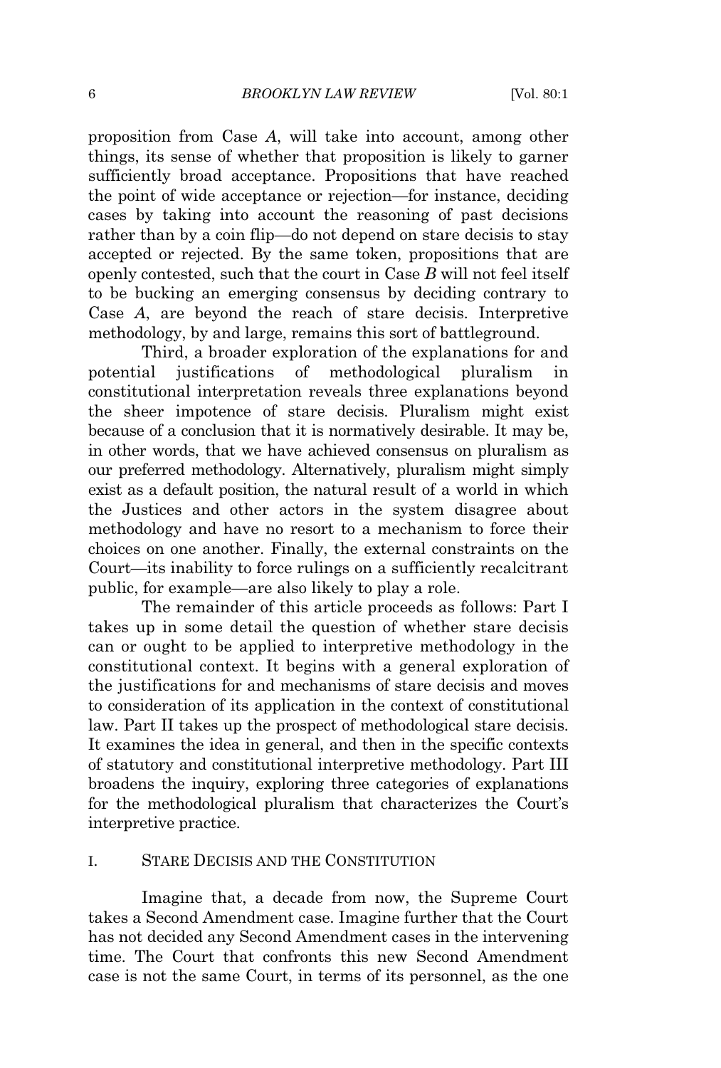proposition from Case *A*, will take into account, among other things, its sense of whether that proposition is likely to garner sufficiently broad acceptance. Propositions that have reached the point of wide acceptance or rejection—for instance, deciding cases by taking into account the reasoning of past decisions rather than by a coin flip—do not depend on stare decisis to stay accepted or rejected. By the same token, propositions that are openly contested, such that the court in Case *B* will not feel itself to be bucking an emerging consensus by deciding contrary to Case *A*, are beyond the reach of stare decisis. Interpretive methodology, by and large, remains this sort of battleground.

Third, a broader exploration of the explanations for and potential justifications of methodological pluralism in constitutional interpretation reveals three explanations beyond the sheer impotence of stare decisis. Pluralism might exist because of a conclusion that it is normatively desirable. It may be, in other words, that we have achieved consensus on pluralism as our preferred methodology. Alternatively, pluralism might simply exist as a default position, the natural result of a world in which the Justices and other actors in the system disagree about methodology and have no resort to a mechanism to force their choices on one another. Finally, the external constraints on the Court—its inability to force rulings on a sufficiently recalcitrant public, for example—are also likely to play a role.

The remainder of this article proceeds as follows: Part I takes up in some detail the question of whether stare decisis can or ought to be applied to interpretive methodology in the constitutional context. It begins with a general exploration of the justifications for and mechanisms of stare decisis and moves to consideration of its application in the context of constitutional law. Part II takes up the prospect of methodological stare decisis. It examines the idea in general, and then in the specific contexts of statutory and constitutional interpretive methodology. Part III broadens the inquiry, exploring three categories of explanations for the methodological pluralism that characterizes the Court's interpretive practice.

## I. STARE DECISIS AND THE CONSTITUTION

Imagine that, a decade from now, the Supreme Court takes a Second Amendment case. Imagine further that the Court has not decided any Second Amendment cases in the intervening time. The Court that confronts this new Second Amendment case is not the same Court, in terms of its personnel, as the one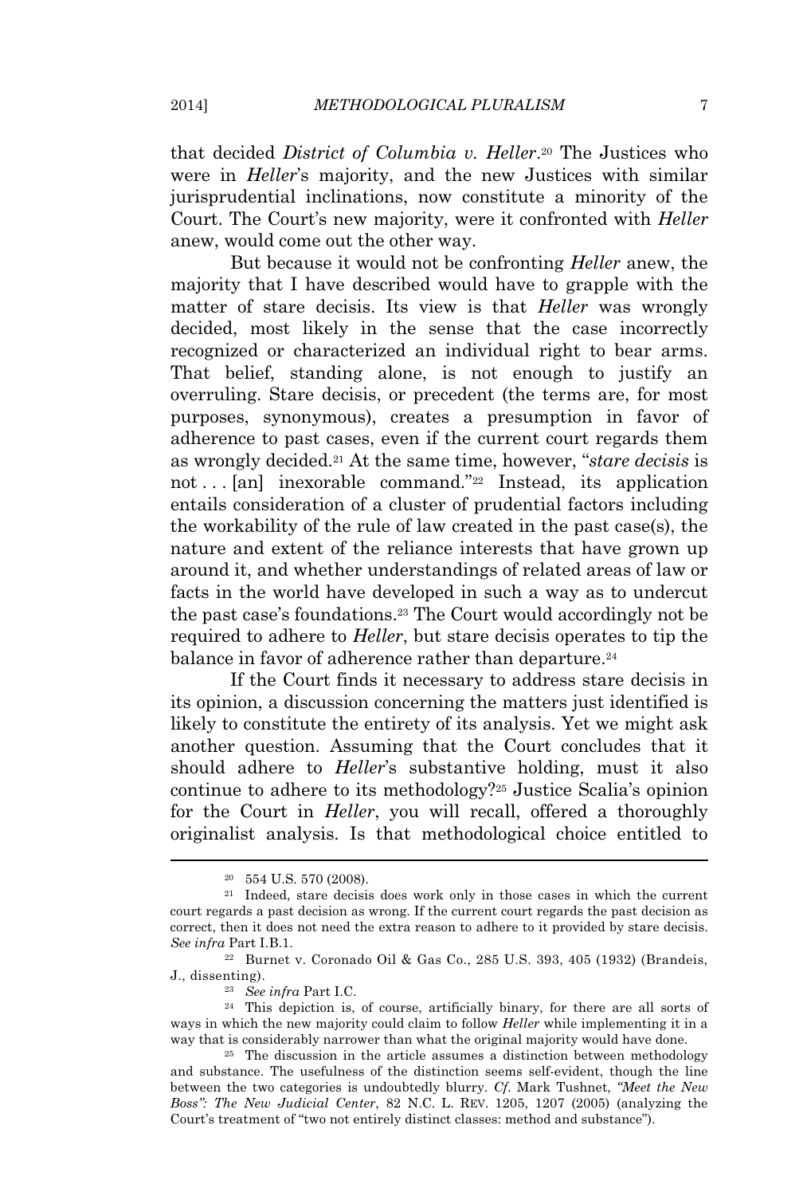that decided *District of Columbia v. Heller*.[20] The Justices who were in *Heller*'s majority, and the new Justices with similar jurisprudential inclinations, now constitute a minority of the Court. The Court's new majority, were it confronted with *Heller* anew, would come out the other way.

But because it would not be confronting *Heller* anew, the majority that I have described would have to grapple with the matter of stare decisis. Its view is that *Heller* was wrongly decided, most likely in the sense that the case incorrectly recognized or characterized an individual right to bear arms. That belief, standing alone, is not enough to justify an overruling. Stare decisis, or precedent (the terms are, for most purposes, synonymous), creates a presumption in favor of adherence to past cases, even if the current court regards them as wrongly decided.[21] At the same time, however, "*stare decisis* is not . . . [an] inexorable command."[22] Instead, its application entails consideration of a cluster of prudential factors including the workability of the rule of law created in the past case(s), the nature and extent of the reliance interests that have grown up around it, and whether understandings of related areas of law or facts in the world have developed in such a way as to undercut the past case's foundations.[23] The Court would accordingly not be required to adhere to *Heller*, but stare decisis operates to tip the balance in favor of adherence rather than departure.[24]

If the Court finds it necessary to address stare decisis in its opinion, a discussion concerning the matters just identified is likely to constitute the entirety of its analysis. Yet we might ask another question. Assuming that the Court concludes that it should adhere to *Heller*'s substantive holding, must it also continue to adhere to its methodology?[25] Justice Scalia's opinion for the Court in *Heller*, you will recall, offered a thoroughly originalist analysis. Is that methodological choice entitled to

---

[20] 554 U.S. 570 (2008).

[21] Indeed, stare decisis does work only in those cases in which the current court regards a past decision as wrong. If the current court regards the past decision as correct, then it does not need the extra reason to adhere to it provided by stare decisis. *See infra* Part I.B.1.

[22] Burnet v. Coronado Oil & Gas Co., 285 U.S. 393, 405 (1932) (Brandeis, J., dissenting).

[23] *See infra* Part I.C.

[24] This depiction is, of course, artificially binary, for there are all sorts of ways in which the new majority could claim to follow *Heller* while implementing it in a way that is considerably narrower than what the original majority would have done.

[25] The discussion in the article assumes a distinction between methodology and substance. The usefulness of the distinction seems self-evident, though the line between the two categories is undoubtedly blurry. *Cf.* Mark Tushnet, *"Meet the New Boss": The New Judicial Center*, 82 N.C. L. REV. 1205, 1207 (2005) (analyzing the Court's treatment of "two not entirely distinct classes: method and substance").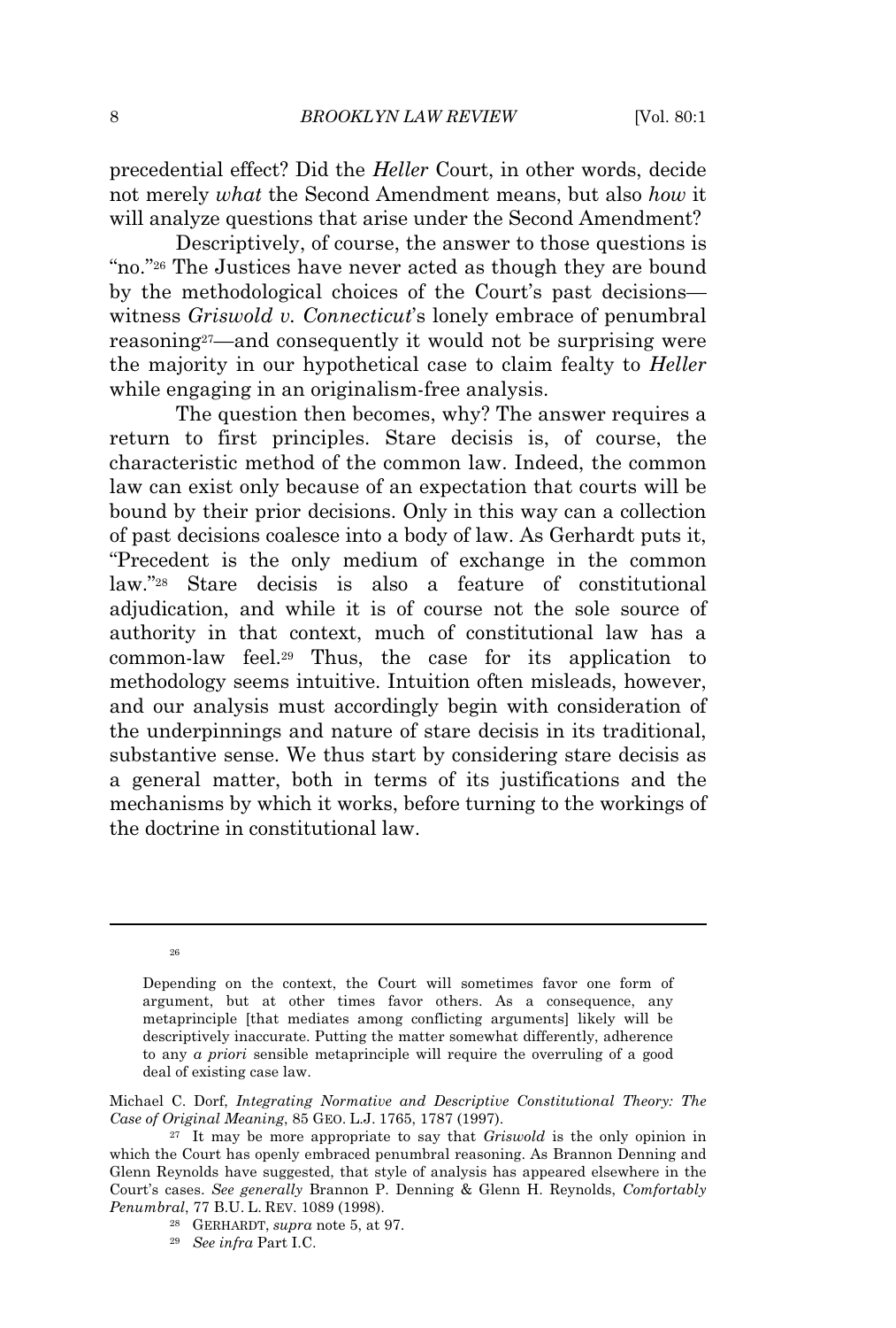precedential effect? Did the *Heller* Court, in other words, decide not merely *what* the Second Amendment means, but also *how* it will analyze questions that arise under the Second Amendment?

Descriptively, of course, the answer to those questions is "no."[26] The Justices have never acted as though they are bound by the methodological choices of the Court's past decisions—witness *Griswold v. Connecticut*'s lonely embrace of penumbral reasoning[27]—and consequently it would not be surprising were the majority in our hypothetical case to claim fealty to *Heller* while engaging in an originalism-free analysis.

The question then becomes, why? The answer requires a return to first principles. Stare decisis is, of course, the characteristic method of the common law. Indeed, the common law can exist only because of an expectation that courts will be bound by their prior decisions. Only in this way can a collection of past decisions coalesce into a body of law. As Gerhardt puts it, "Precedent is the only medium of exchange in the common law."[28] Stare decisis is also a feature of constitutional adjudication, and while it is of course not the sole source of authority in that context, much of constitutional law has a common-law feel.[29] Thus, the case for its application to methodology seems intuitive. Intuition often misleads, however, and our analysis must accordingly begin with consideration of the underpinnings and nature of stare decisis in its traditional, substantive sense. We thus start by considering stare decisis as a general matter, both in terms of its justifications and the mechanisms by which it works, before turning to the workings of the doctrine in constitutional law.

---

[26]

> Depending on the context, the Court will sometimes favor one form of argument, but at other times favor others. As a consequence, any metaprinciple [that mediates among conflicting arguments] likely will be descriptively inaccurate. Putting the matter somewhat differently, adherence to any *a priori* sensible metaprinciple will require the overruling of a good deal of existing case law.

Michael C. Dorf, *Integrating Normative and Descriptive Constitutional Theory: The Case of Original Meaning*, 85 GEO. L.J. 1765, 1787 (1997).

[27] It may be more appropriate to say that *Griswold* is the only opinion in which the Court has openly embraced penumbral reasoning. As Brannon Denning and Glenn Reynolds have suggested, that style of analysis has appeared elsewhere in the Court's cases. *See generally* Brannon P. Denning & Glenn H. Reynolds, *Comfortably Penumbral*, 77 B.U. L. REV. 1089 (1998).

[28] GERHARDT, *supra* note 5, at 97.

[29] *See infra* Part I.C.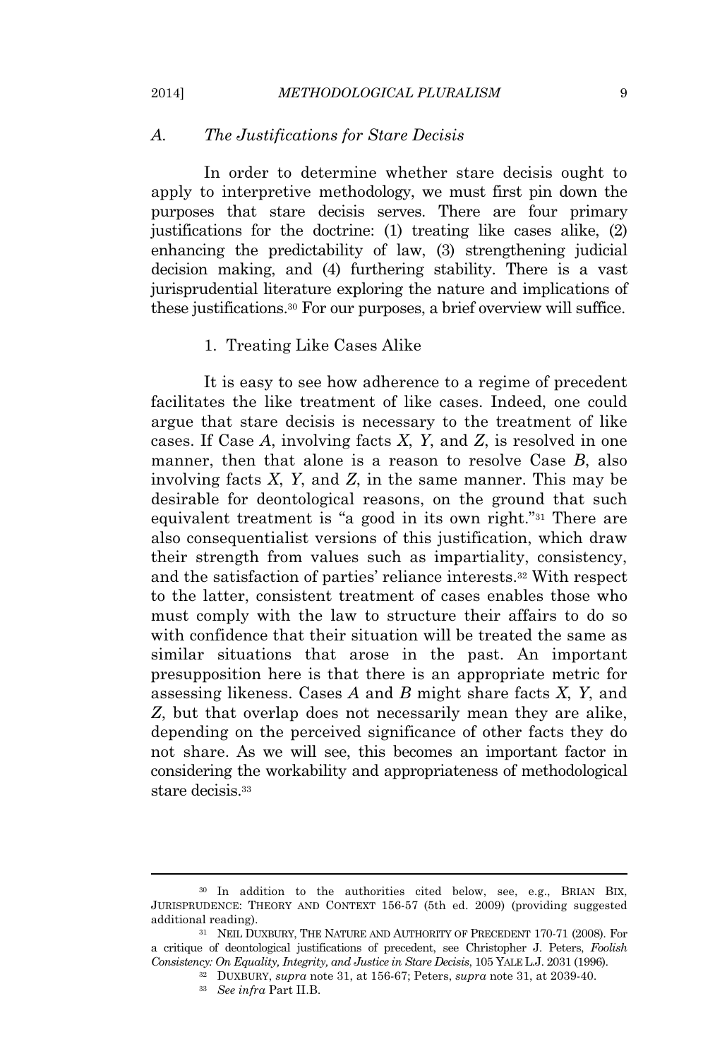### *A. The Justifications for Stare Decisis*

In order to determine whether stare decisis ought to apply to interpretive methodology, we must first pin down the purposes that stare decisis serves. There are four primary justifications for the doctrine: (1) treating like cases alike, (2) enhancing the predictability of law, (3) strengthening judicial decision making, and (4) furthering stability. There is a vast jurisprudential literature exploring the nature and implications of these justifications.[30] For our purposes, a brief overview will suffice.

#### 1. Treating Like Cases Alike

It is easy to see how adherence to a regime of precedent facilitates the like treatment of like cases. Indeed, one could argue that stare decisis is necessary to the treatment of like cases. If Case *A*, involving facts *X*, *Y*, and *Z*, is resolved in one manner, then that alone is a reason to resolve Case *B*, also involving facts *X*, *Y*, and *Z*, in the same manner. This may be desirable for deontological reasons, on the ground that such equivalent treatment is "a good in its own right."[31] There are also consequentialist versions of this justification, which draw their strength from values such as impartiality, consistency, and the satisfaction of parties' reliance interests.[32] With respect to the latter, consistent treatment of cases enables those who must comply with the law to structure their affairs to do so with confidence that their situation will be treated the same as similar situations that arose in the past. An important presupposition here is that there is an appropriate metric for assessing likeness. Cases *A* and *B* might share facts *X*, *Y*, and *Z*, but that overlap does not necessarily mean they are alike, depending on the perceived significance of other facts they do not share. As we will see, this becomes an important factor in considering the workability and appropriateness of methodological stare decisis.[33]

---

[30] In addition to the authorities cited below, see, e.g., BRIAN BIX, JURISPRUDENCE: THEORY AND CONTEXT 156-57 (5th ed. 2009) (providing suggested additional reading).

[31] NEIL DUXBURY, THE NATURE AND AUTHORITY OF PRECEDENT 170-71 (2008). For a critique of deontological justifications of precedent, see Christopher J. Peters, *Foolish Consistency: On Equality, Integrity, and Justice in Stare Decisis*, 105 YALE L.J. 2031 (1996).

[32] DUXBURY, *supra* note 31, at 156-67; Peters, *supra* note 31, at 2039-40.

[33] *See infra* Part II.B.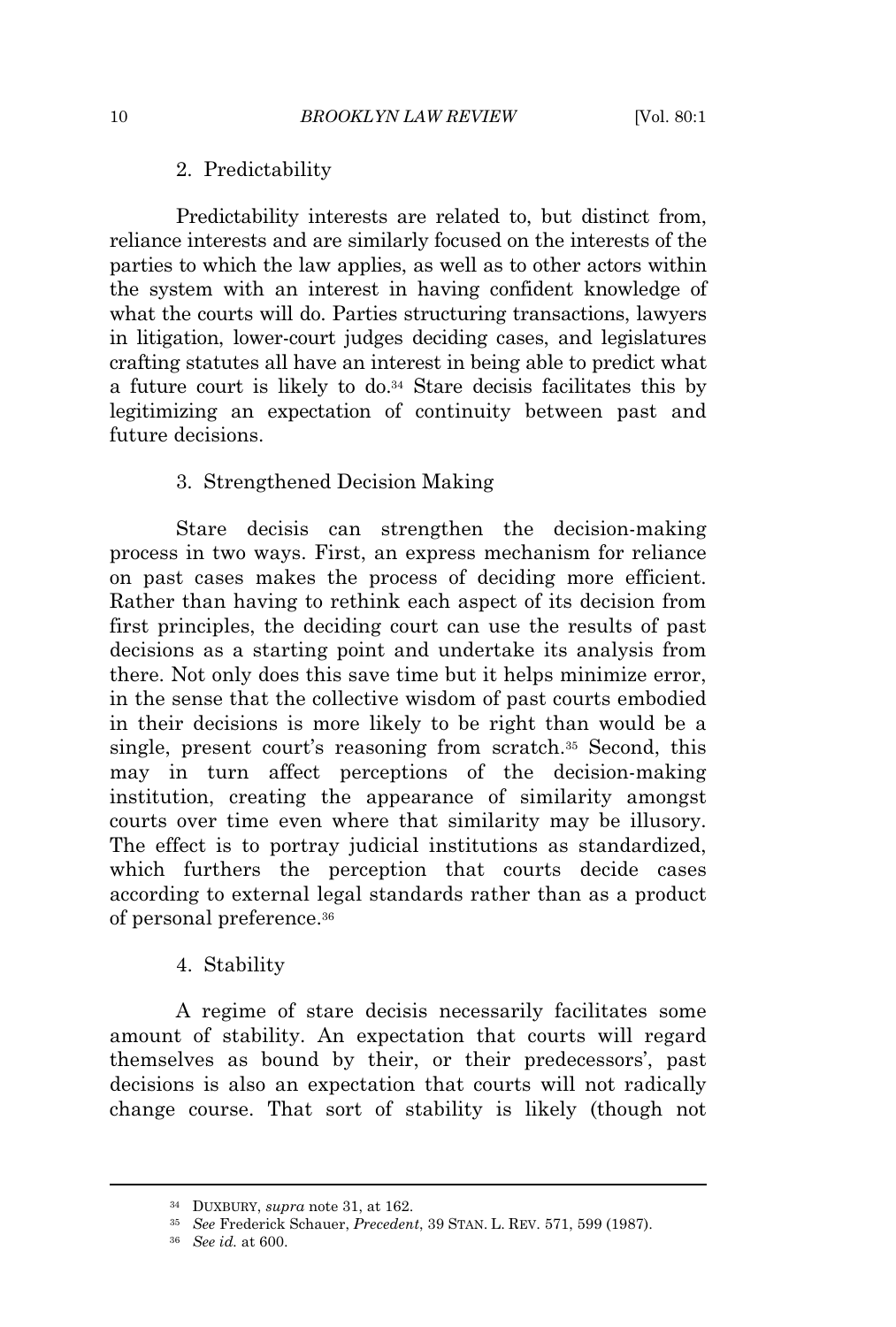### 2. Predictability

Predictability interests are related to, but distinct from, reliance interests and are similarly focused on the interests of the parties to which the law applies, as well as to other actors within the system with an interest in having confident knowledge of what the courts will do. Parties structuring transactions, lawyers in litigation, lower-court judges deciding cases, and legislatures crafting statutes all have an interest in being able to predict what a future court is likely to do.[34] Stare decisis facilitates this by legitimizing an expectation of continuity between past and future decisions.

### 3. Strengthened Decision Making

Stare decisis can strengthen the decision-making process in two ways. First, an express mechanism for reliance on past cases makes the process of deciding more efficient. Rather than having to rethink each aspect of its decision from first principles, the deciding court can use the results of past decisions as a starting point and undertake its analysis from there. Not only does this save time but it helps minimize error, in the sense that the collective wisdom of past courts embodied in their decisions is more likely to be right than would be a single, present court's reasoning from scratch.[35] Second, this may in turn affect perceptions of the decision-making institution, creating the appearance of similarity amongst courts over time even where that similarity may be illusory. The effect is to portray judicial institutions as standardized, which furthers the perception that courts decide cases according to external legal standards rather than as a product of personal preference.[36]

### 4. Stability

A regime of stare decisis necessarily facilitates some amount of stability. An expectation that courts will regard themselves as bound by their, or their predecessors', past decisions is also an expectation that courts will not radically change course. That sort of stability is likely (though not

---

[34] DUXBURY, *supra* note 31, at 162.

[35] *See* Frederick Schauer, *Precedent*, 39 STAN. L. REV. 571, 599 (1987).

[36] *See id.* at 600.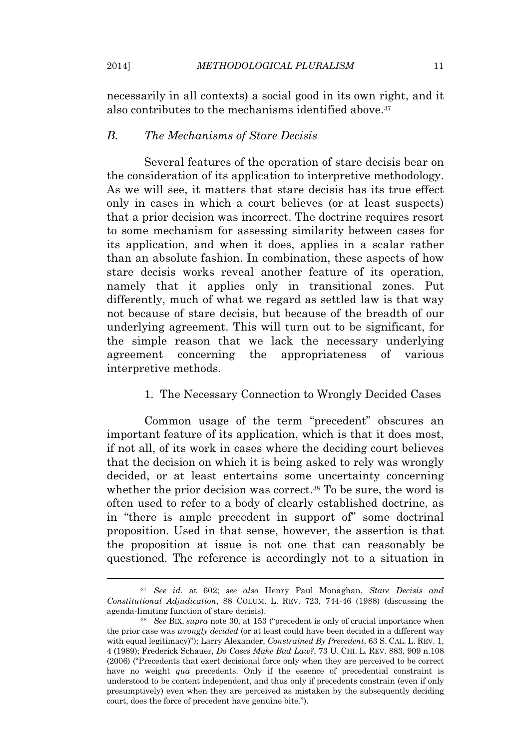necessarily in all contexts) a social good in its own right, and it also contributes to the mechanisms identified above.[37]

### *B. The Mechanisms of Stare Decisis*

Several features of the operation of stare decisis bear on the consideration of its application to interpretive methodology. As we will see, it matters that stare decisis has its true effect only in cases in which a court believes (or at least suspects) that a prior decision was incorrect. The doctrine requires resort to some mechanism for assessing similarity between cases for its application, and when it does, applies in a scalar rather than an absolute fashion. In combination, these aspects of how stare decisis works reveal another feature of its operation, namely that it applies only in transitional zones. Put differently, much of what we regard as settled law is that way not because of stare decisis, but because of the breadth of our underlying agreement. This will turn out to be significant, for the simple reason that we lack the necessary underlying agreement concerning the appropriateness of various interpretive methods.

#### 1. The Necessary Connection to Wrongly Decided Cases

Common usage of the term "precedent" obscures an important feature of its application, which is that it does most, if not all, of its work in cases where the deciding court believes that the decision on which it is being asked to rely was wrongly decided, or at least entertains some uncertainty concerning whether the prior decision was correct.[38] To be sure, the word is often used to refer to a body of clearly established doctrine, as in "there is ample precedent in support of" some doctrinal proposition. Used in that sense, however, the assertion is that the proposition at issue is not one that can reasonably be questioned. The reference is accordingly not to a situation in

---

[37] *See id.* at 602; *see also* Henry Paul Monaghan, *Stare Decisis and Constitutional Adjudication*, 88 COLUM. L. REV. 723, 744-46 (1988) (discussing the agenda-limiting function of stare decisis).

[38] *See* BIX, *supra* note 30, at 153 ("precedent is only of crucial importance when the prior case was *wrongly decided* (or at least could have been decided in a different way with equal legitimacy)"); Larry Alexander, *Constrained By Precedent*, 63 S. CAL. L. REV. 1, 4 (1989); Frederick Schauer, *Do Cases Make Bad Law?*, 73 U. CHI. L. REV. 883, 909 n.108 (2006) ("Precedents that exert decisional force only when they are perceived to be correct have no weight *qua* precedents. Only if the essence of precedential constraint is understood to be content independent, and thus only if precedents constrain (even if only presumptively) even when they are perceived as mistaken by the subsequently deciding court, does the force of precedent have genuine bite.").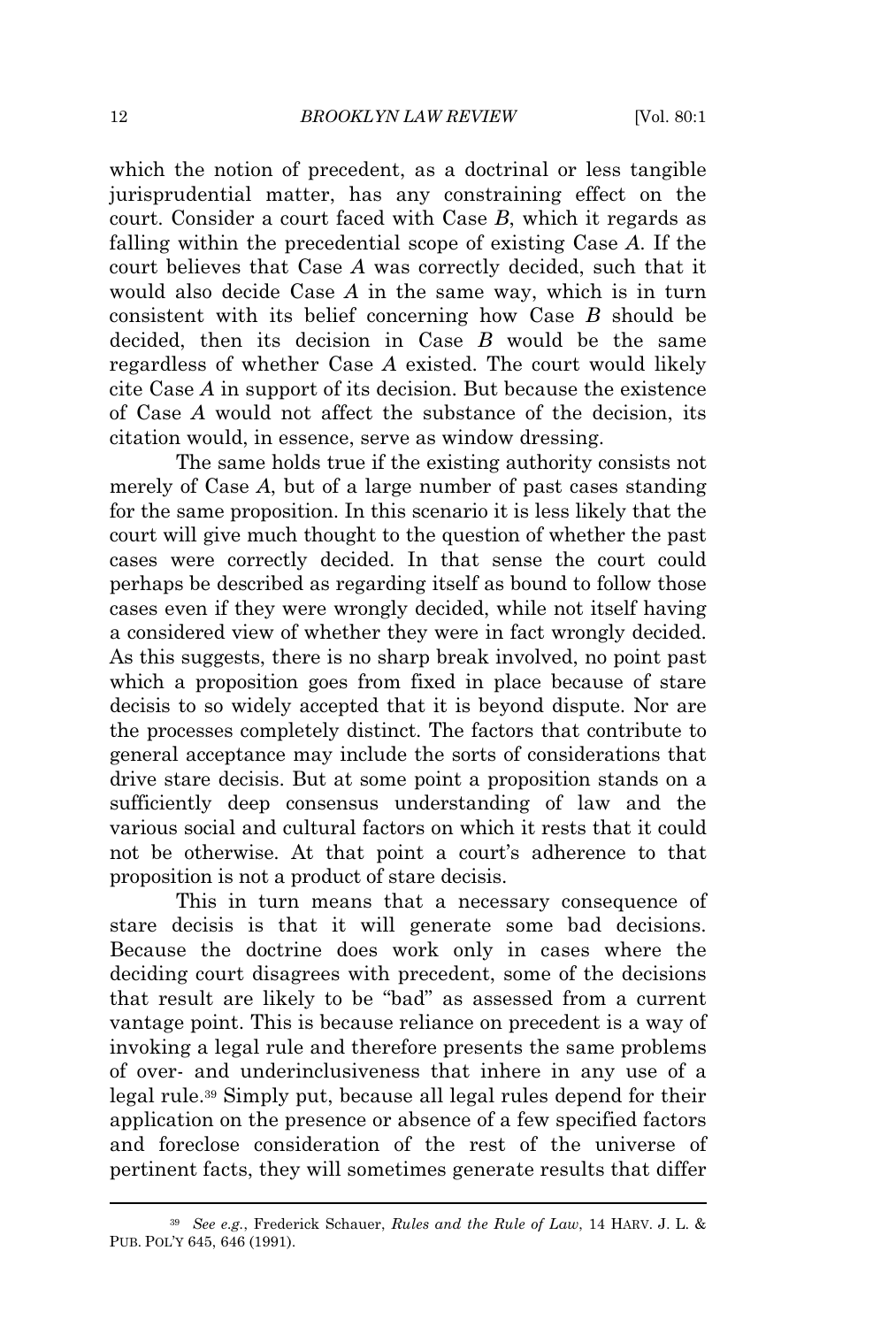which the notion of precedent, as a doctrinal or less tangible jurisprudential matter, has any constraining effect on the court. Consider a court faced with Case *B*, which it regards as falling within the precedential scope of existing Case *A*. If the court believes that Case *A* was correctly decided, such that it would also decide Case *A* in the same way, which is in turn consistent with its belief concerning how Case *B* should be decided, then its decision in Case *B* would be the same regardless of whether Case *A* existed. The court would likely cite Case *A* in support of its decision. But because the existence of Case *A* would not affect the substance of the decision, its citation would, in essence, serve as window dressing.

The same holds true if the existing authority consists not merely of Case *A*, but of a large number of past cases standing for the same proposition. In this scenario it is less likely that the court will give much thought to the question of whether the past cases were correctly decided. In that sense the court could perhaps be described as regarding itself as bound to follow those cases even if they were wrongly decided, while not itself having a considered view of whether they were in fact wrongly decided. As this suggests, there is no sharp break involved, no point past which a proposition goes from fixed in place because of stare decisis to so widely accepted that it is beyond dispute. Nor are the processes completely distinct. The factors that contribute to general acceptance may include the sorts of considerations that drive stare decisis. But at some point a proposition stands on a sufficiently deep consensus understanding of law and the various social and cultural factors on which it rests that it could not be otherwise. At that point a court's adherence to that proposition is not a product of stare decisis.

This in turn means that a necessary consequence of stare decisis is that it will generate some bad decisions. Because the doctrine does work only in cases where the deciding court disagrees with precedent, some of the decisions that result are likely to be "bad" as assessed from a current vantage point. This is because reliance on precedent is a way of invoking a legal rule and therefore presents the same problems of over- and underinclusiveness that inhere in any use of a legal rule.[39] Simply put, because all legal rules depend for their application on the presence or absence of a few specified factors and foreclose consideration of the rest of the universe of pertinent facts, they will sometimes generate results that differ

---

[39] *See e.g.*, Frederick Schauer, *Rules and the Rule of Law*, 14 HARV. J. L. & PUB. POL'Y 645, 646 (1991).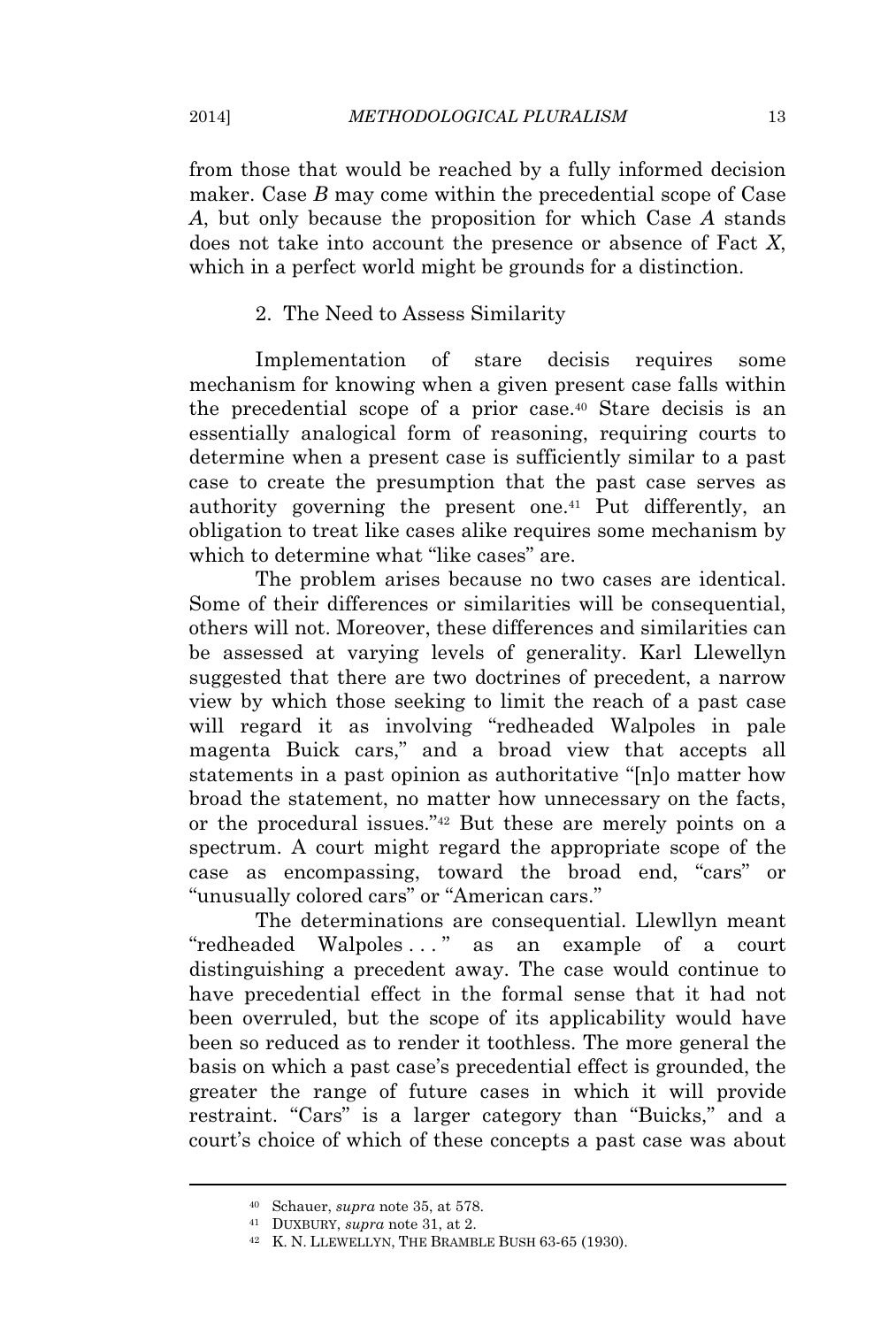from those that would be reached by a fully informed decision maker. Case *B* may come within the precedential scope of Case *A*, but only because the proposition for which Case *A* stands does not take into account the presence or absence of Fact *X*, which in a perfect world might be grounds for a distinction.

### 2. The Need to Assess Similarity

Implementation of stare decisis requires some mechanism for knowing when a given present case falls within the precedential scope of a prior case.[40] Stare decisis is an essentially analogical form of reasoning, requiring courts to determine when a present case is sufficiently similar to a past case to create the presumption that the past case serves as authority governing the present one.[41] Put differently, an obligation to treat like cases alike requires some mechanism by which to determine what "like cases" are.

The problem arises because no two cases are identical. Some of their differences or similarities will be consequential, others will not. Moreover, these differences and similarities can be assessed at varying levels of generality. Karl Llewellyn suggested that there are two doctrines of precedent, a narrow view by which those seeking to limit the reach of a past case will regard it as involving "redheaded Walpoles in pale magenta Buick cars," and a broad view that accepts all statements in a past opinion as authoritative "[n]o matter how broad the statement, no matter how unnecessary on the facts, or the procedural issues."[42] But these are merely points on a spectrum. A court might regard the appropriate scope of the case as encompassing, toward the broad end, "cars" or "unusually colored cars" or "American cars."

The determinations are consequential. Llewllyn meant "redheaded Walpoles . . . " as an example of a court distinguishing a precedent away. The case would continue to have precedential effect in the formal sense that it had not been overruled, but the scope of its applicability would have been so reduced as to render it toothless. The more general the basis on which a past case's precedential effect is grounded, the greater the range of future cases in which it will provide restraint. "Cars" is a larger category than "Buicks," and a court's choice of which of these concepts a past case was about

---

[40] Schauer, *supra* note 35, at 578.

[41] DUXBURY, *supra* note 31, at 2.

[42] K. N. LLEWELLYN, THE BRAMBLE BUSH 63-65 (1930).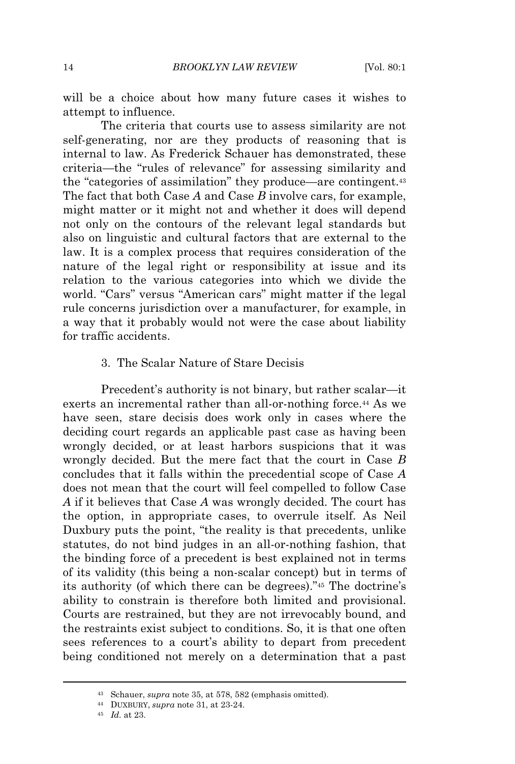will be a choice about how many future cases it wishes to attempt to influence.

The criteria that courts use to assess similarity are not self-generating, nor are they products of reasoning that is internal to law. As Frederick Schauer has demonstrated, these criteria—the "rules of relevance" for assessing similarity and the "categories of assimilation" they produce—are contingent.[43] The fact that both Case *A* and Case *B* involve cars, for example, might matter or it might not and whether it does will depend not only on the contours of the relevant legal standards but also on linguistic and cultural factors that are external to the law. It is a complex process that requires consideration of the nature of the legal right or responsibility at issue and its relation to the various categories into which we divide the world. "Cars" versus "American cars" might matter if the legal rule concerns jurisdiction over a manufacturer, for example, in a way that it probably would not were the case about liability for traffic accidents.

### 3. The Scalar Nature of Stare Decisis

Precedent's authority is not binary, but rather scalar—it exerts an incremental rather than all-or-nothing force.[44] As we have seen, stare decisis does work only in cases where the deciding court regards an applicable past case as having been wrongly decided, or at least harbors suspicions that it was wrongly decided. But the mere fact that the court in Case *B* concludes that it falls within the precedential scope of Case *A* does not mean that the court will feel compelled to follow Case *A* if it believes that Case *A* was wrongly decided. The court has the option, in appropriate cases, to overrule itself. As Neil Duxbury puts the point, "the reality is that precedents, unlike statutes, do not bind judges in an all-or-nothing fashion, that the binding force of a precedent is best explained not in terms of its validity (this being a non-scalar concept) but in terms of its authority (of which there can be degrees)."[45] The doctrine's ability to constrain is therefore both limited and provisional. Courts are restrained, but they are not irrevocably bound, and the restraints exist subject to conditions. So, it is that one often sees references to a court's ability to depart from precedent being conditioned not merely on a determination that a past

---

[43] Schauer, *supra* note 35, at 578, 582 (emphasis omitted).

[44] DUXBURY, *supra* note 31, at 23-24.

[45] *Id.* at 23.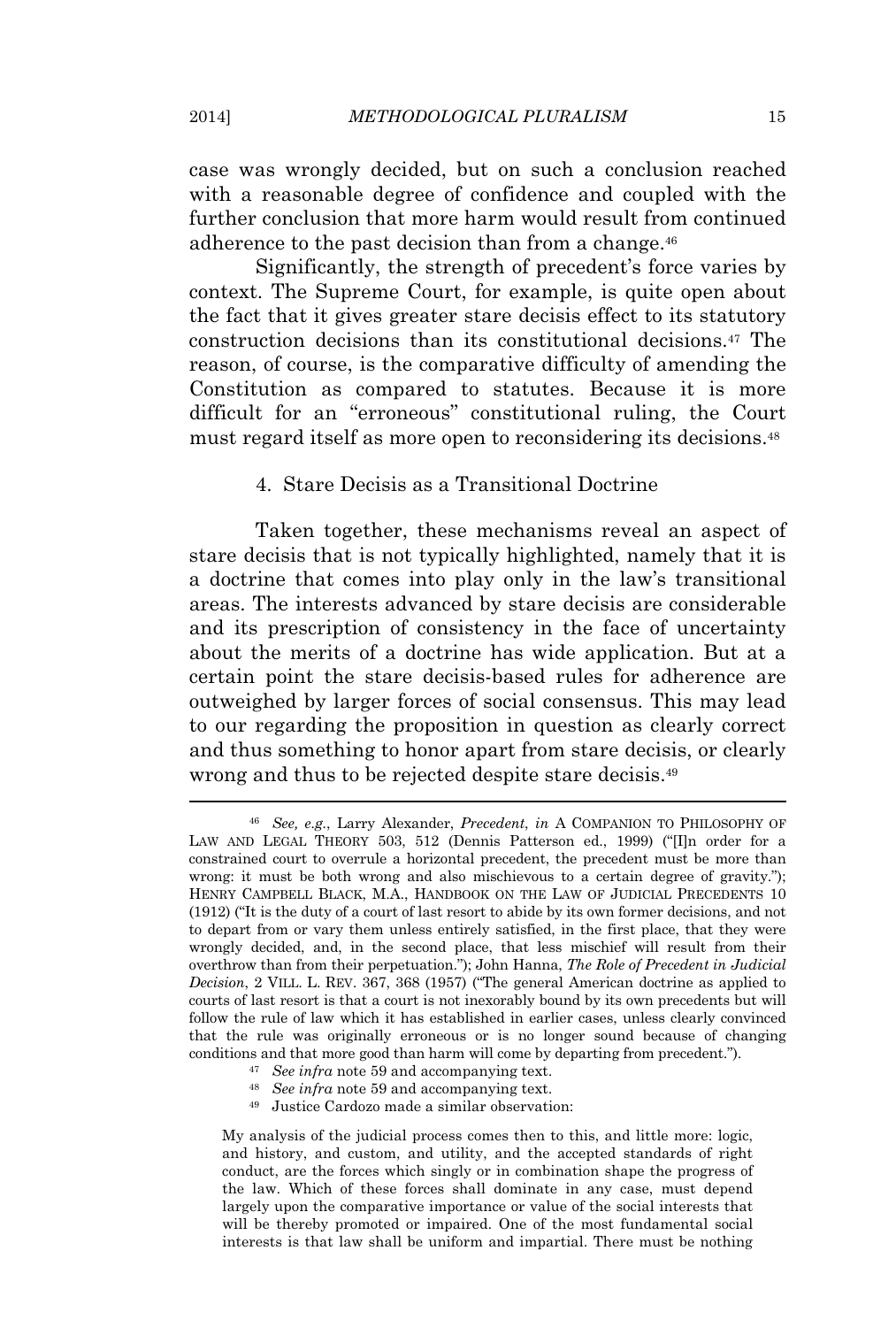case was wrongly decided, but on such a conclusion reached with a reasonable degree of confidence and coupled with the further conclusion that more harm would result from continued adherence to the past decision than from a change.[46]

Significantly, the strength of precedent's force varies by context. The Supreme Court, for example, is quite open about the fact that it gives greater stare decisis effect to its statutory construction decisions than its constitutional decisions.[47] The reason, of course, is the comparative difficulty of amending the Constitution as compared to statutes. Because it is more difficult for an "erroneous" constitutional ruling, the Court must regard itself as more open to reconsidering its decisions.[48]

#### 4. Stare Decisis as a Transitional Doctrine

Taken together, these mechanisms reveal an aspect of stare decisis that is not typically highlighted, namely that it is a doctrine that comes into play only in the law's transitional areas. The interests advanced by stare decisis are considerable and its prescription of consistency in the face of uncertainty about the merits of a doctrine has wide application. But at a certain point the stare decisis-based rules for adherence are outweighed by larger forces of social consensus. This may lead to our regarding the proposition in question as clearly correct and thus something to honor apart from stare decisis, or clearly wrong and thus to be rejected despite stare decisis.[49]

---

[46] *See, e.g.*, Larry Alexander, *Precedent*, *in* A COMPANION TO PHILOSOPHY OF LAW AND LEGAL THEORY 503, 512 (Dennis Patterson ed., 1999) ("[I]n order for a constrained court to overrule a horizontal precedent, the precedent must be more than wrong: it must be both wrong and also mischievous to a certain degree of gravity."); HENRY CAMPBELL BLACK, M.A., HANDBOOK ON THE LAW OF JUDICIAL PRECEDENTS 10 (1912) ("It is the duty of a court of last resort to abide by its own former decisions, and not to depart from or vary them unless entirely satisfied, in the first place, that they were wrongly decided, and, in the second place, that less mischief will result from their overthrow than from their perpetuation."); John Hanna, *The Role of Precedent in Judicial Decision*, 2 VILL. L. REV. 367, 368 (1957) ("The general American doctrine as applied to courts of last resort is that a court is not inexorably bound by its own precedents but will follow the rule of law which it has established in earlier cases, unless clearly convinced that the rule was originally erroneous or is no longer sound because of changing conditions and that more good than harm will come by departing from precedent.").

[47] *See infra* note 59 and accompanying text.

[48] *See infra* note 59 and accompanying text.

[49] Justice Cardozo made a similar observation:

> My analysis of the judicial process comes then to this, and little more: logic, and history, and custom, and utility, and the accepted standards of right conduct, are the forces which singly or in combination shape the progress of the law. Which of these forces shall dominate in any case, must depend largely upon the comparative importance or value of the social interests that will be thereby promoted or impaired. One of the most fundamental social interests is that law shall be uniform and impartial. There must be nothing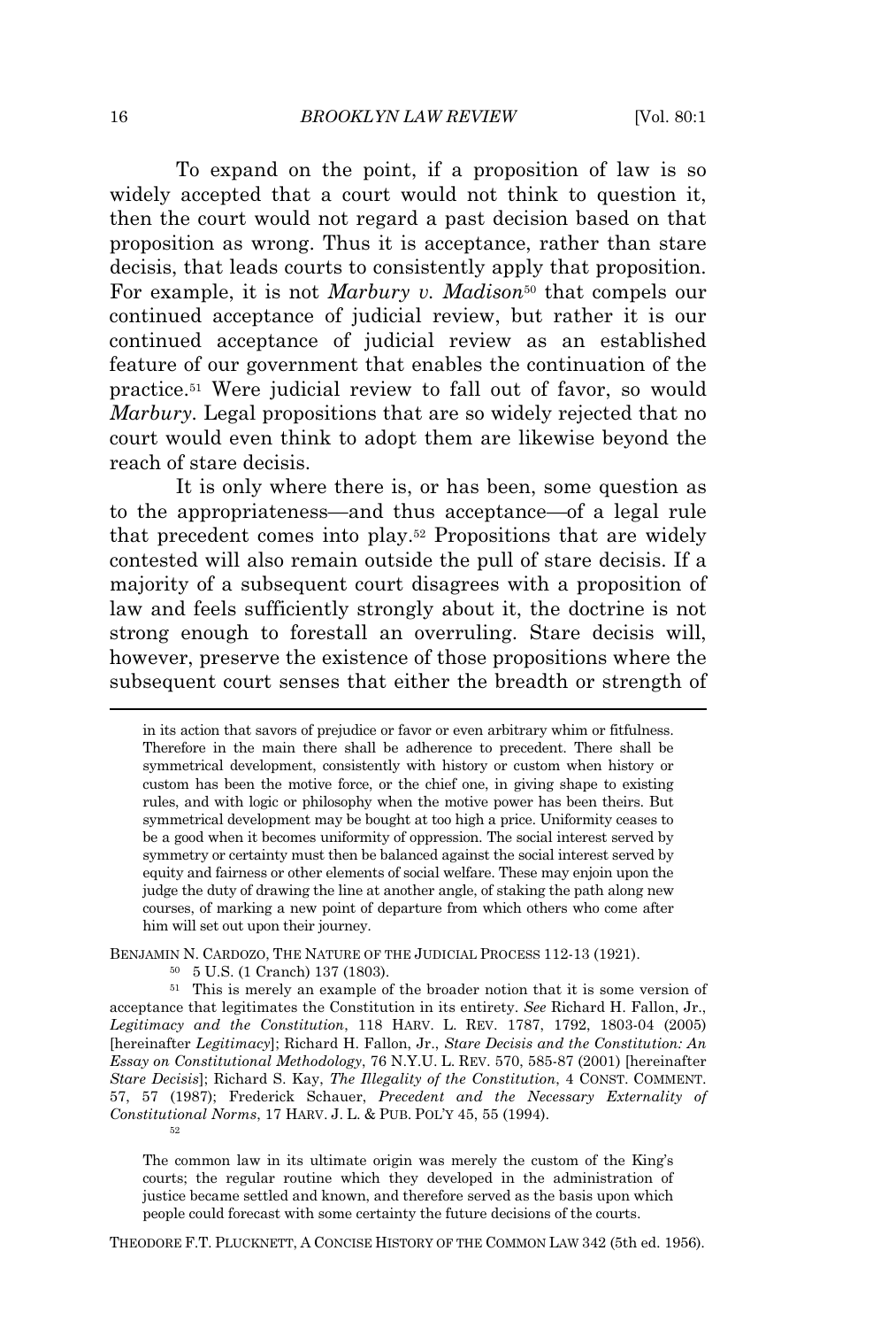To expand on the point, if a proposition of law is so widely accepted that a court would not think to question it, then the court would not regard a past decision based on that proposition as wrong. Thus it is acceptance, rather than stare decisis, that leads courts to consistently apply that proposition. For example, it is not *Marbury v. Madison*[50] that compels our continued acceptance of judicial review, but rather it is our continued acceptance of judicial review as an established feature of our government that enables the continuation of the practice.[51] Were judicial review to fall out of favor, so would *Marbury*. Legal propositions that are so widely rejected that no court would even think to adopt them are likewise beyond the reach of stare decisis.

It is only where there is, or has been, some question as to the appropriateness—and thus acceptance—of a legal rule that precedent comes into play.[52] Propositions that are widely contested will also remain outside the pull of stare decisis. If a majority of a subsequent court disagrees with a proposition of law and feels sufficiently strongly about it, the doctrine is not strong enough to forestall an overruling. Stare decisis will, however, preserve the existence of those propositions where the subsequent court senses that either the breadth or strength of

---

> in its action that savors of prejudice or favor or even arbitrary whim or fitfulness. Therefore in the main there shall be adherence to precedent. There shall be symmetrical development, consistently with history or custom when history or custom has been the motive force, or the chief one, in giving shape to existing rules, and with logic or philosophy when the motive power has been theirs. But symmetrical development may be bought at too high a price. Uniformity ceases to be a good when it becomes uniformity of oppression. The social interest served by symmetry or certainty must then be balanced against the social interest served by equity and fairness or other elements of social welfare. These may enjoin upon the judge the duty of drawing the line at another angle, of staking the path along new courses, of marking a new point of departure from which others who come after him will set out upon their journey.

BENJAMIN N. CARDOZO, THE NATURE OF THE JUDICIAL PROCESS 112-13 (1921).

[50] 5 U.S. (1 Cranch) 137 (1803).

[51] This is merely an example of the broader notion that it is some version of acceptance that legitimates the Constitution in its entirety. *See* Richard H. Fallon, Jr., *Legitimacy and the Constitution*, 118 HARV. L. REV. 1787, 1792, 1803-04 (2005) [hereinafter *Legitimacy*]; Richard H. Fallon, Jr., *Stare Decisis and the Constitution: An Essay on Constitutional Methodology*, 76 N.Y.U. L. REV. 570, 585-87 (2001) [hereinafter *Stare Decisis*]; Richard S. Kay, *The Illegality of the Constitution*, 4 CONST. COMMENT. 57, 57 (1987); Frederick Schauer, *Precedent and the Necessary Externality of Constitutional Norms*, 17 HARV. J. L. & PUB. POL'Y 45, 55 (1994).

[52]

> The common law in its ultimate origin was merely the custom of the King's courts; the regular routine which they developed in the administration of justice became settled and known, and therefore served as the basis upon which people could forecast with some certainty the future decisions of the courts.

THEODORE F.T. PLUCKNETT, A CONCISE HISTORY OF THE COMMON LAW 342 (5th ed. 1956).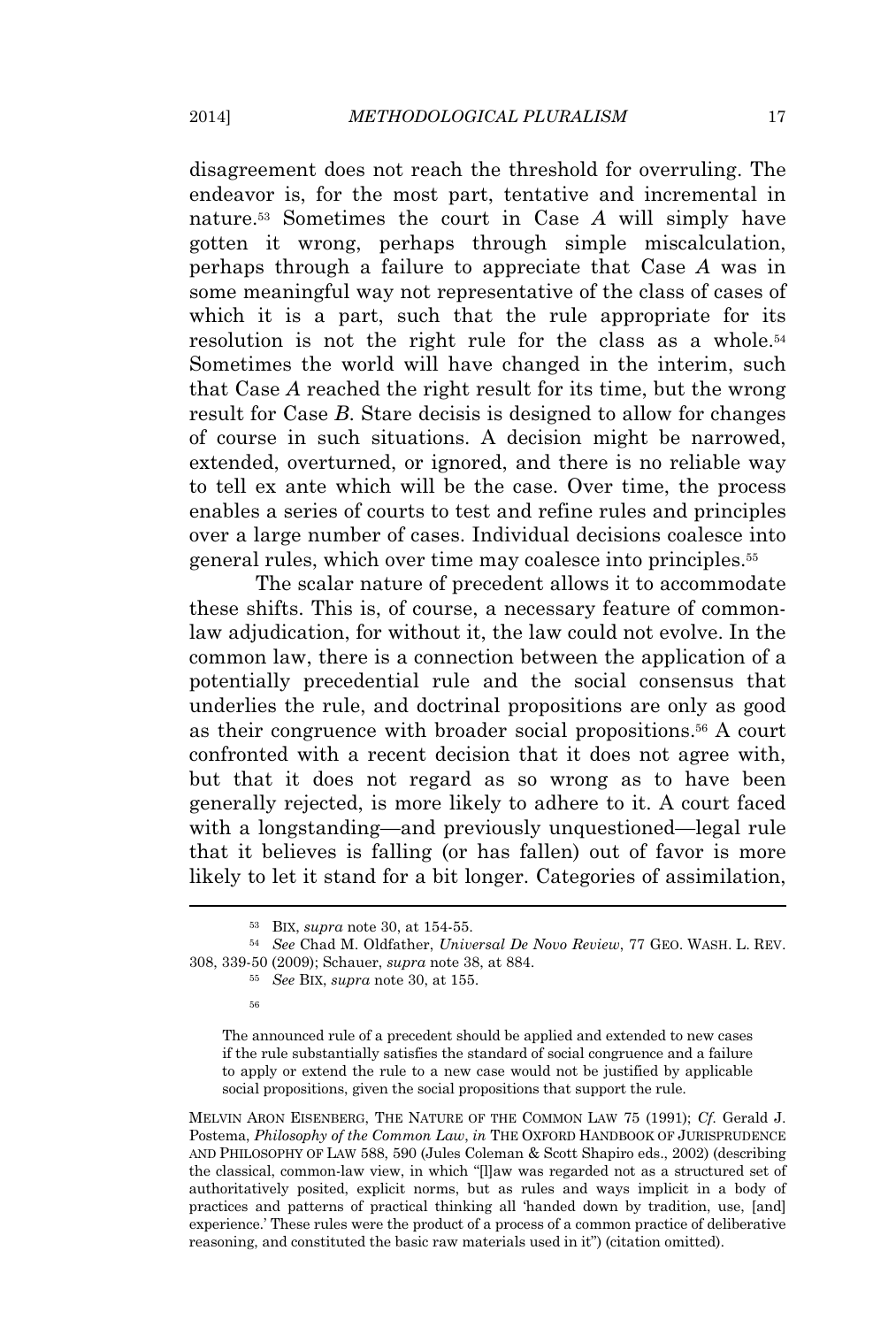disagreement does not reach the threshold for overruling. The endeavor is, for the most part, tentative and incremental in nature.[53] Sometimes the court in Case *A* will simply have gotten it wrong, perhaps through simple miscalculation, perhaps through a failure to appreciate that Case *A* was in some meaningful way not representative of the class of cases of which it is a part, such that the rule appropriate for its resolution is not the right rule for the class as a whole.[54] Sometimes the world will have changed in the interim, such that Case *A* reached the right result for its time, but the wrong result for Case *B*. Stare decisis is designed to allow for changes of course in such situations. A decision might be narrowed, extended, overturned, or ignored, and there is no reliable way to tell ex ante which will be the case. Over time, the process enables a series of courts to test and refine rules and principles over a large number of cases. Individual decisions coalesce into general rules, which over time may coalesce into principles.[55]

The scalar nature of precedent allows it to accommodate these shifts. This is, of course, a necessary feature of common-law adjudication, for without it, the law could not evolve. In the common law, there is a connection between the application of a potentially precedential rule and the social consensus that underlies the rule, and doctrinal propositions are only as good as their congruence with broader social propositions.[56] A court confronted with a recent decision that it does not agree with, but that it does not regard as so wrong as to have been generally rejected, is more likely to adhere to it. A court faced with a longstanding—and previously unquestioned—legal rule that it believes is falling (or has fallen) out of favor is more likely to let it stand for a bit longer. Categories of assimilation,

---

[53] BIX, *supra* note 30, at 154-55.

[54] *See* Chad M. Oldfather, *Universal De Novo Review*, 77 GEO. WASH. L. REV. 308, 339-50 (2009); Schauer, *supra* note 38, at 884.

[55] *See* BIX, *supra* note 30, at 155.

[56]

> The announced rule of a precedent should be applied and extended to new cases if the rule substantially satisfies the standard of social congruence and a failure to apply or extend the rule to a new case would not be justified by applicable social propositions, given the social propositions that support the rule.

MELVIN ARON EISENBERG, THE NATURE OF THE COMMON LAW 75 (1991); *Cf.* Gerald J. Postema, *Philosophy of the Common Law*, *in* THE OXFORD HANDBOOK OF JURISPRUDENCE AND PHILOSOPHY OF LAW 588, 590 (Jules Coleman & Scott Shapiro eds., 2002) (describing the classical, common-law view, in which "[l]aw was regarded not as a structured set of authoritatively posited, explicit norms, but as rules and ways implicit in a body of practices and patterns of practical thinking all 'handed down by tradition, use, [and] experience.' These rules were the product of a process of a common practice of deliberative reasoning, and constituted the basic raw materials used in it") (citation omitted).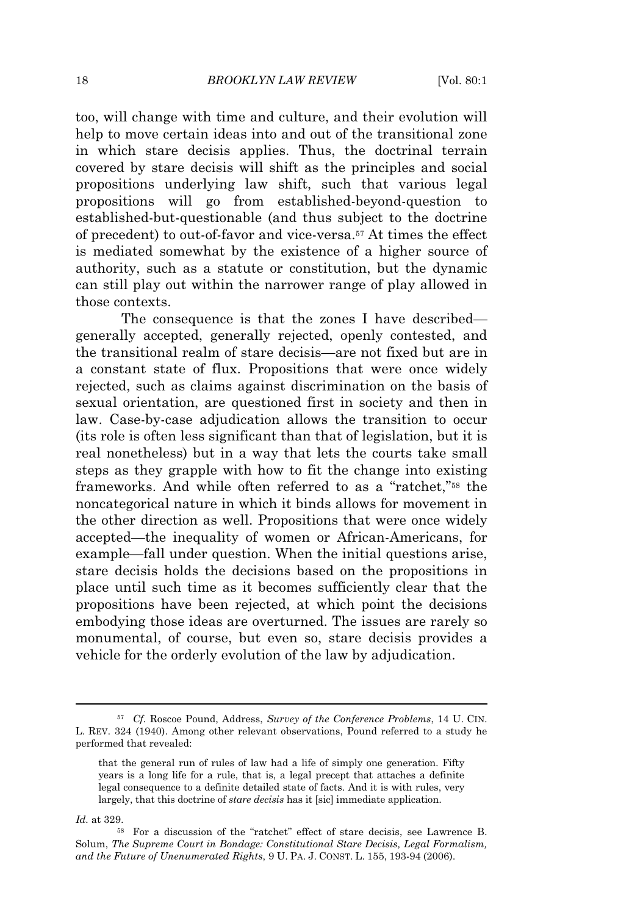too, will change with time and culture, and their evolution will help to move certain ideas into and out of the transitional zone in which stare decisis applies. Thus, the doctrinal terrain covered by stare decisis will shift as the principles and social propositions underlying law shift, such that various legal propositions will go from established-beyond-question to established-but-questionable (and thus subject to the doctrine of precedent) to out-of-favor and vice-versa.[57] At times the effect is mediated somewhat by the existence of a higher source of authority, such as a statute or constitution, but the dynamic can still play out within the narrower range of play allowed in those contexts.

The consequence is that the zones I have described—generally accepted, generally rejected, openly contested, and the transitional realm of stare decisis—are not fixed but are in a constant state of flux. Propositions that were once widely rejected, such as claims against discrimination on the basis of sexual orientation, are questioned first in society and then in law. Case-by-case adjudication allows the transition to occur (its role is often less significant than that of legislation, but it is real nonetheless) but in a way that lets the courts take small steps as they grapple with how to fit the change into existing frameworks. And while often referred to as a "ratchet,"[58] the noncategorical nature in which it binds allows for movement in the other direction as well. Propositions that were once widely accepted—the inequality of women or African-Americans, for example—fall under question. When the initial questions arise, stare decisis holds the decisions based on the propositions in place until such time as it becomes sufficiently clear that the propositions have been rejected, at which point the decisions embodying those ideas are overturned. The issues are rarely so monumental, of course, but even so, stare decisis provides a vehicle for the orderly evolution of the law by adjudication.

---

[57] *Cf.* Roscoe Pound, Address, *Survey of the Conference Problems*, 14 U. CIN. L. REV. 324 (1940). Among other relevant observations, Pound referred to a study he performed that revealed:

> that the general run of rules of law had a life of simply one generation. Fifty years is a long life for a rule, that is, a legal precept that attaches a definite legal consequence to a definite detailed state of facts. And it is with rules, very largely, that this doctrine of *stare decisis* has it [sic] immediate application.

*Id.* at 329.

[58] For a discussion of the "ratchet" effect of stare decisis, see Lawrence B. Solum, *The Supreme Court in Bondage: Constitutional Stare Decisis, Legal Formalism, and the Future of Unenumerated Rights*, 9 U. PA. J. CONST. L. 155, 193-94 (2006).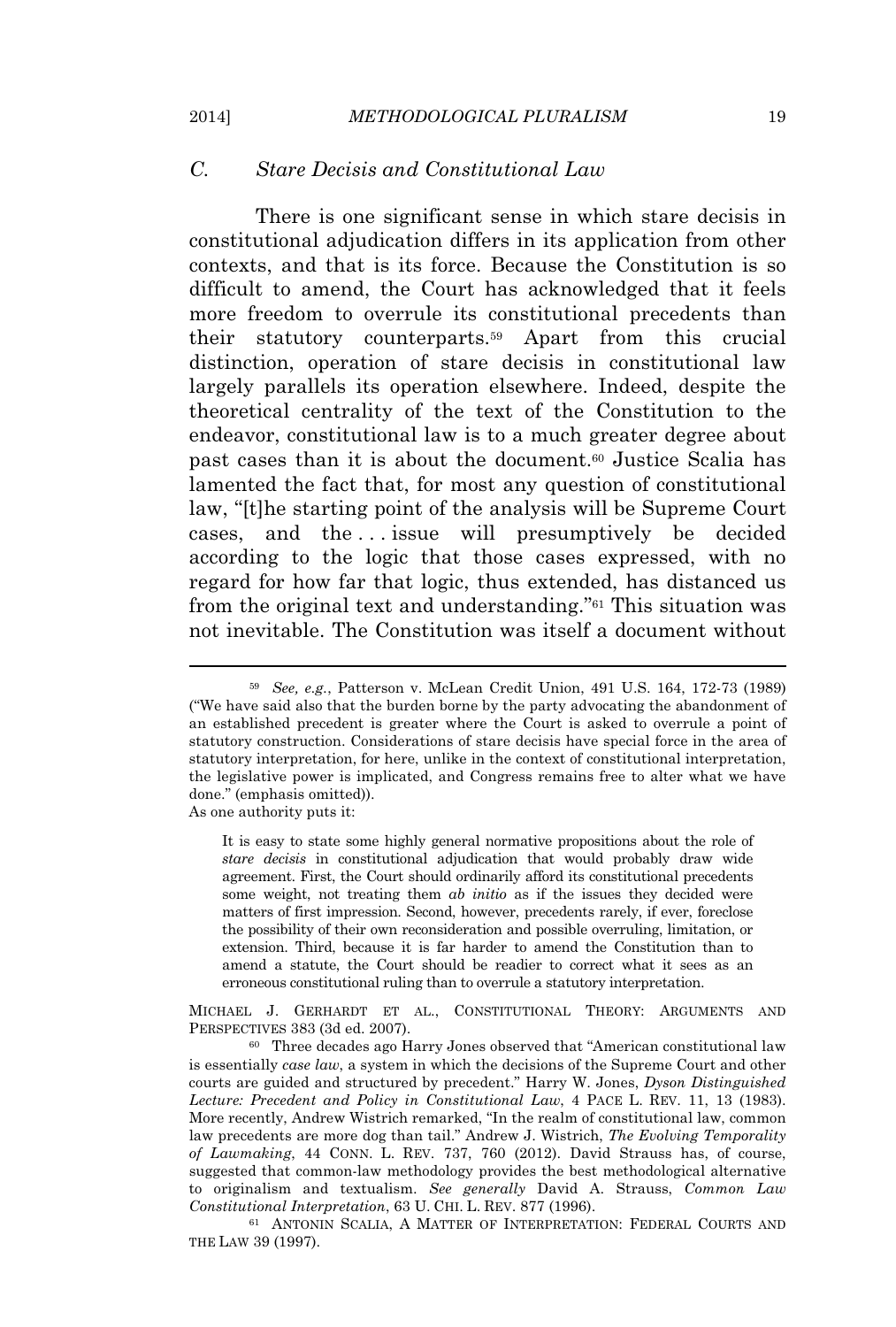### *C. Stare Decisis and Constitutional Law*

There is one significant sense in which stare decisis in constitutional adjudication differs in its application from other contexts, and that is its force. Because the Constitution is so difficult to amend, the Court has acknowledged that it feels more freedom to overrule its constitutional precedents than their statutory counterparts.[59] Apart from this crucial distinction, operation of stare decisis in constitutional law largely parallels its operation elsewhere. Indeed, despite the theoretical centrality of the text of the Constitution to the endeavor, constitutional law is to a much greater degree about past cases than it is about the document.[60] Justice Scalia has lamented the fact that, for most any question of constitutional law, "[t]he starting point of the analysis will be Supreme Court cases, and the . . . issue will presumptively be decided according to the logic that those cases expressed, with no regard for how far that logic, thus extended, has distanced us from the original text and understanding."[61] This situation was not inevitable. The Constitution was itself a document without

---

[59] *See, e.g.*, Patterson v. McLean Credit Union, 491 U.S. 164, 172-73 (1989) ("We have said also that the burden borne by the party advocating the abandonment of an established precedent is greater where the Court is asked to overrule a point of statutory construction. Considerations of stare decisis have special force in the area of statutory interpretation, for here, unlike in the context of constitutional interpretation, the legislative power is implicated, and Congress remains free to alter what we have done." (emphasis omitted)).
As one authority puts it:

> It is easy to state some highly general normative propositions about the role of *stare decisis* in constitutional adjudication that would probably draw wide agreement. First, the Court should ordinarily afford its constitutional precedents some weight, not treating them *ab initio* as if the issues they decided were matters of first impression. Second, however, precedents rarely, if ever, foreclose the possibility of their own reconsideration and possible overruling, limitation, or extension. Third, because it is far harder to amend the Constitution than to amend a statute, the Court should be readier to correct what it sees as an erroneous constitutional ruling than to overrule a statutory interpretation.

MICHAEL J. GERHARDT ET AL., CONSTITUTIONAL THEORY: ARGUMENTS AND PERSPECTIVES 383 (3d ed. 2007).

[60] Three decades ago Harry Jones observed that "American constitutional law is essentially *case law*, a system in which the decisions of the Supreme Court and other courts are guided and structured by precedent." Harry W. Jones, *Dyson Distinguished Lecture: Precedent and Policy in Constitutional Law*, 4 PACE L. REV. 11, 13 (1983). More recently, Andrew Wistrich remarked, "In the realm of constitutional law, common law precedents are more dog than tail." Andrew J. Wistrich, *The Evolving Temporality of Lawmaking*, 44 CONN. L. REV. 737, 760 (2012). David Strauss has, of course, suggested that common-law methodology provides the best methodological alternative to originalism and textualism. *See generally* David A. Strauss, *Common Law Constitutional Interpretation*, 63 U. CHI. L. REV. 877 (1996).

[61] ANTONIN SCALIA, A MATTER OF INTERPRETATION: FEDERAL COURTS AND THE LAW 39 (1997).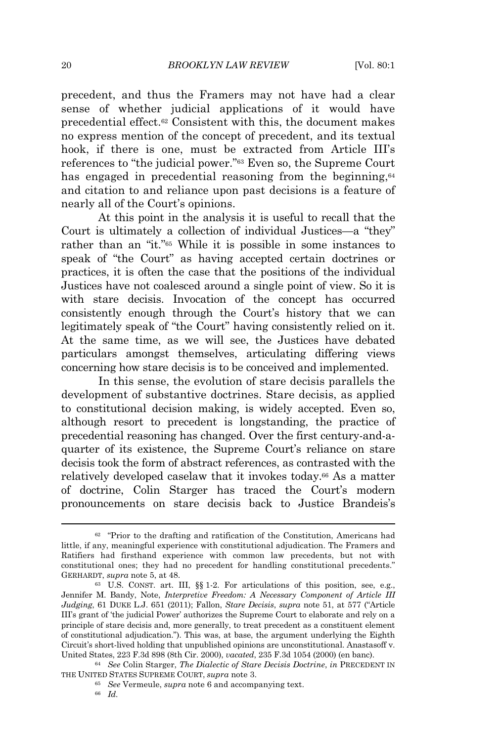precedent, and thus the Framers may not have had a clear sense of whether judicial applications of it would have precedential effect.[62] Consistent with this, the document makes no express mention of the concept of precedent, and its textual hook, if there is one, must be extracted from Article III's references to "the judicial power."[63] Even so, the Supreme Court has engaged in precedential reasoning from the beginning,[64] and citation to and reliance upon past decisions is a feature of nearly all of the Court's opinions.

At this point in the analysis it is useful to recall that the Court is ultimately a collection of individual Justices—a "they" rather than an "it."[65] While it is possible in some instances to speak of "the Court" as having accepted certain doctrines or practices, it is often the case that the positions of the individual Justices have not coalesced around a single point of view. So it is with stare decisis. Invocation of the concept has occurred consistently enough through the Court's history that we can legitimately speak of "the Court" having consistently relied on it. At the same time, as we will see, the Justices have debated particulars amongst themselves, articulating differing views concerning how stare decisis is to be conceived and implemented.

In this sense, the evolution of stare decisis parallels the development of substantive doctrines. Stare decisis, as applied to constitutional decision making, is widely accepted. Even so, although resort to precedent is longstanding, the practice of precedential reasoning has changed. Over the first century-and-a-quarter of its existence, the Supreme Court's reliance on stare decisis took the form of abstract references, as contrasted with the relatively developed caselaw that it invokes today.[66] As a matter of doctrine, Colin Starger has traced the Court's modern pronouncements on stare decisis back to Justice Brandeis's

---

[62] "Prior to the drafting and ratification of the Constitution, Americans had little, if any, meaningful experience with constitutional adjudication. The Framers and Ratifiers had firsthand experience with common law precedents, but not with constitutional ones; they had no precedent for handling constitutional precedents." GERHARDT, *supra* note 5, at 48.

[63] U.S. CONST. art. III, §§ 1-2. For articulations of this position, see, e.g., Jennifer M. Bandy, Note, *Interpretive Freedom: A Necessary Component of Article III Judging*, 61 DUKE L.J. 651 (2011); Fallon, *Stare Decisis*, *supra* note 51, at 577 ("Article III's grant of 'the judicial Power' authorizes the Supreme Court to elaborate and rely on a principle of stare decisis and, more generally, to treat precedent as a constituent element of constitutional adjudication."). This was, at base, the argument underlying the Eighth Circuit's short-lived holding that unpublished opinions are unconstitutional. Anastasoff v. United States, 223 F.3d 898 (8th Cir. 2000), *vacated*, 235 F.3d 1054 (2000) (en banc).

[64] *See* Colin Starger, *The Dialectic of Stare Decisis Doctrine*, *in* PRECEDENT IN THE UNITED STATES SUPREME COURT, *supra* note 3.

[65] *See* Vermeule, *supra* note 6 and accompanying text.

[66] *Id.*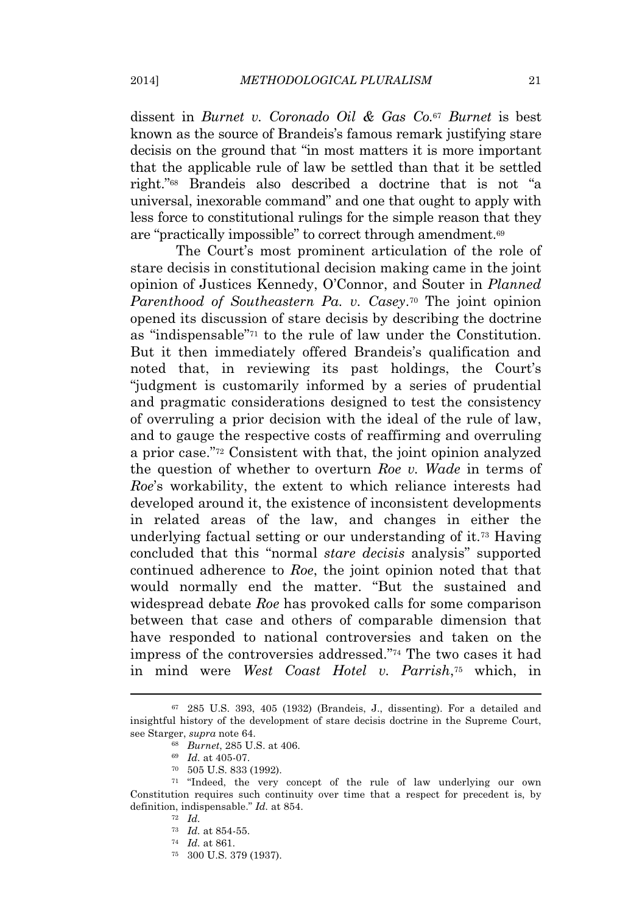dissent in *Burnet v. Coronado Oil & Gas Co.*[67] *Burnet* is best known as the source of Brandeis's famous remark justifying stare decisis on the ground that "in most matters it is more important that the applicable rule of law be settled than that it be settled right."[68] Brandeis also described a doctrine that is not "a universal, inexorable command" and one that ought to apply with less force to constitutional rulings for the simple reason that they are "practically impossible" to correct through amendment.[69]

The Court's most prominent articulation of the role of stare decisis in constitutional decision making came in the joint opinion of Justices Kennedy, O'Connor, and Souter in *Planned Parenthood of Southeastern Pa. v. Casey*.[70] The joint opinion opened its discussion of stare decisis by describing the doctrine as "indispensable"[71] to the rule of law under the Constitution. But it then immediately offered Brandeis's qualification and noted that, in reviewing its past holdings, the Court's "judgment is customarily informed by a series of prudential and pragmatic considerations designed to test the consistency of overruling a prior decision with the ideal of the rule of law, and to gauge the respective costs of reaffirming and overruling a prior case."[72] Consistent with that, the joint opinion analyzed the question of whether to overturn *Roe v. Wade* in terms of *Roe*'s workability, the extent to which reliance interests had developed around it, the existence of inconsistent developments in related areas of the law, and changes in either the underlying factual setting or our understanding of it.[73] Having concluded that this "normal *stare decisis* analysis" supported continued adherence to *Roe*, the joint opinion noted that that would normally end the matter. "But the sustained and widespread debate *Roe* has provoked calls for some comparison between that case and others of comparable dimension that have responded to national controversies and taken on the impress of the controversies addressed."[74] The two cases it had in mind were *West Coast Hotel v. Parrish*,[75] which, in

---

[67] 285 U.S. 393, 405 (1932) (Brandeis, J., dissenting). For a detailed and insightful history of the development of stare decisis doctrine in the Supreme Court, see Starger, *supra* note 64.

[68] *Burnet*, 285 U.S. at 406.

[69] *Id.* at 405-07.

[70] 505 U.S. 833 (1992).

[71] "Indeed, the very concept of the rule of law underlying our own Constitution requires such continuity over time that a respect for precedent is, by definition, indispensable." *Id.* at 854.

[72] *Id.*

[73] *Id.* at 854-55.

[74] *Id.* at 861.

[75] 300 U.S. 379 (1937).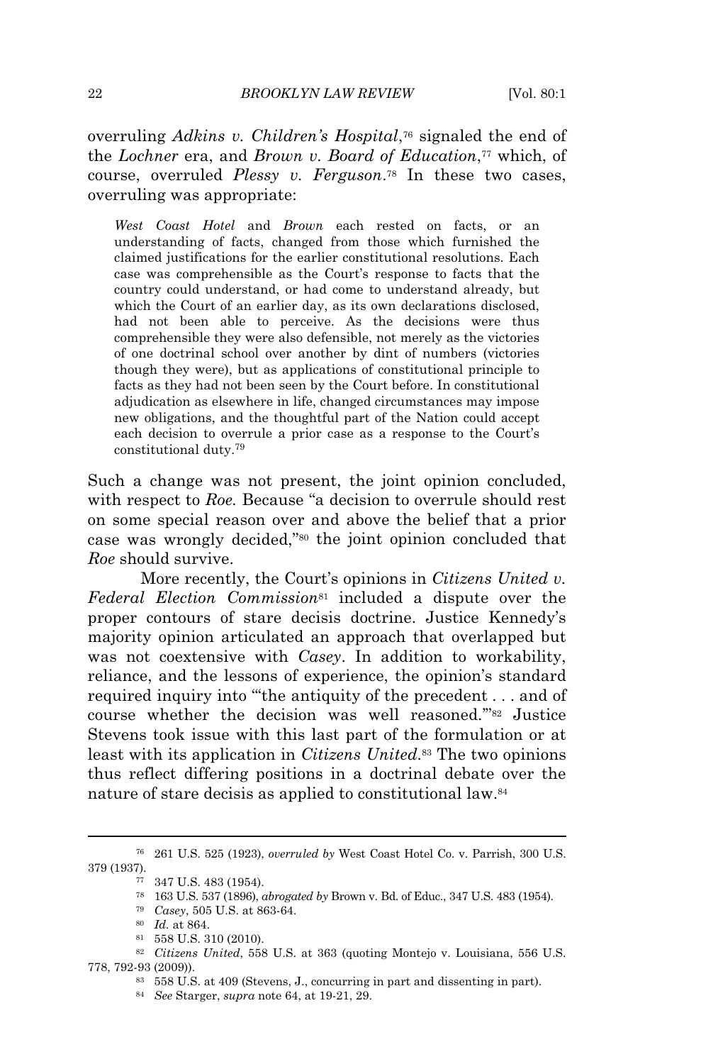overruling *Adkins v. Children's Hospital*,[76] signaled the end of the *Lochner* era, and *Brown v. Board of Education*,[77] which, of course, overruled *Plessy v. Ferguson*.[78] In these two cases, overruling was appropriate:

> *West Coast Hotel* and *Brown* each rested on facts, or an understanding of facts, changed from those which furnished the claimed justifications for the earlier constitutional resolutions. Each case was comprehensible as the Court's response to facts that the country could understand, or had come to understand already, but which the Court of an earlier day, as its own declarations disclosed, had not been able to perceive. As the decisions were thus comprehensible they were also defensible, not merely as the victories of one doctrinal school over another by dint of numbers (victories though they were), but as applications of constitutional principle to facts as they had not been seen by the Court before. In constitutional adjudication as elsewhere in life, changed circumstances may impose new obligations, and the thoughtful part of the Nation could accept each decision to overrule a prior case as a response to the Court's constitutional duty.[79]

Such a change was not present, the joint opinion concluded, with respect to *Roe.* Because "a decision to overrule should rest on some special reason over and above the belief that a prior case was wrongly decided,"[80] the joint opinion concluded that *Roe* should survive.

More recently, the Court's opinions in *Citizens United v. Federal Election Commission*[81] included a dispute over the proper contours of stare decisis doctrine. Justice Kennedy's majority opinion articulated an approach that overlapped but was not coextensive with *Casey*. In addition to workability, reliance, and the lessons of experience, the opinion's standard required inquiry into "'the antiquity of the precedent . . . and of course whether the decision was well reasoned.'"[82] Justice Stevens took issue with this last part of the formulation or at least with its application in *Citizens United*.[83] The two opinions thus reflect differing positions in a doctrinal debate over the nature of stare decisis as applied to constitutional law.[84]

---

[76] 261 U.S. 525 (1923), *overruled by* West Coast Hotel Co. v. Parrish, 300 U.S. 379 (1937).

[77] 347 U.S. 483 (1954).

[78] 163 U.S. 537 (1896), *abrogated by* Brown v. Bd. of Educ., 347 U.S. 483 (1954).

[79] *Casey*, 505 U.S. at 863-64.

[80] *Id*. at 864.

[81] 558 U.S. 310 (2010).

[82] *Citizens United*, 558 U.S. at 363 (quoting Montejo v. Louisiana, 556 U.S. 778, 792-93 (2009)).

[83] 558 U.S. at 409 (Stevens, J., concurring in part and dissenting in part).

[84] *See* Starger, *supra* note 64, at 19-21, 29.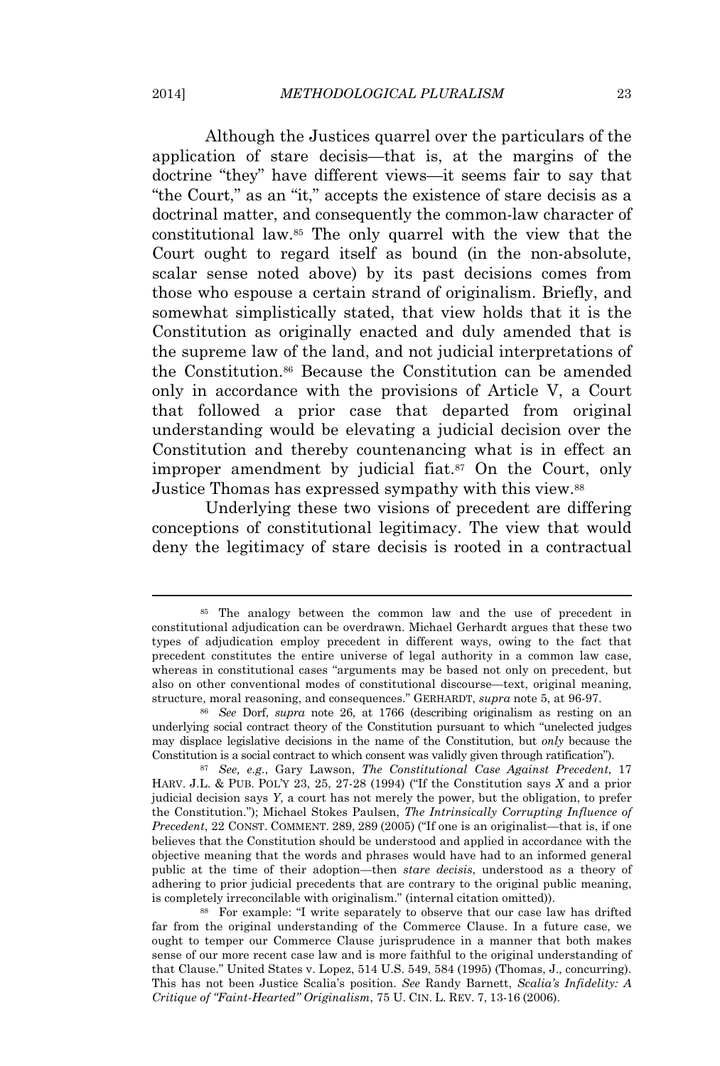Although the Justices quarrel over the particulars of the application of stare decisis—that is, at the margins of the doctrine "they" have different views—it seems fair to say that "the Court," as an "it," accepts the existence of stare decisis as a doctrinal matter, and consequently the common-law character of constitutional law.[85] The only quarrel with the view that the Court ought to regard itself as bound (in the non-absolute, scalar sense noted above) by its past decisions comes from those who espouse a certain strand of originalism. Briefly, and somewhat simplistically stated, that view holds that it is the Constitution as originally enacted and duly amended that is the supreme law of the land, and not judicial interpretations of the Constitution.[86] Because the Constitution can be amended only in accordance with the provisions of Article V, a Court that followed a prior case that departed from original understanding would be elevating a judicial decision over the Constitution and thereby countenancing what is in effect an improper amendment by judicial fiat.[87] On the Court, only Justice Thomas has expressed sympathy with this view.[88]

Underlying these two visions of precedent are differing conceptions of constitutional legitimacy. The view that would deny the legitimacy of stare decisis is rooted in a contractual

---

[85] The analogy between the common law and the use of precedent in constitutional adjudication can be overdrawn. Michael Gerhardt argues that these two types of adjudication employ precedent in different ways, owing to the fact that precedent constitutes the entire universe of legal authority in a common law case, whereas in constitutional cases "arguments may be based not only on precedent, but also on other conventional modes of constitutional discourse—text, original meaning, structure, moral reasoning, and consequences." GERHARDT, *supra* note 5, at 96-97.

[86] *See* Dorf, *supra* note 26, at 1766 (describing originalism as resting on an underlying social contract theory of the Constitution pursuant to which "unelected judges may displace legislative decisions in the name of the Constitution, but *only* because the Constitution is a social contract to which consent was validly given through ratification").

[87] *See, e.g.*, Gary Lawson, *The Constitutional Case Against Precedent*, 17 HARV. J.L. & PUB. POL'Y 23, 25, 27-28 (1994) ("If the Constitution says *X* and a prior judicial decision says *Y*, a court has not merely the power, but the obligation, to prefer the Constitution."); Michael Stokes Paulsen, *The Intrinsically Corrupting Influence of Precedent*, 22 CONST. COMMENT. 289, 289 (2005) ("If one is an originalist—that is, if one believes that the Constitution should be understood and applied in accordance with the objective meaning that the words and phrases would have had to an informed general public at the time of their adoption—then *stare decisis*, understood as a theory of adhering to prior judicial precedents that are contrary to the original public meaning, is completely irreconcilable with originalism." (internal citation omitted)).

[88] For example: "I write separately to observe that our case law has drifted far from the original understanding of the Commerce Clause. In a future case, we ought to temper our Commerce Clause jurisprudence in a manner that both makes sense of our more recent case law and is more faithful to the original understanding of that Clause." United States v. Lopez, 514 U.S. 549, 584 (1995) (Thomas, J., concurring). This has not been Justice Scalia's position. *See* Randy Barnett, *Scalia's Infidelity: A Critique of "Faint-Hearted" Originalism*, 75 U. CIN. L. REV. 7, 13-16 (2006).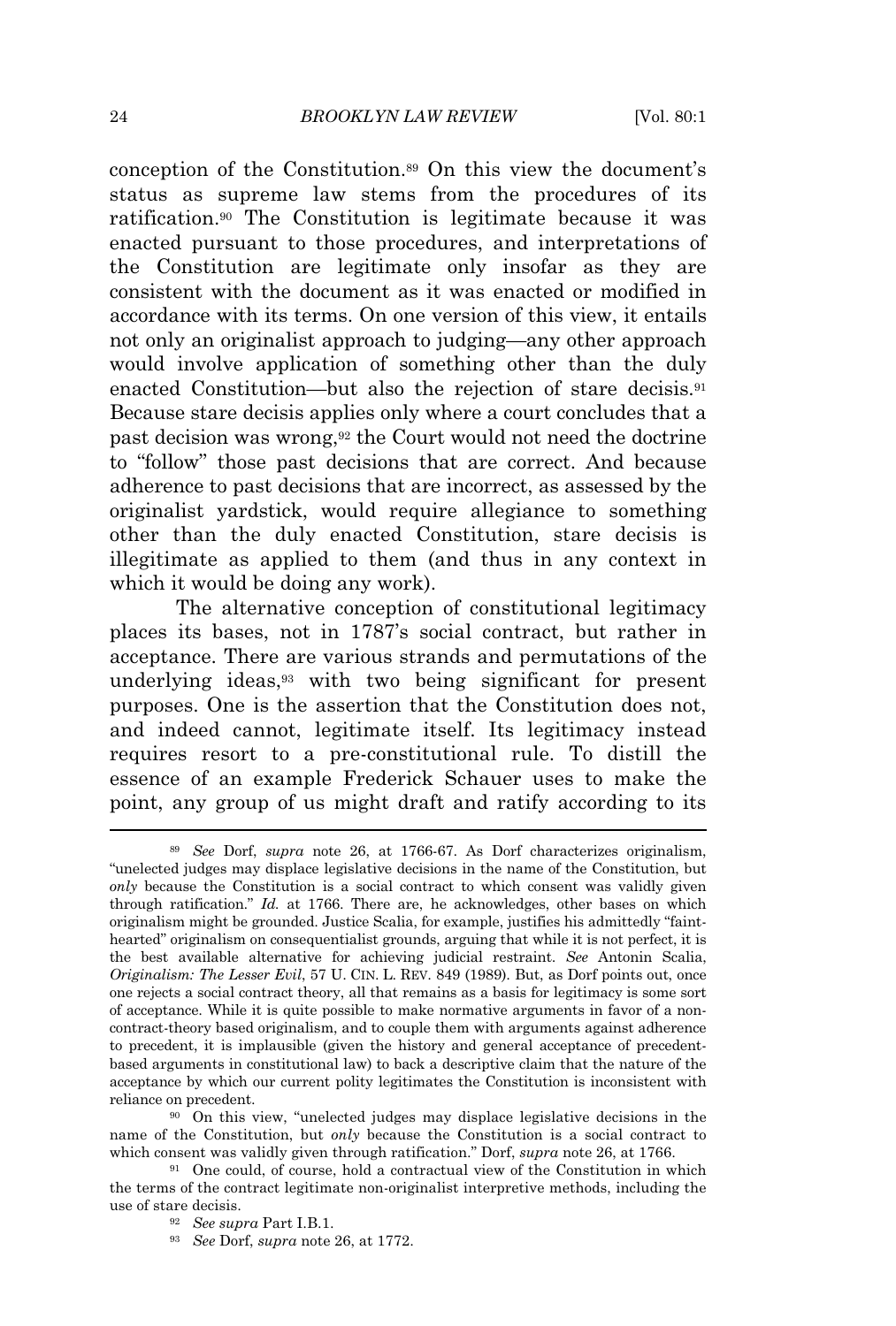conception of the Constitution.[89] On this view the document's status as supreme law stems from the procedures of its ratification.[90] The Constitution is legitimate because it was enacted pursuant to those procedures, and interpretations of the Constitution are legitimate only insofar as they are consistent with the document as it was enacted or modified in accordance with its terms. On one version of this view, it entails not only an originalist approach to judging—any other approach would involve application of something other than the duly enacted Constitution—but also the rejection of stare decisis.[91] Because stare decisis applies only where a court concludes that a past decision was wrong,[92] the Court would not need the doctrine to "follow" those past decisions that are correct. And because adherence to past decisions that are incorrect, as assessed by the originalist yardstick, would require allegiance to something other than the duly enacted Constitution, stare decisis is illegitimate as applied to them (and thus in any context in which it would be doing any work).

The alternative conception of constitutional legitimacy places its bases, not in 1787's social contract, but rather in acceptance. There are various strands and permutations of the underlying ideas,[93] with two being significant for present purposes. One is the assertion that the Constitution does not, and indeed cannot, legitimate itself. Its legitimacy instead requires resort to a pre-constitutional rule. To distill the essence of an example Frederick Schauer uses to make the point, any group of us might draft and ratify according to its

---

[89] *See* Dorf, *supra* note 26, at 1766-67. As Dorf characterizes originalism, "unelected judges may displace legislative decisions in the name of the Constitution, but *only* because the Constitution is a social contract to which consent was validly given through ratification." *Id.* at 1766. There are, he acknowledges, other bases on which originalism might be grounded. Justice Scalia, for example, justifies his admittedly "faint-hearted" originalism on consequentialist grounds, arguing that while it is not perfect, it is the best available alternative for achieving judicial restraint. *See* Antonin Scalia, *Originalism: The Lesser Evil*, 57 U. CIN. L. REV. 849 (1989). But, as Dorf points out, once one rejects a social contract theory, all that remains as a basis for legitimacy is some sort of acceptance. While it is quite possible to make normative arguments in favor of a non-contract-theory based originalism, and to couple them with arguments against adherence to precedent, it is implausible (given the history and general acceptance of precedent-based arguments in constitutional law) to back a descriptive claim that the nature of the acceptance by which our current polity legitimates the Constitution is inconsistent with reliance on precedent.

[90] On this view, "unelected judges may displace legislative decisions in the name of the Constitution, but *only* because the Constitution is a social contract to which consent was validly given through ratification." Dorf, *supra* note 26, at 1766.

[91] One could, of course, hold a contractual view of the Constitution in which the terms of the contract legitimate non-originalist interpretive methods, including the use of stare decisis.

[92] *See supra* Part I.B.1.

[93] *See* Dorf, *supra* note 26, at 1772.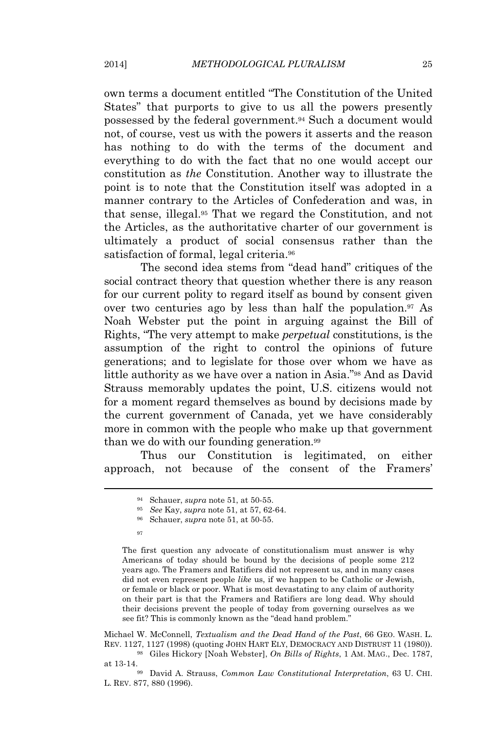own terms a document entitled "The Constitution of the United States" that purports to give to us all the powers presently possessed by the federal government.[94] Such a document would not, of course, vest us with the powers it asserts and the reason has nothing to do with the terms of the document and everything to do with the fact that no one would accept our constitution as *the* Constitution. Another way to illustrate the point is to note that the Constitution itself was adopted in a manner contrary to the Articles of Confederation and was, in that sense, illegal.[95] That we regard the Constitution, and not the Articles, as the authoritative charter of our government is ultimately a product of social consensus rather than the satisfaction of formal, legal criteria.[96]

The second idea stems from "dead hand" critiques of the social contract theory that question whether there is any reason for our current polity to regard itself as bound by consent given over two centuries ago by less than half the population.[97] As Noah Webster put the point in arguing against the Bill of Rights, "The very attempt to make *perpetual* constitutions, is the assumption of the right to control the opinions of future generations; and to legislate for those over whom we have as little authority as we have over a nation in Asia."[98] And as David Strauss memorably updates the point, U.S. citizens would not for a moment regard themselves as bound by decisions made by the current government of Canada, yet we have considerably more in common with the people who make up that government than we do with our founding generation.[99]

Thus our Constitution is legitimated, on either approach, not because of the consent of the Framers'

---

[94] Schauer, *supra* note 51, at 50-55.

[95] *See* Kay, *supra* note 51, at 57, 62-64.

[96] Schauer, *supra* note 51, at 50-55.

[97]

> The first question any advocate of constitutionalism must answer is why Americans of today should be bound by the decisions of people some 212 years ago. The Framers and Ratifiers did not represent us, and in many cases did not even represent people *like* us, if we happen to be Catholic or Jewish, or female or black or poor. What is most devastating to any claim of authority on their part is that the Framers and Ratifiers are long dead. Why should their decisions prevent the people of today from governing ourselves as we see fit? This is commonly known as the "dead hand problem."

Michael W. McConnell, *Textualism and the Dead Hand of the Past*, 66 GEO. WASH. L. REV. 1127, 1127 (1998) (quoting JOHN HART ELY, DEMOCRACY AND DISTRUST 11 (1980)).

[98] Giles Hickory [Noah Webster], *On Bills of Rights*, 1 AM. MAG., Dec. 1787, at 13-14.

[99] David A. Strauss, *Common Law Constitutional Interpretation*, 63 U. CHI. L. REV. 877, 880 (1996).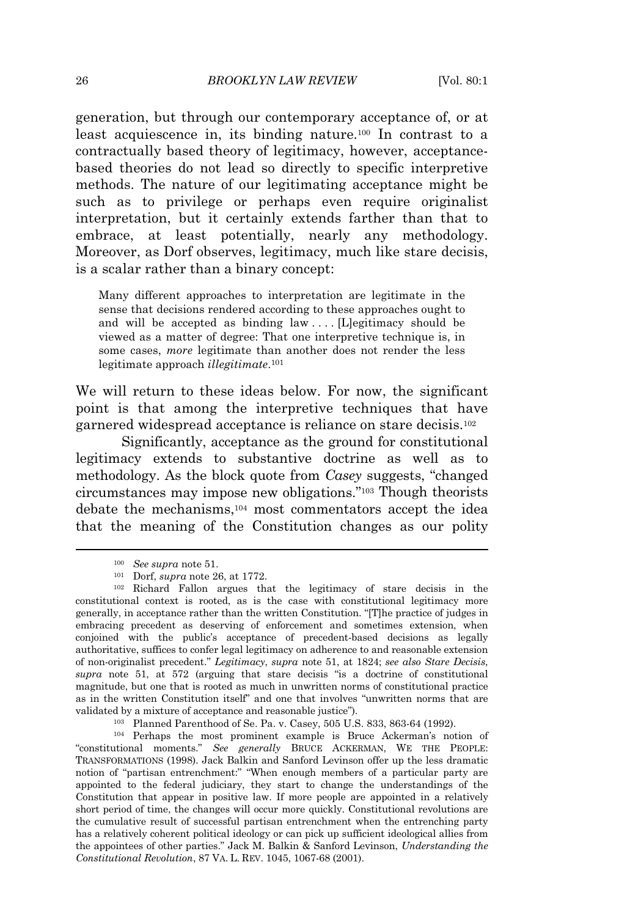generation, but through our contemporary acceptance of, or at least acquiescence in, its binding nature.[100] In contrast to a contractually based theory of legitimacy, however, acceptance-based theories do not lead so directly to specific interpretive methods. The nature of our legitimating acceptance might be such as to privilege or perhaps even require originalist interpretation, but it certainly extends farther than that to embrace, at least potentially, nearly any methodology. Moreover, as Dorf observes, legitimacy, much like stare decisis, is a scalar rather than a binary concept:

> Many different approaches to interpretation are legitimate in the sense that decisions rendered according to these approaches ought to and will be accepted as binding law . . . . [L]egitimacy should be viewed as a matter of degree: That one interpretive technique is, in some cases, *more* legitimate than another does not render the less legitimate approach *illegitimate*.[101]

We will return to these ideas below. For now, the significant point is that among the interpretive techniques that have garnered widespread acceptance is reliance on stare decisis.[102]

Significantly, acceptance as the ground for constitutional legitimacy extends to substantive doctrine as well as to methodology. As the block quote from *Casey* suggests, "changed circumstances may impose new obligations."[103] Though theorists debate the mechanisms,[104] most commentators accept the idea that the meaning of the Constitution changes as our polity

---

[100] *See supra* note 51.

[101] Dorf, *supra* note 26, at 1772.

[102] Richard Fallon argues that the legitimacy of stare decisis in the constitutional context is rooted, as is the case with constitutional legitimacy more generally, in acceptance rather than the written Constitution. "[T]he practice of judges in embracing precedent as deserving of enforcement and sometimes extension, when conjoined with the public's acceptance of precedent-based decisions as legally authoritative, suffices to confer legal legitimacy on adherence to and reasonable extension of non-originalist precedent." *Legitimacy*, *supra* note 51, at 1824; *see also Stare Decisis*, *supra* note 51, at 572 (arguing that stare decisis "is a doctrine of constitutional magnitude, but one that is rooted as much in unwritten norms of constitutional practice as in the written Constitution itself" and one that involves "unwritten norms that are validated by a mixture of acceptance and reasonable justice").

[103] Planned Parenthood of Se. Pa. v. Casey, 505 U.S. 833, 863-64 (1992).

[104] Perhaps the most prominent example is Bruce Ackerman's notion of "constitutional moments." *See generally* BRUCE ACKERMAN, WE THE PEOPLE: TRANSFORMATIONS (1998). Jack Balkin and Sanford Levinson offer up the less dramatic notion of "partisan entrenchment:" "When enough members of a particular party are appointed to the federal judiciary, they start to change the understandings of the Constitution that appear in positive law. If more people are appointed in a relatively short period of time, the changes will occur more quickly. Constitutional revolutions are the cumulative result of successful partisan entrenchment when the entrenching party has a relatively coherent political ideology or can pick up sufficient ideological allies from the appointees of other parties." Jack M. Balkin & Sanford Levinson, *Understanding the Constitutional Revolution*, 87 VA. L. REV. 1045, 1067-68 (2001).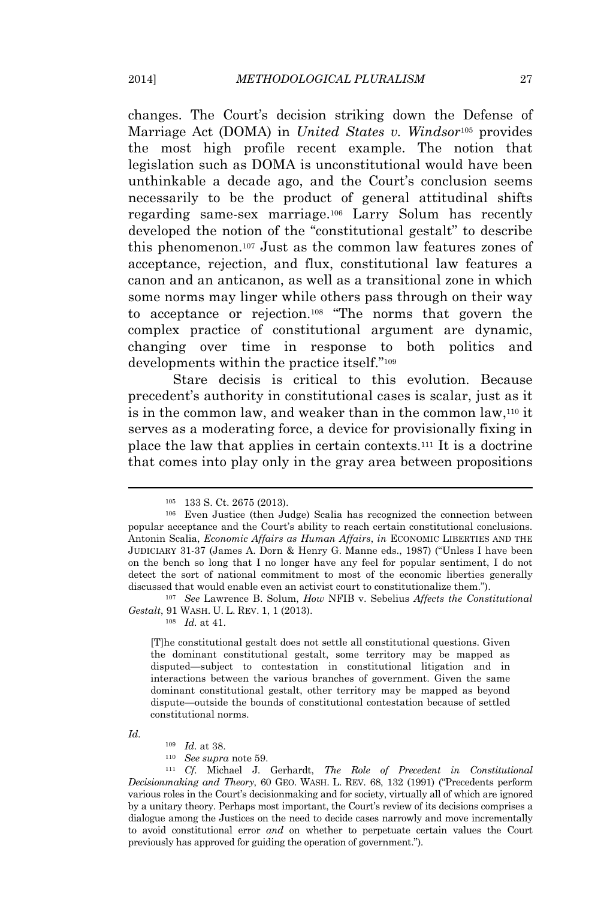changes. The Court's decision striking down the Defense of Marriage Act (DOMA) in *United States v. Windsor*[105] provides the most high profile recent example. The notion that legislation such as DOMA is unconstitutional would have been unthinkable a decade ago, and the Court's conclusion seems necessarily to be the product of general attitudinal shifts regarding same-sex marriage.[106] Larry Solum has recently developed the notion of the "constitutional gestalt" to describe this phenomenon.[107] Just as the common law features zones of acceptance, rejection, and flux, constitutional law features a canon and an anticanon, as well as a transitional zone in which some norms may linger while others pass through on their way to acceptance or rejection.[108] "The norms that govern the complex practice of constitutional argument are dynamic, changing over time in response to both politics and developments within the practice itself."[109]

Stare decisis is critical to this evolution. Because precedent's authority in constitutional cases is scalar, just as it is in the common law, and weaker than in the common law,[110] it serves as a moderating force, a device for provisionally fixing in place the law that applies in certain contexts.[111] It is a doctrine that comes into play only in the gray area between propositions

---

[105] 133 S. Ct. 2675 (2013).

[106] Even Justice (then Judge) Scalia has recognized the connection between popular acceptance and the Court's ability to reach certain constitutional conclusions. Antonin Scalia, *Economic Affairs as Human Affairs*, *in* ECONOMIC LIBERTIES AND THE JUDICIARY 31-37 (James A. Dorn & Henry G. Manne eds., 1987) ("Unless I have been on the bench so long that I no longer have any feel for popular sentiment, I do not detect the sort of national commitment to most of the economic liberties generally discussed that would enable even an activist court to constitutionalize them.").

[107] *See* Lawrence B. Solum, *How* NFIB v. Sebelius *Affects the Constitutional Gestalt*, 91 WASH. U. L. REV. 1, 1 (2013).

[108] *Id.* at 41.

> [T]he constitutional gestalt does not settle all constitutional questions. Given the dominant constitutional gestalt, some territory may be mapped as disputed—subject to contestation in constitutional litigation and in interactions between the various branches of government. Given the same dominant constitutional gestalt, other territory may be mapped as beyond dispute—outside the bounds of constitutional contestation because of settled constitutional norms.

*Id.*

[109] *Id.* at 38.

[110] *See supra* note 59.

[111] *Cf.* Michael J. Gerhardt, *The Role of Precedent in Constitutional Decisionmaking and Theory*, 60 GEO. WASH. L. REV. 68, 132 (1991) ("Precedents perform various roles in the Court's decisionmaking and for society, virtually all of which are ignored by a unitary theory. Perhaps most important, the Court's review of its decisions comprises a dialogue among the Justices on the need to decide cases narrowly and move incrementally to avoid constitutional error *and* on whether to perpetuate certain values the Court previously has approved for guiding the operation of government.").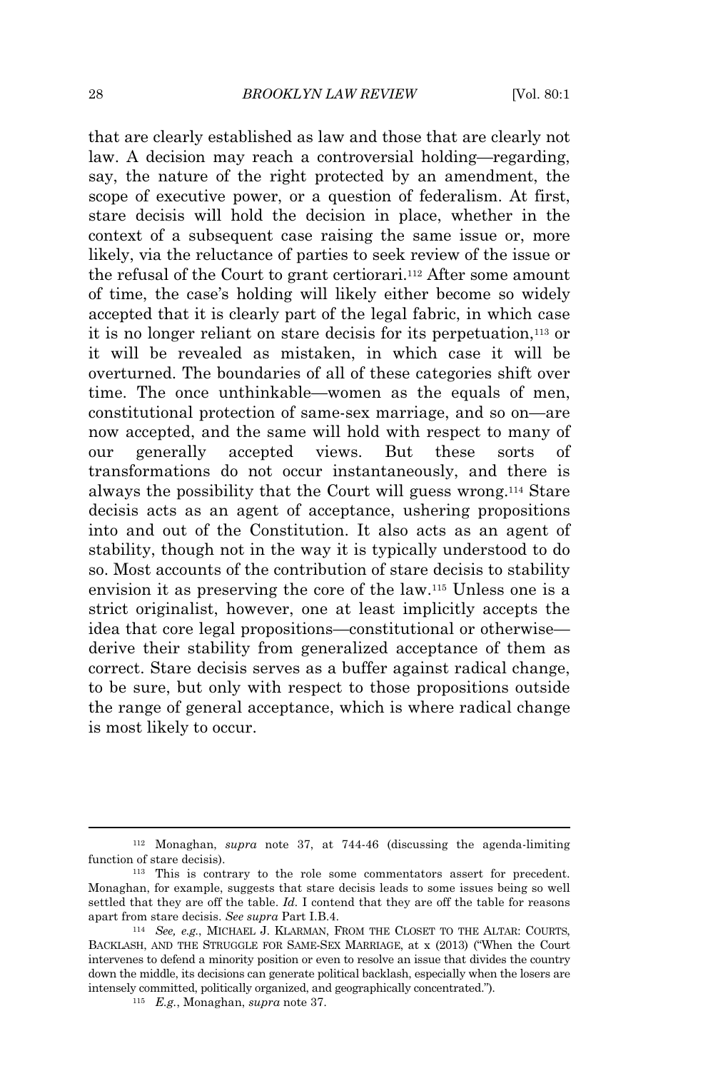that are clearly established as law and those that are clearly not law. A decision may reach a controversial holding—regarding, say, the nature of the right protected by an amendment, the scope of executive power, or a question of federalism. At first, stare decisis will hold the decision in place, whether in the context of a subsequent case raising the same issue or, more likely, via the reluctance of parties to seek review of the issue or the refusal of the Court to grant certiorari.[112] After some amount of time, the case's holding will likely either become so widely accepted that it is clearly part of the legal fabric, in which case it is no longer reliant on stare decisis for its perpetuation,[113] or it will be revealed as mistaken, in which case it will be overturned. The boundaries of all of these categories shift over time. The once unthinkable—women as the equals of men, constitutional protection of same-sex marriage, and so on—are now accepted, and the same will hold with respect to many of our generally accepted views. But these sorts of transformations do not occur instantaneously, and there is always the possibility that the Court will guess wrong.[114] Stare decisis acts as an agent of acceptance, ushering propositions into and out of the Constitution. It also acts as an agent of stability, though not in the way it is typically understood to do so. Most accounts of the contribution of stare decisis to stability envision it as preserving the core of the law.[115] Unless one is a strict originalist, however, one at least implicitly accepts the idea that core legal propositions—constitutional or otherwise—derive their stability from generalized acceptance of them as correct. Stare decisis serves as a buffer against radical change, to be sure, but only with respect to those propositions outside the range of general acceptance, which is where radical change is most likely to occur.

---

[112] Monaghan, *supra* note 37, at 744-46 (discussing the agenda-limiting function of stare decisis).

[113] This is contrary to the role some commentators assert for precedent. Monaghan, for example, suggests that stare decisis leads to some issues being so well settled that they are off the table. *Id.* I contend that they are off the table for reasons apart from stare decisis. *See supra* Part I.B.4.

[114] *See, e.g.*, MICHAEL J. KLARMAN, FROM THE CLOSET TO THE ALTAR: COURTS, BACKLASH, AND THE STRUGGLE FOR SAME-SEX MARRIAGE, at x (2013) ("When the Court intervenes to defend a minority position or even to resolve an issue that divides the country down the middle, its decisions can generate political backlash, especially when the losers are intensely committed, politically organized, and geographically concentrated.").

[115] *E.g.*, Monaghan, *supra* note 37.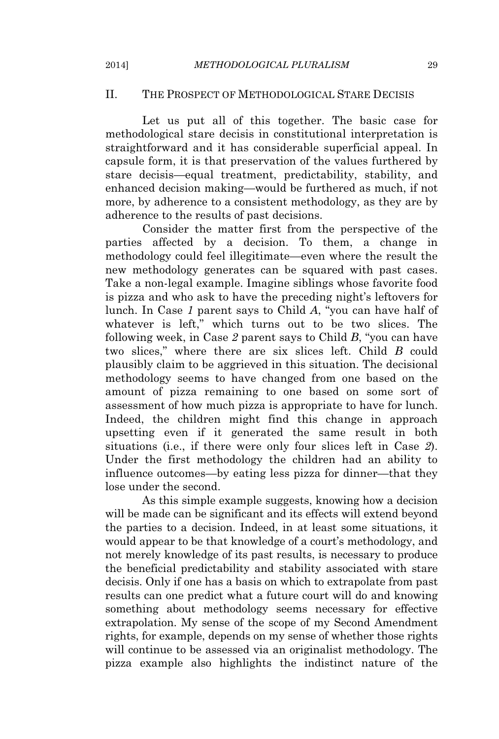## II. THE PROSPECT OF METHODOLOGICAL STARE DECISIS

Let us put all of this together. The basic case for methodological stare decisis in constitutional interpretation is straightforward and it has considerable superficial appeal. In capsule form, it is that preservation of the values furthered by stare decisis—equal treatment, predictability, stability, and enhanced decision making—would be furthered as much, if not more, by adherence to a consistent methodology, as they are by adherence to the results of past decisions.

Consider the matter first from the perspective of the parties affected by a decision. To them, a change in methodology could feel illegitimate—even where the result the new methodology generates can be squared with past cases. Take a non-legal example. Imagine siblings whose favorite food is pizza and who ask to have the preceding night's leftovers for lunch. In Case *1* parent says to Child *A*, "you can have half of whatever is left," which turns out to be two slices. The following week, in Case *2* parent says to Child *B*, "you can have two slices," where there are six slices left. Child *B* could plausibly claim to be aggrieved in this situation. The decisional methodology seems to have changed from one based on the amount of pizza remaining to one based on some sort of assessment of how much pizza is appropriate to have for lunch. Indeed, the children might find this change in approach upsetting even if it generated the same result in both situations (i.e., if there were only four slices left in Case *2*). Under the first methodology the children had an ability to influence outcomes—by eating less pizza for dinner—that they lose under the second.

As this simple example suggests, knowing how a decision will be made can be significant and its effects will extend beyond the parties to a decision. Indeed, in at least some situations, it would appear to be that knowledge of a court's methodology, and not merely knowledge of its past results, is necessary to produce the beneficial predictability and stability associated with stare decisis. Only if one has a basis on which to extrapolate from past results can one predict what a future court will do and knowing something about methodology seems necessary for effective extrapolation. My sense of the scope of my Second Amendment rights, for example, depends on my sense of whether those rights will continue to be assessed via an originalist methodology. The pizza example also highlights the indistinct nature of the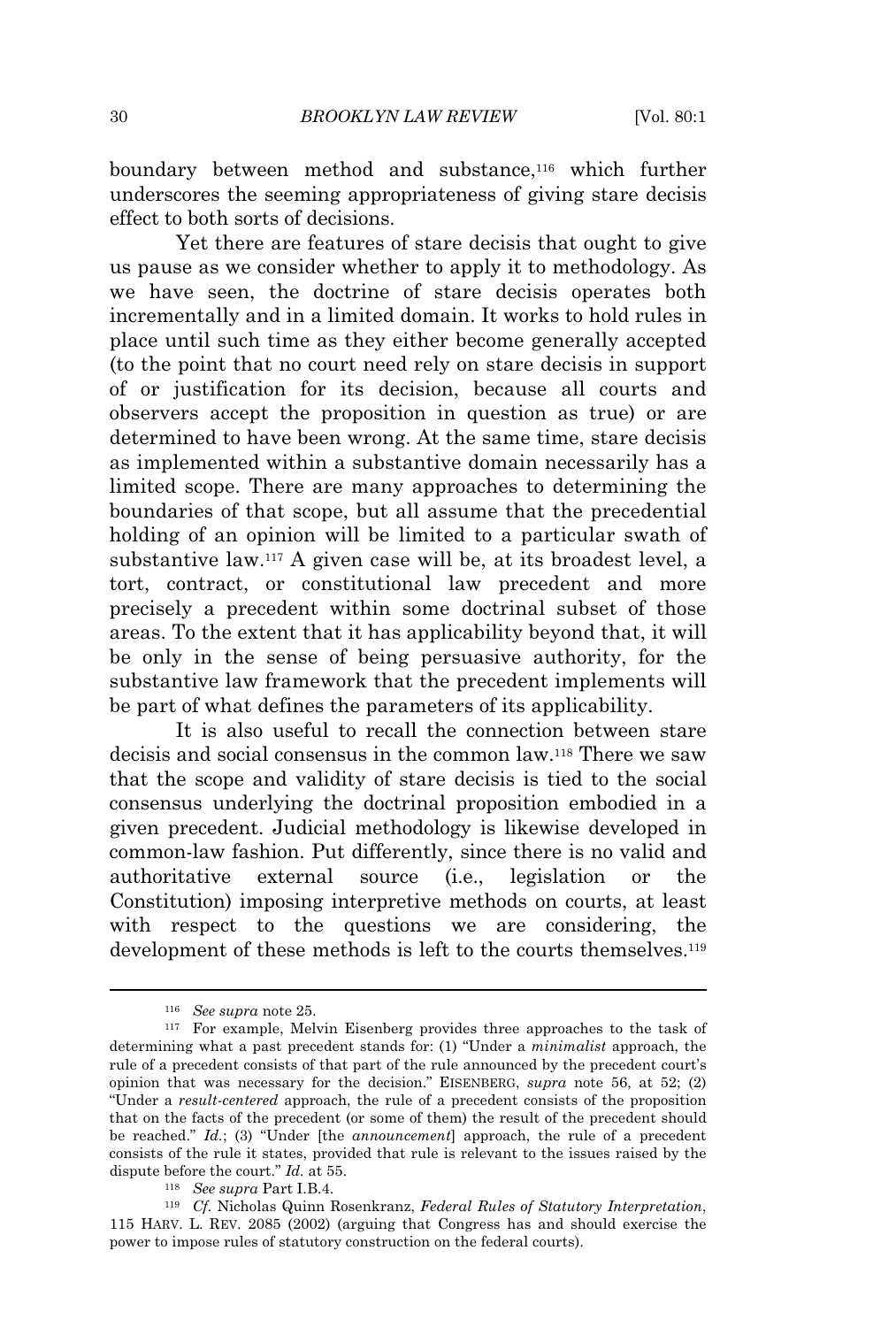boundary between method and substance,[116] which further underscores the seeming appropriateness of giving stare decisis effect to both sorts of decisions.

Yet there are features of stare decisis that ought to give us pause as we consider whether to apply it to methodology. As we have seen, the doctrine of stare decisis operates both incrementally and in a limited domain. It works to hold rules in place until such time as they either become generally accepted (to the point that no court need rely on stare decisis in support of or justification for its decision, because all courts and observers accept the proposition in question as true) or are determined to have been wrong. At the same time, stare decisis as implemented within a substantive domain necessarily has a limited scope. There are many approaches to determining the boundaries of that scope, but all assume that the precedential holding of an opinion will be limited to a particular swath of substantive law.[117] A given case will be, at its broadest level, a tort, contract, or constitutional law precedent and more precisely a precedent within some doctrinal subset of those areas. To the extent that it has applicability beyond that, it will be only in the sense of being persuasive authority, for the substantive law framework that the precedent implements will be part of what defines the parameters of its applicability.

It is also useful to recall the connection between stare decisis and social consensus in the common law.[118] There we saw that the scope and validity of stare decisis is tied to the social consensus underlying the doctrinal proposition embodied in a given precedent. Judicial methodology is likewise developed in common-law fashion. Put differently, since there is no valid and authoritative external source (i.e., legislation or the Constitution) imposing interpretive methods on courts, at least with respect to the questions we are considering, the development of these methods is left to the courts themselves.[119]

---

[116] *See supra* note 25.

[117] For example, Melvin Eisenberg provides three approaches to the task of determining what a past precedent stands for: (1) "Under a *minimalist* approach, the rule of a precedent consists of that part of the rule announced by the precedent court's opinion that was necessary for the decision." EISENBERG, *supra* note 56, at 52; (2) "Under a *result-centered* approach, the rule of a precedent consists of the proposition that on the facts of the precedent (or some of them) the result of the precedent should be reached." *Id.*; (3) "Under [the *announcement*] approach, the rule of a precedent consists of the rule it states, provided that rule is relevant to the issues raised by the dispute before the court." *Id.* at 55.

[118] *See supra* Part I.B.4.

[119] *Cf.* Nicholas Quinn Rosenkranz, *Federal Rules of Statutory Interpretation*, 115 HARV. L. REV. 2085 (2002) (arguing that Congress has and should exercise the power to impose rules of statutory construction on the federal courts).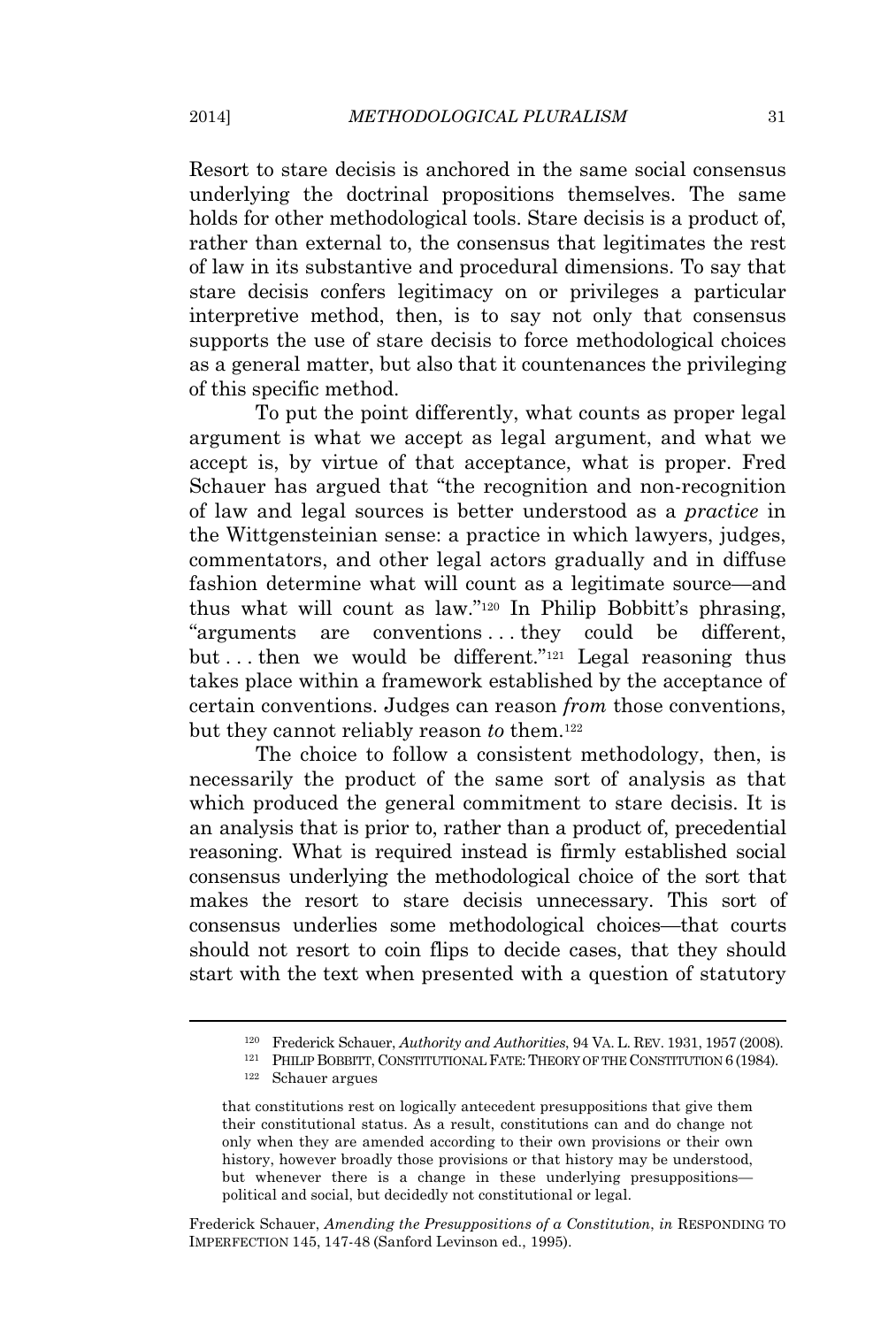Resort to stare decisis is anchored in the same social consensus underlying the doctrinal propositions themselves. The same holds for other methodological tools. Stare decisis is a product of, rather than external to, the consensus that legitimates the rest of law in its substantive and procedural dimensions. To say that stare decisis confers legitimacy on or privileges a particular interpretive method, then, is to say not only that consensus supports the use of stare decisis to force methodological choices as a general matter, but also that it countenances the privileging of this specific method.

To put the point differently, what counts as proper legal argument is what we accept as legal argument, and what we accept is, by virtue of that acceptance, what is proper. Fred Schauer has argued that "the recognition and non-recognition of law and legal sources is better understood as a *practice* in the Wittgensteinian sense: a practice in which lawyers, judges, commentators, and other legal actors gradually and in diffuse fashion determine what will count as a legitimate source—and thus what will count as law."[120] In Philip Bobbitt's phrasing, "arguments are conventions . . . they could be different, but . . . then we would be different."[121] Legal reasoning thus takes place within a framework established by the acceptance of certain conventions. Judges can reason *from* those conventions, but they cannot reliably reason *to* them.[122]

The choice to follow a consistent methodology, then, is necessarily the product of the same sort of analysis as that which produced the general commitment to stare decisis. It is an analysis that is prior to, rather than a product of, precedential reasoning. What is required instead is firmly established social consensus underlying the methodological choice of the sort that makes the resort to stare decisis unnecessary. This sort of consensus underlies some methodological choices—that courts should not resort to coin flips to decide cases, that they should start with the text when presented with a question of statutory

---

[120] Frederick Schauer, *Authority and Authorities*, 94 VA. L. REV. 1931, 1957 (2008).

[121] PHILIP BOBBITT, CONSTITUTIONAL FATE: THEORY OF THE CONSTITUTION 6 (1984).

[122] Schauer argues

> that constitutions rest on logically antecedent presuppositions that give them their constitutional status. As a result, constitutions can and do change not only when they are amended according to their own provisions or their own history, however broadly those provisions or that history may be understood, but whenever there is a change in these underlying presuppositions—political and social, but decidedly not constitutional or legal.

Frederick Schauer, *Amending the Presuppositions of a Constitution*, *in* RESPONDING TO IMPERFECTION 145, 147-48 (Sanford Levinson ed., 1995).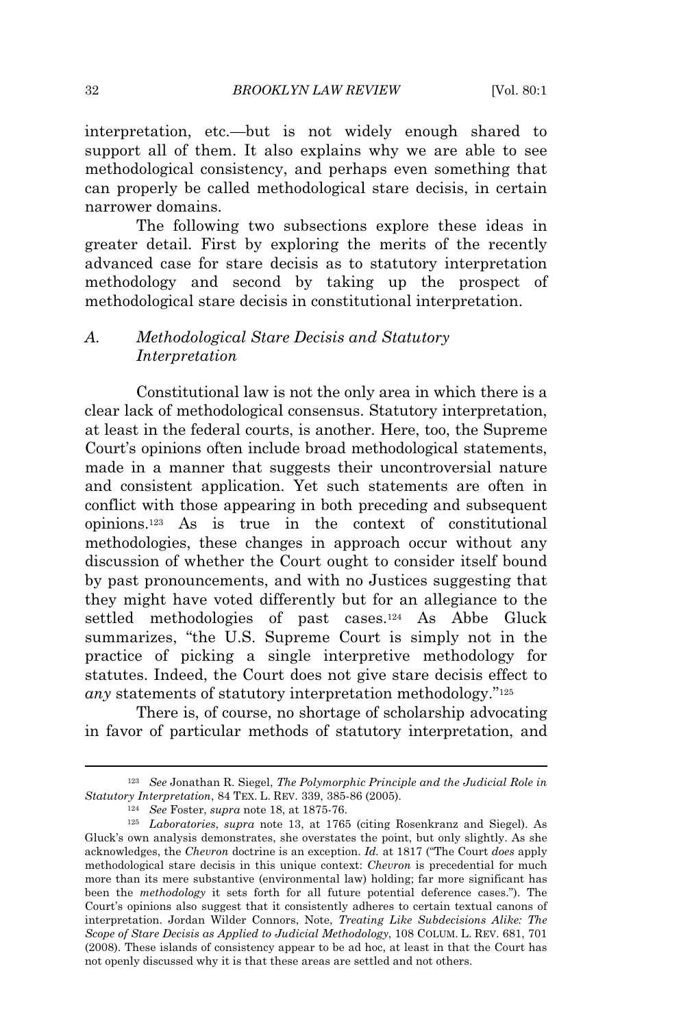interpretation, etc.—but is not widely enough shared to support all of them. It also explains why we are able to see methodological consistency, and perhaps even something that can properly be called methodological stare decisis, in certain narrower domains.

The following two subsections explore these ideas in greater detail. First by exploring the merits of the recently advanced case for stare decisis as to statutory interpretation methodology and second by taking up the prospect of methodological stare decisis in constitutional interpretation.

### A. *Methodological Stare Decisis and Statutory Interpretation*

Constitutional law is not the only area in which there is a clear lack of methodological consensus. Statutory interpretation, at least in the federal courts, is another. Here, too, the Supreme Court's opinions often include broad methodological statements, made in a manner that suggests their uncontroversial nature and consistent application. Yet such statements are often in conflict with those appearing in both preceding and subsequent opinions.[123] As is true in the context of constitutional methodologies, these changes in approach occur without any discussion of whether the Court ought to consider itself bound by past pronouncements, and with no Justices suggesting that they might have voted differently but for an allegiance to the settled methodologies of past cases.[124] As Abbe Gluck summarizes, "the U.S. Supreme Court is simply not in the practice of picking a single interpretive methodology for statutes. Indeed, the Court does not give stare decisis effect to *any* statements of statutory interpretation methodology."[125]

There is, of course, no shortage of scholarship advocating in favor of particular methods of statutory interpretation, and

---

[123] *See* Jonathan R. Siegel, *The Polymorphic Principle and the Judicial Role in Statutory Interpretation*, 84 TEX. L. REV. 339, 385-86 (2005).

[124] *See* Foster, *supra* note 18, at 1875-76.

[125] *Laboratories*, *supra* note 13, at 1765 (citing Rosenkranz and Siegel). As Gluck's own analysis demonstrates, she overstates the point, but only slightly. As she acknowledges, the *Chevron* doctrine is an exception. *Id.* at 1817 ("The Court *does* apply methodological stare decisis in this unique context: *Chevron* is precedential for much more than its mere substantive (environmental law) holding; far more significant has been the *methodology* it sets forth for all future potential deference cases."). The Court's opinions also suggest that it consistently adheres to certain textual canons of interpretation. Jordan Wilder Connors, Note, *Treating Like Subdecisions Alike: The Scope of Stare Decisis as Applied to Judicial Methodology*, 108 COLUM. L. REV. 681, 701 (2008). These islands of consistency appear to be ad hoc, at least in that the Court has not openly discussed why it is that these areas are settled and not others.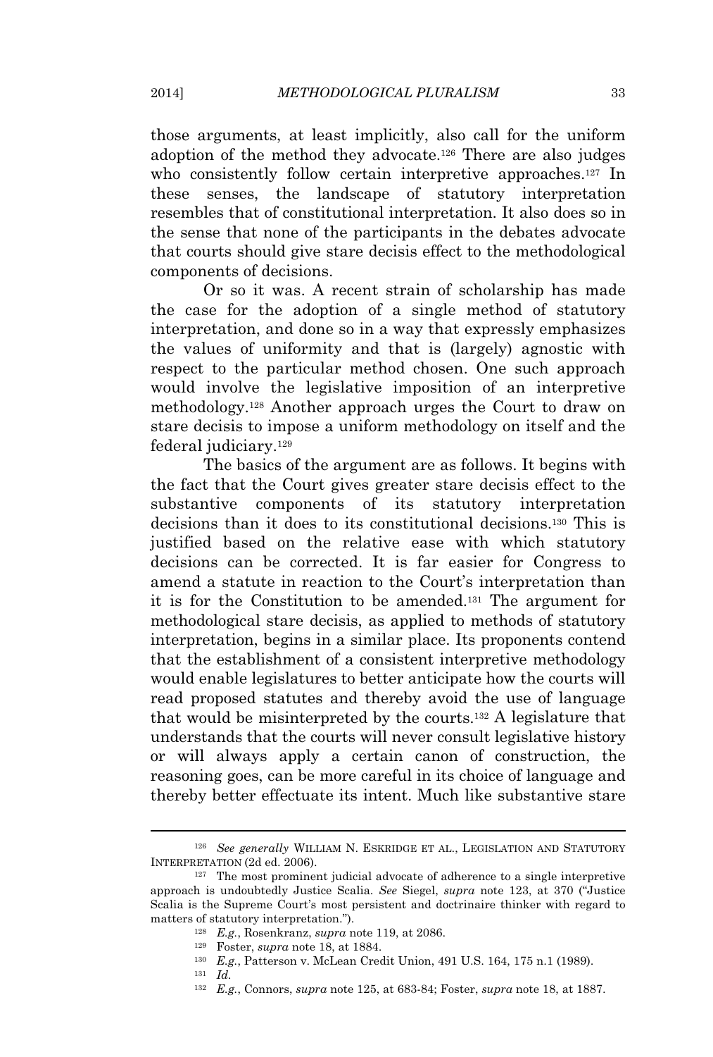those arguments, at least implicitly, also call for the uniform adoption of the method they advocate.[126] There are also judges who consistently follow certain interpretive approaches.[127] In these senses, the landscape of statutory interpretation resembles that of constitutional interpretation. It also does so in the sense that none of the participants in the debates advocate that courts should give stare decisis effect to the methodological components of decisions.

Or so it was. A recent strain of scholarship has made the case for the adoption of a single method of statutory interpretation, and done so in a way that expressly emphasizes the values of uniformity and that is (largely) agnostic with respect to the particular method chosen. One such approach would involve the legislative imposition of an interpretive methodology.[128] Another approach urges the Court to draw on stare decisis to impose a uniform methodology on itself and the federal judiciary.[129]

The basics of the argument are as follows. It begins with the fact that the Court gives greater stare decisis effect to the substantive components of its statutory interpretation decisions than it does to its constitutional decisions.[130] This is justified based on the relative ease with which statutory decisions can be corrected. It is far easier for Congress to amend a statute in reaction to the Court's interpretation than it is for the Constitution to be amended.[131] The argument for methodological stare decisis, as applied to methods of statutory interpretation, begins in a similar place. Its proponents contend that the establishment of a consistent interpretive methodology would enable legislatures to better anticipate how the courts will read proposed statutes and thereby avoid the use of language that would be misinterpreted by the courts.[132] A legislature that understands that the courts will never consult legislative history or will always apply a certain canon of construction, the reasoning goes, can be more careful in its choice of language and thereby better effectuate its intent. Much like substantive stare

---

[126] *See generally* WILLIAM N. ESKRIDGE ET AL., LEGISLATION AND STATUTORY INTERPRETATION (2d ed. 2006).

[127] The most prominent judicial advocate of adherence to a single interpretive approach is undoubtedly Justice Scalia. *See* Siegel, *supra* note 123, at 370 ("Justice Scalia is the Supreme Court's most persistent and doctrinaire thinker with regard to matters of statutory interpretation.").

[128] *E.g.*, Rosenkranz, *supra* note 119, at 2086.

[129] Foster, *supra* note 18, at 1884.

[130] *E.g.*, Patterson v. McLean Credit Union, 491 U.S. 164, 175 n.1 (1989).

[131] *Id.*

[132] *E.g.*, Connors, *supra* note 125, at 683-84; Foster, *supra* note 18, at 1887.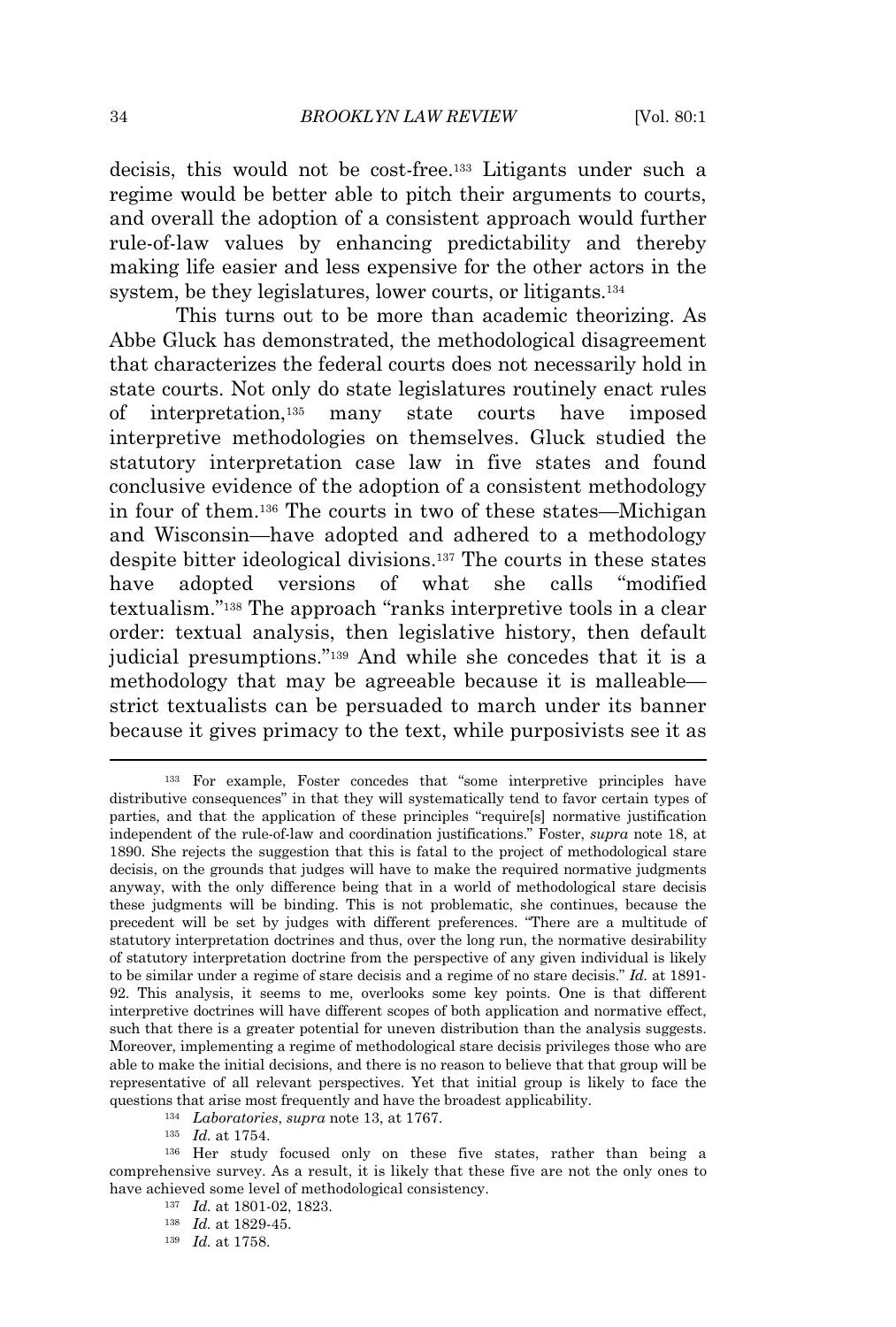decisis, this would not be cost-free.[133] Litigants under such a regime would be better able to pitch their arguments to courts, and overall the adoption of a consistent approach would further rule-of-law values by enhancing predictability and thereby making life easier and less expensive for the other actors in the system, be they legislatures, lower courts, or litigants.[134]

This turns out to be more than academic theorizing. As Abbe Gluck has demonstrated, the methodological disagreement that characterizes the federal courts does not necessarily hold in state courts. Not only do state legislatures routinely enact rules of interpretation,[135] many state courts have imposed interpretive methodologies on themselves. Gluck studied the statutory interpretation case law in five states and found conclusive evidence of the adoption of a consistent methodology in four of them.[136] The courts in two of these states—Michigan and Wisconsin—have adopted and adhered to a methodology despite bitter ideological divisions.[137] The courts in these states have adopted versions of what she calls "modified textualism."[138] The approach "ranks interpretive tools in a clear order: textual analysis, then legislative history, then default judicial presumptions."[139] And while she concedes that it is a methodology that may be agreeable because it is malleable—strict textualists can be persuaded to march under its banner because it gives primacy to the text, while purposivists see it as

---

[133] For example, Foster concedes that "some interpretive principles have distributive consequences" in that they will systematically tend to favor certain types of parties, and that the application of these principles "require[s] normative justification independent of the rule-of-law and coordination justifications." Foster, *supra* note 18, at 1890. She rejects the suggestion that this is fatal to the project of methodological stare decisis, on the grounds that judges will have to make the required normative judgments anyway, with the only difference being that in a world of methodological stare decisis these judgments will be binding. This is not problematic, she continues, because the precedent will be set by judges with different preferences. "There are a multitude of statutory interpretation doctrines and thus, over the long run, the normative desirability of statutory interpretation doctrine from the perspective of any given individual is likely to be similar under a regime of stare decisis and a regime of no stare decisis." *Id.* at 1891-92. This analysis, it seems to me, overlooks some key points. One is that different interpretive doctrines will have different scopes of both application and normative effect, such that there is a greater potential for uneven distribution than the analysis suggests. Moreover, implementing a regime of methodological stare decisis privileges those who are able to make the initial decisions, and there is no reason to believe that that group will be representative of all relevant perspectives. Yet that initial group is likely to face the questions that arise most frequently and have the broadest applicability.

[134] *Laboratories*, *supra* note 13, at 1767.

[135] *Id.* at 1754.

[136] Her study focused only on these five states, rather than being a comprehensive survey. As a result, it is likely that these five are not the only ones to have achieved some level of methodological consistency.

[137] *Id.* at 1801-02, 1823.

[138] *Id.* at 1829-45.

[139] *Id.* at 1758.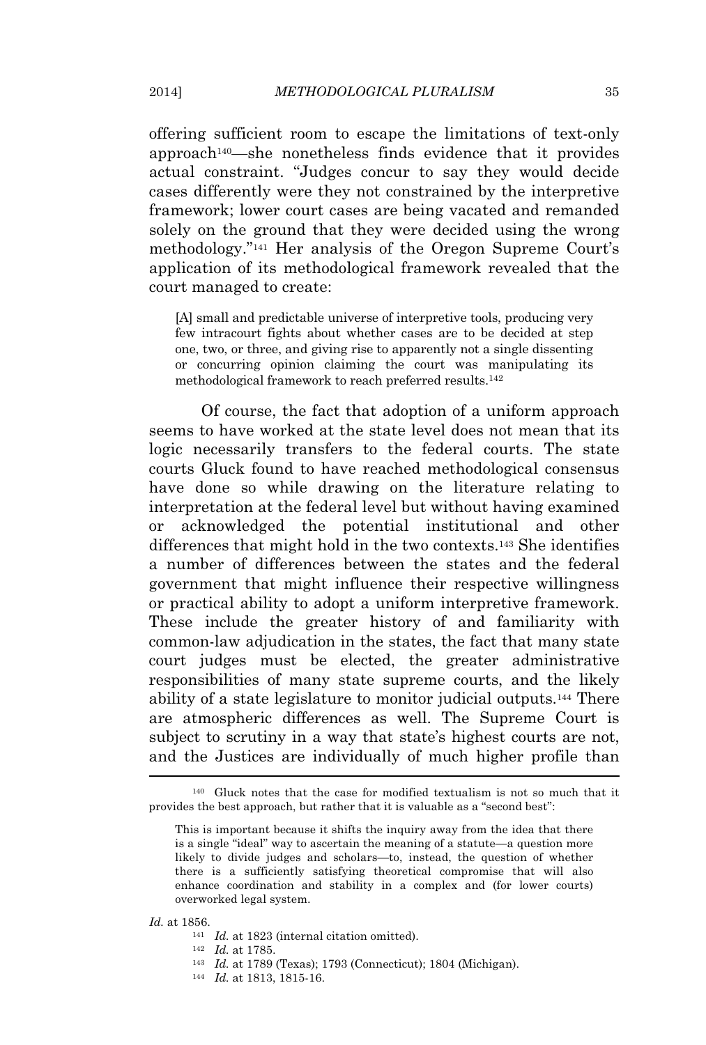offering sufficient room to escape the limitations of text-only approach[140]—she nonetheless finds evidence that it provides actual constraint. "Judges concur to say they would decide cases differently were they not constrained by the interpretive framework; lower court cases are being vacated and remanded solely on the ground that they were decided using the wrong methodology."[141] Her analysis of the Oregon Supreme Court's application of its methodological framework revealed that the court managed to create:

> [A] small and predictable universe of interpretive tools, producing very few intracourt fights about whether cases are to be decided at step one, two, or three, and giving rise to apparently not a single dissenting or concurring opinion claiming the court was manipulating its methodological framework to reach preferred results.[142]

Of course, the fact that adoption of a uniform approach seems to have worked at the state level does not mean that its logic necessarily transfers to the federal courts. The state courts Gluck found to have reached methodological consensus have done so while drawing on the literature relating to interpretation at the federal level but without having examined or acknowledged the potential institutional and other differences that might hold in the two contexts.[143] She identifies a number of differences between the states and the federal government that might influence their respective willingness or practical ability to adopt a uniform interpretive framework. These include the greater history of and familiarity with common-law adjudication in the states, the fact that many state court judges must be elected, the greater administrative responsibilities of many state supreme courts, and the likely ability of a state legislature to monitor judicial outputs.[144] There are atmospheric differences as well. The Supreme Court is subject to scrutiny in a way that state's highest courts are not, and the Justices are individually of much higher profile than

---

[140] Gluck notes that the case for modified textualism is not so much that it provides the best approach, but rather that it is valuable as a "second best":

> This is important because it shifts the inquiry away from the idea that there is a single "ideal" way to ascertain the meaning of a statute—a question more likely to divide judges and scholars—to, instead, the question of whether there is a sufficiently satisfying theoretical compromise that will also enhance coordination and stability in a complex and (for lower courts) overworked legal system.

*Id.* at 1856.

[141] *Id.* at 1823 (internal citation omitted).

[142] *Id.* at 1785.

[143] *Id.* at 1789 (Texas); 1793 (Connecticut); 1804 (Michigan).

[144] *Id.* at 1813, 1815-16.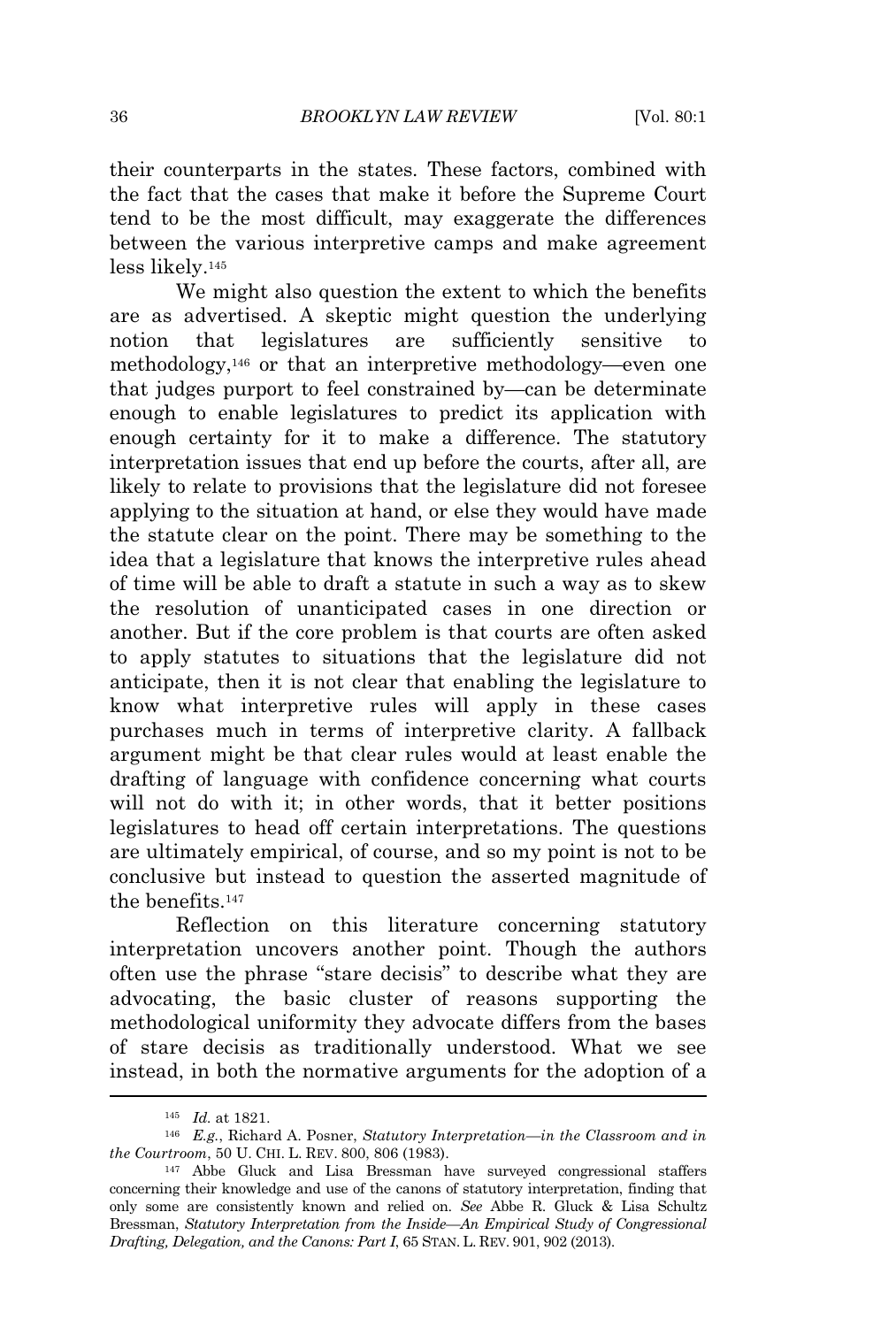their counterparts in the states. These factors, combined with the fact that the cases that make it before the Supreme Court tend to be the most difficult, may exaggerate the differences between the various interpretive camps and make agreement less likely.[145]

We might also question the extent to which the benefits are as advertised. A skeptic might question the underlying notion that legislatures are sufficiently sensitive to methodology,[146] or that an interpretive methodology—even one that judges purport to feel constrained by—can be determinate enough to enable legislatures to predict its application with enough certainty for it to make a difference. The statutory interpretation issues that end up before the courts, after all, are likely to relate to provisions that the legislature did not foresee applying to the situation at hand, or else they would have made the statute clear on the point. There may be something to the idea that a legislature that knows the interpretive rules ahead of time will be able to draft a statute in such a way as to skew the resolution of unanticipated cases in one direction or another. But if the core problem is that courts are often asked to apply statutes to situations that the legislature did not anticipate, then it is not clear that enabling the legislature to know what interpretive rules will apply in these cases purchases much in terms of interpretive clarity. A fallback argument might be that clear rules would at least enable the drafting of language with confidence concerning what courts will not do with it; in other words, that it better positions legislatures to head off certain interpretations. The questions are ultimately empirical, of course, and so my point is not to be conclusive but instead to question the asserted magnitude of the benefits.[147]

Reflection on this literature concerning statutory interpretation uncovers another point. Though the authors often use the phrase "stare decisis" to describe what they are advocating, the basic cluster of reasons supporting the methodological uniformity they advocate differs from the bases of stare decisis as traditionally understood. What we see instead, in both the normative arguments for the adoption of a

---

[145] *Id.* at 1821.

[146] *E.g.*, Richard A. Posner, *Statutory Interpretation—in the Classroom and in the Courtroom*, 50 U. CHI. L. REV. 800, 806 (1983).

[147] Abbe Gluck and Lisa Bressman have surveyed congressional staffers concerning their knowledge and use of the canons of statutory interpretation, finding that only some are consistently known and relied on. *See* Abbe R. Gluck & Lisa Schultz Bressman, *Statutory Interpretation from the Inside—An Empirical Study of Congressional Drafting, Delegation, and the Canons: Part I*, 65 STAN. L. REV. 901, 902 (2013).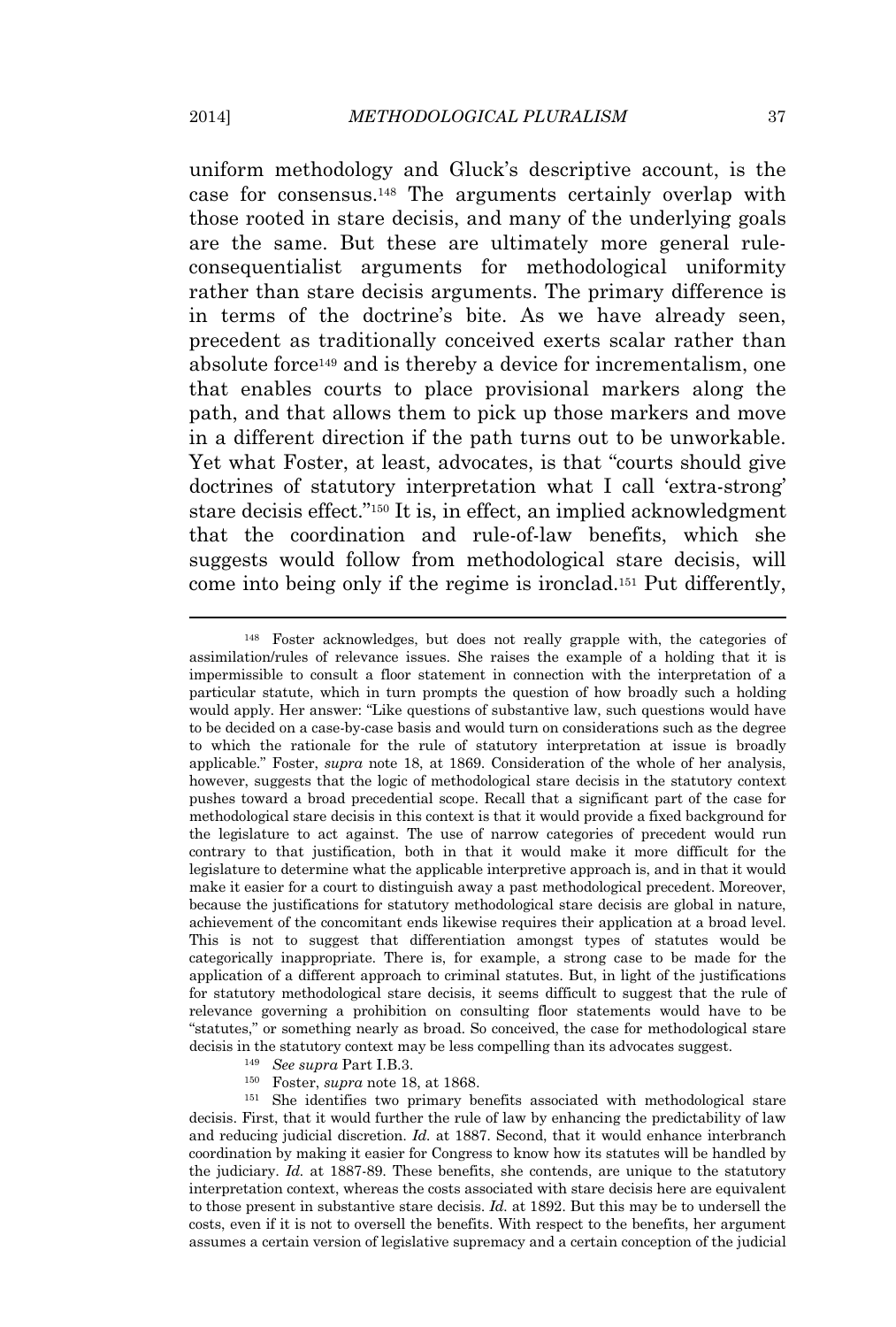uniform methodology and Gluck's descriptive account, is the case for consensus.[148] The arguments certainly overlap with those rooted in stare decisis, and many of the underlying goals are the same. But these are ultimately more general rule-consequentialist arguments for methodological uniformity rather than stare decisis arguments. The primary difference is in terms of the doctrine's bite. As we have already seen, precedent as traditionally conceived exerts scalar rather than absolute force[149] and is thereby a device for incrementalism, one that enables courts to place provisional markers along the path, and that allows them to pick up those markers and move in a different direction if the path turns out to be unworkable. Yet what Foster, at least, advocates, is that "courts should give doctrines of statutory interpretation what I call 'extra-strong' stare decisis effect."[150] It is, in effect, an implied acknowledgment that the coordination and rule-of-law benefits, which she suggests would follow from methodological stare decisis, will come into being only if the regime is ironclad.[151] Put differently,

---

[148] Foster acknowledges, but does not really grapple with, the categories of assimilation/rules of relevance issues. She raises the example of a holding that it is impermissible to consult a floor statement in connection with the interpretation of a particular statute, which in turn prompts the question of how broadly such a holding would apply. Her answer: "Like questions of substantive law, such questions would have to be decided on a case-by-case basis and would turn on considerations such as the degree to which the rationale for the rule of statutory interpretation at issue is broadly applicable." Foster, *supra* note 18, at 1869. Consideration of the whole of her analysis, however, suggests that the logic of methodological stare decisis in the statutory context pushes toward a broad precedential scope. Recall that a significant part of the case for methodological stare decisis in this context is that it would provide a fixed background for the legislature to act against. The use of narrow categories of precedent would run contrary to that justification, both in that it would make it more difficult for the legislature to determine what the applicable interpretive approach is, and in that it would make it easier for a court to distinguish away a past methodological precedent. Moreover, because the justifications for statutory methodological stare decisis are global in nature, achievement of the concomitant ends likewise requires their application at a broad level. This is not to suggest that differentiation amongst types of statutes would be categorically inappropriate. There is, for example, a strong case to be made for the application of a different approach to criminal statutes. But, in light of the justifications for statutory methodological stare decisis, it seems difficult to suggest that the rule of relevance governing a prohibition on consulting floor statements would have to be "statutes," or something nearly as broad. So conceived, the case for methodological stare decisis in the statutory context may be less compelling than its advocates suggest.

[149] *See supra* Part I.B.3.

[150] Foster, *supra* note 18, at 1868.

[151] She identifies two primary benefits associated with methodological stare decisis. First, that it would further the rule of law by enhancing the predictability of law and reducing judicial discretion. *Id.* at 1887. Second, that it would enhance interbranch coordination by making it easier for Congress to know how its statutes will be handled by the judiciary. *Id.* at 1887-89. These benefits, she contends, are unique to the statutory interpretation context, whereas the costs associated with stare decisis here are equivalent to those present in substantive stare decisis. *Id.* at 1892. But this may be to undersell the costs, even if it is not to oversell the benefits. With respect to the benefits, her argument assumes a certain version of legislative supremacy and a certain conception of the judicial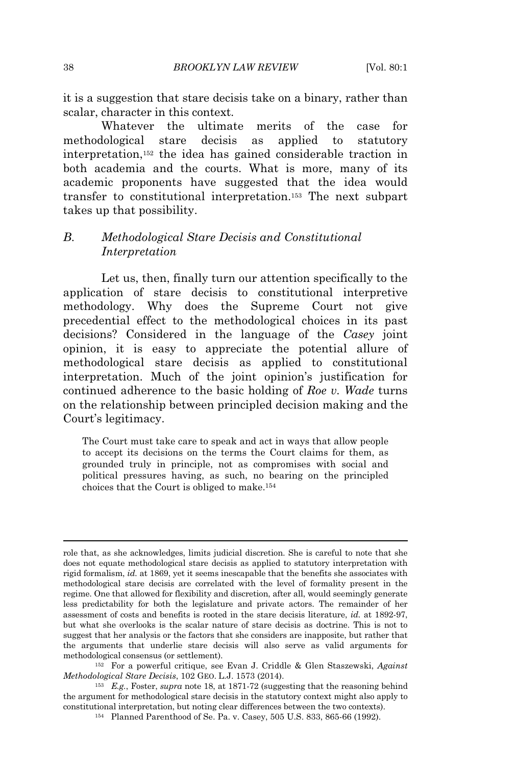it is a suggestion that stare decisis take on a binary, rather than scalar, character in this context.

Whatever the ultimate merits of the case for methodological stare decisis as applied to statutory interpretation,[152] the idea has gained considerable traction in both academia and the courts. What is more, many of its academic proponents have suggested that the idea would transfer to constitutional interpretation.[153] The next subpart takes up that possibility.

### B. *Methodological Stare Decisis and Constitutional Interpretation*

Let us, then, finally turn our attention specifically to the application of stare decisis to constitutional interpretive methodology. Why does the Supreme Court not give precedential effect to the methodological choices in its past decisions? Considered in the language of the *Casey* joint opinion, it is easy to appreciate the potential allure of methodological stare decisis as applied to constitutional interpretation. Much of the joint opinion's justification for continued adherence to the basic holding of *Roe v. Wade* turns on the relationship between principled decision making and the Court's legitimacy.

> The Court must take care to speak and act in ways that allow people to accept its decisions on the terms the Court claims for them, as grounded truly in principle, not as compromises with social and political pressures having, as such, no bearing on the principled choices that the Court is obliged to make.[154]

---

role that, as she acknowledges, limits judicial discretion. She is careful to note that she does not equate methodological stare decisis as applied to statutory interpretation with rigid formalism, *id.* at 1869, yet it seems inescapable that the benefits she associates with methodological stare decisis are correlated with the level of formality present in the regime. One that allowed for flexibility and discretion, after all, would seemingly generate less predictability for both the legislature and private actors. The remainder of her assessment of costs and benefits is rooted in the stare decisis literature, *id.* at 1892-97, but what she overlooks is the scalar nature of stare decisis as doctrine. This is not to suggest that her analysis or the factors that she considers are inapposite, but rather that the arguments that underlie stare decisis will also serve as valid arguments for methodological consensus (or settlement).

[152] For a powerful critique, see Evan J. Criddle & Glen Staszewski, *Against Methodological Stare Decisis*, 102 GEO. L.J. 1573 (2014).

[153] *E.g.*, Foster, *supra* note 18, at 1871-72 (suggesting that the reasoning behind the argument for methodological stare decisis in the statutory context might also apply to constitutional interpretation, but noting clear differences between the two contexts).

[154] Planned Parenthood of Se. Pa. v. Casey, 505 U.S. 833, 865-66 (1992).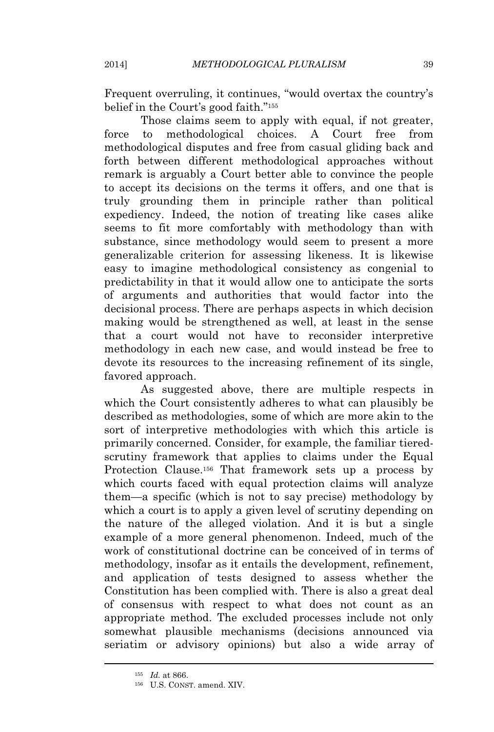Frequent overruling, it continues, "would overtax the country's belief in the Court's good faith."[155]

Those claims seem to apply with equal, if not greater, force to methodological choices. A Court free from methodological disputes and free from casual gliding back and forth between different methodological approaches without remark is arguably a Court better able to convince the people to accept its decisions on the terms it offers, and one that is truly grounding them in principle rather than political expediency. Indeed, the notion of treating like cases alike seems to fit more comfortably with methodology than with substance, since methodology would seem to present a more generalizable criterion for assessing likeness. It is likewise easy to imagine methodological consistency as congenial to predictability in that it would allow one to anticipate the sorts of arguments and authorities that would factor into the decisional process. There are perhaps aspects in which decision making would be strengthened as well, at least in the sense that a court would not have to reconsider interpretive methodology in each new case, and would instead be free to devote its resources to the increasing refinement of its single, favored approach.

As suggested above, there are multiple respects in which the Court consistently adheres to what can plausibly be described as methodologies, some of which are more akin to the sort of interpretive methodologies with which this article is primarily concerned. Consider, for example, the familiar tiered-scrutiny framework that applies to claims under the Equal Protection Clause.[156] That framework sets up a process by which courts faced with equal protection claims will analyze them—a specific (which is not to say precise) methodology by which a court is to apply a given level of scrutiny depending on the nature of the alleged violation. And it is but a single example of a more general phenomenon. Indeed, much of the work of constitutional doctrine can be conceived of in terms of methodology, insofar as it entails the development, refinement, and application of tests designed to assess whether the Constitution has been complied with. There is also a great deal of consensus with respect to what does not count as an appropriate method. The excluded processes include not only somewhat plausible mechanisms (decisions announced via seriatim or advisory opinions) but also a wide array of

---

[155] *Id.* at 866.

[156] U.S. CONST. amend. XIV.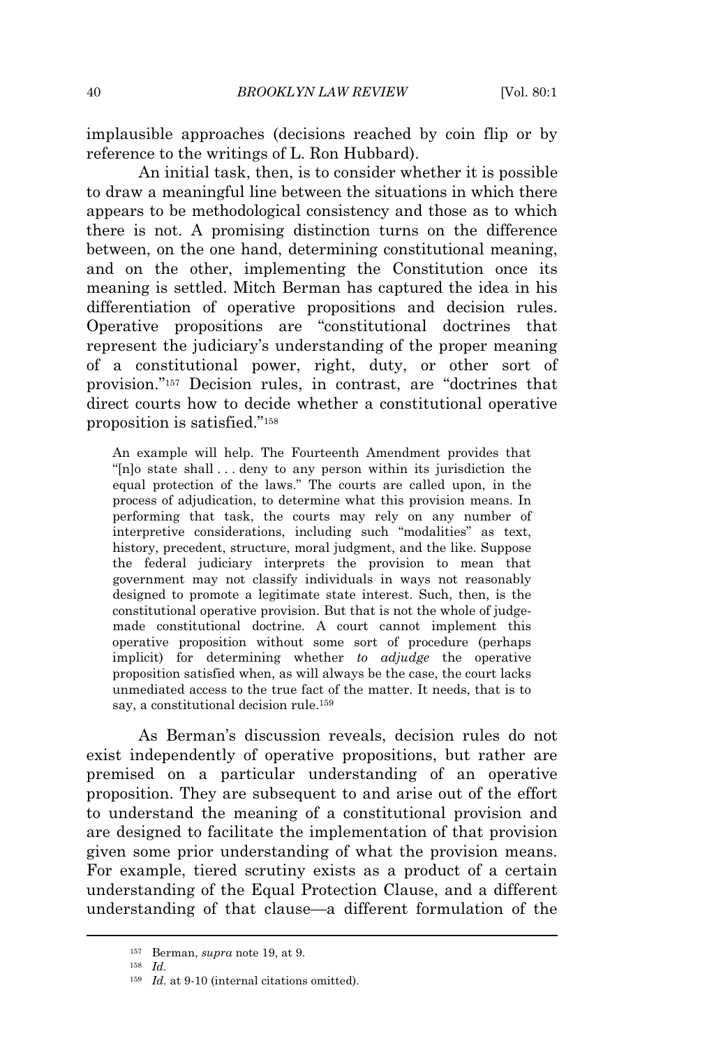implausible approaches (decisions reached by coin flip or by reference to the writings of L. Ron Hubbard).

An initial task, then, is to consider whether it is possible to draw a meaningful line between the situations in which there appears to be methodological consistency and those as to which there is not. A promising distinction turns on the difference between, on the one hand, determining constitutional meaning, and on the other, implementing the Constitution once its meaning is settled. Mitch Berman has captured the idea in his differentiation of operative propositions and decision rules. Operative propositions are "constitutional doctrines that represent the judiciary's understanding of the proper meaning of a constitutional power, right, duty, or other sort of provision."[157] Decision rules, in contrast, are "doctrines that direct courts how to decide whether a constitutional operative proposition is satisfied."[158]

> An example will help. The Fourteenth Amendment provides that "[n]o state shall . . . deny to any person within its jurisdiction the equal protection of the laws." The courts are called upon, in the process of adjudication, to determine what this provision means. In performing that task, the courts may rely on any number of interpretive considerations, including such "modalities" as text, history, precedent, structure, moral judgment, and the like. Suppose the federal judiciary interprets the provision to mean that government may not classify individuals in ways not reasonably designed to promote a legitimate state interest. Such, then, is the constitutional operative provision. But that is not the whole of judge-made constitutional doctrine. A court cannot implement this operative proposition without some sort of procedure (perhaps implicit) for determining whether *to adjudge* the operative proposition satisfied when, as will always be the case, the court lacks unmediated access to the true fact of the matter. It needs, that is to say, a constitutional decision rule.[159]

As Berman's discussion reveals, decision rules do not exist independently of operative propositions, but rather are premised on a particular understanding of an operative proposition. They are subsequent to and arise out of the effort to understand the meaning of a constitutional provision and are designed to facilitate the implementation of that provision given some prior understanding of what the provision means. For example, tiered scrutiny exists as a product of a certain understanding of the Equal Protection Clause, and a different understanding of that clause—a different formulation of the

---

[157] Berman, *supra* note 19, at 9.

[158] *Id.*

[159] *Id.* at 9-10 (internal citations omitted).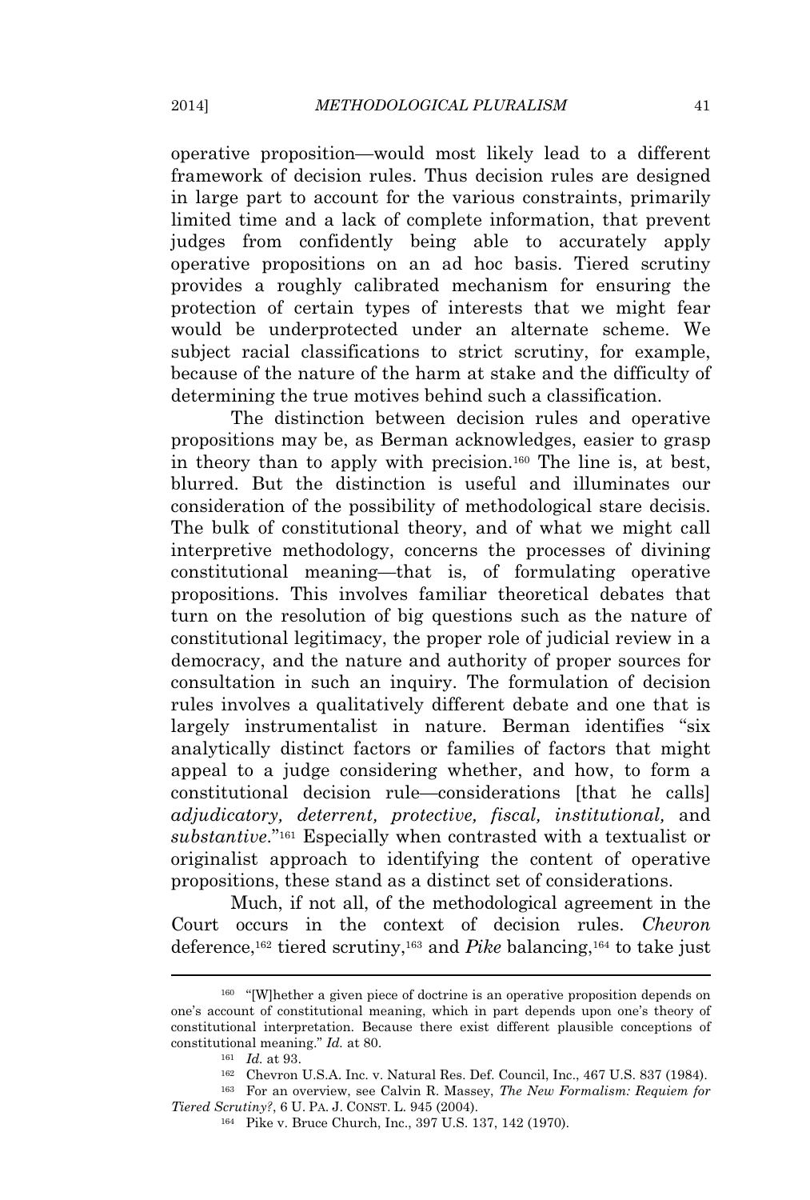operative proposition—would most likely lead to a different framework of decision rules. Thus decision rules are designed in large part to account for the various constraints, primarily limited time and a lack of complete information, that prevent judges from confidently being able to accurately apply operative propositions on an ad hoc basis. Tiered scrutiny provides a roughly calibrated mechanism for ensuring the protection of certain types of interests that we might fear would be underprotected under an alternate scheme. We subject racial classifications to strict scrutiny, for example, because of the nature of the harm at stake and the difficulty of determining the true motives behind such a classification.

The distinction between decision rules and operative propositions may be, as Berman acknowledges, easier to grasp in theory than to apply with precision.[160] The line is, at best, blurred. But the distinction is useful and illuminates our consideration of the possibility of methodological stare decisis. The bulk of constitutional theory, and of what we might call interpretive methodology, concerns the processes of divining constitutional meaning—that is, of formulating operative propositions. This involves familiar theoretical debates that turn on the resolution of big questions such as the nature of constitutional legitimacy, the proper role of judicial review in a democracy, and the nature and authority of proper sources for consultation in such an inquiry. The formulation of decision rules involves a qualitatively different debate and one that is largely instrumentalist in nature. Berman identifies "six analytically distinct factors or families of factors that might appeal to a judge considering whether, and how, to form a constitutional decision rule—considerations [that he calls] *adjudicatory, deterrent, protective, fiscal, institutional,* and *substantive*."[161] Especially when contrasted with a textualist or originalist approach to identifying the content of operative propositions, these stand as a distinct set of considerations.

Much, if not all, of the methodological agreement in the Court occurs in the context of decision rules. *Chevron* deference,[162] tiered scrutiny,[163] and *Pike* balancing,[164] to take just

---

[160] "[W]hether a given piece of doctrine is an operative proposition depends on one's account of constitutional meaning, which in part depends upon one's theory of constitutional interpretation. Because there exist different plausible conceptions of constitutional meaning." *Id.* at 80.

[161] *Id.* at 93.

[162] Chevron U.S.A. Inc. v. Natural Res. Def. Council, Inc., 467 U.S. 837 (1984).

[163] For an overview, see Calvin R. Massey, *The New Formalism: Requiem for Tiered Scrutiny?*, 6 U. PA. J. CONST. L. 945 (2004).

[164] Pike v. Bruce Church, Inc., 397 U.S. 137, 142 (1970).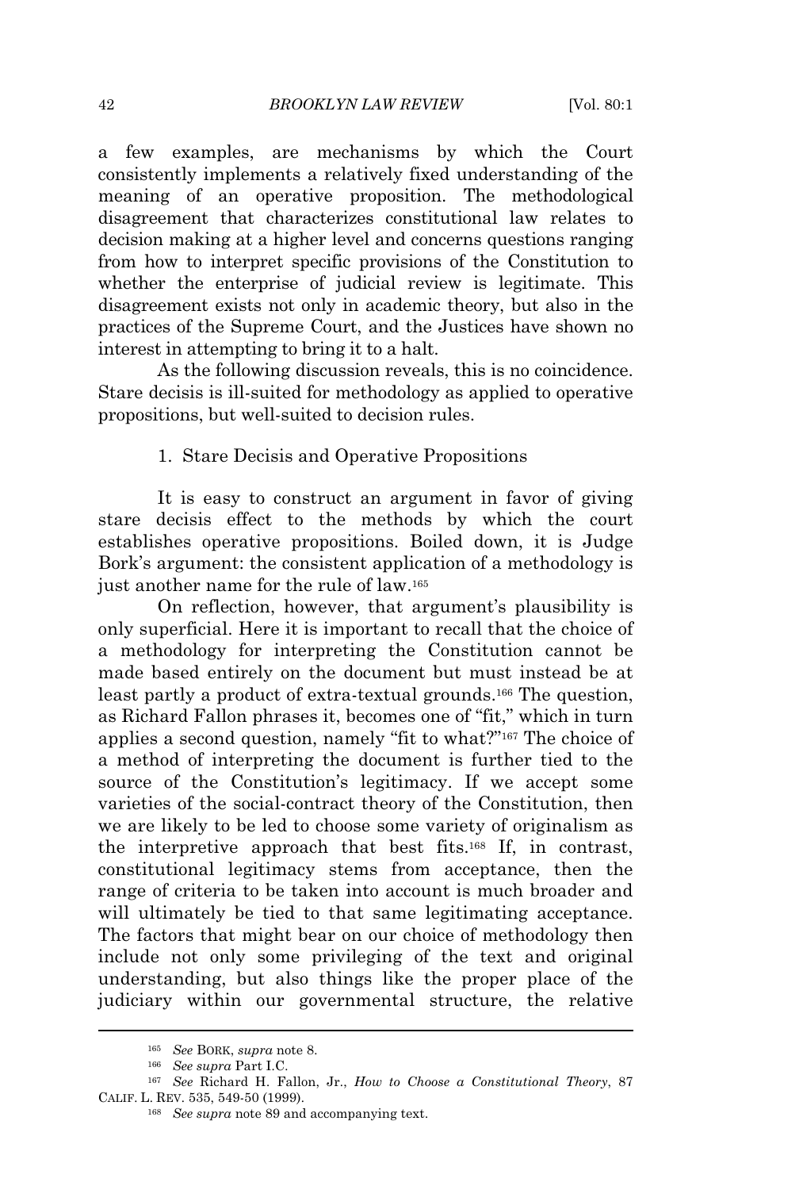a few examples, are mechanisms by which the Court consistently implements a relatively fixed understanding of the meaning of an operative proposition. The methodological disagreement that characterizes constitutional law relates to decision making at a higher level and concerns questions ranging from how to interpret specific provisions of the Constitution to whether the enterprise of judicial review is legitimate. This disagreement exists not only in academic theory, but also in the practices of the Supreme Court, and the Justices have shown no interest in attempting to bring it to a halt.

As the following discussion reveals, this is no coincidence. Stare decisis is ill-suited for methodology as applied to operative propositions, but well-suited to decision rules.

### 1. Stare Decisis and Operative Propositions

It is easy to construct an argument in favor of giving stare decisis effect to the methods by which the court establishes operative propositions. Boiled down, it is Judge Bork's argument: the consistent application of a methodology is just another name for the rule of law.[165]

On reflection, however, that argument's plausibility is only superficial. Here it is important to recall that the choice of a methodology for interpreting the Constitution cannot be made based entirely on the document but must instead be at least partly a product of extra-textual grounds.[166] The question, as Richard Fallon phrases it, becomes one of "fit," which in turn applies a second question, namely "fit to what?"[167] The choice of a method of interpreting the document is further tied to the source of the Constitution's legitimacy. If we accept some varieties of the social-contract theory of the Constitution, then we are likely to be led to choose some variety of originalism as the interpretive approach that best fits.[168] If, in contrast, constitutional legitimacy stems from acceptance, then the range of criteria to be taken into account is much broader and will ultimately be tied to that same legitimating acceptance. The factors that might bear on our choice of methodology then include not only some privileging of the text and original understanding, but also things like the proper place of the judiciary within our governmental structure, the relative

---

[165] *See* BORK, *supra* note 8.

[166] *See supra* Part I.C.

[167] *See* Richard H. Fallon, Jr., *How to Choose a Constitutional Theory*, 87 CALIF. L. REV. 535, 549-50 (1999).

[168] *See supra* note 89 and accompanying text.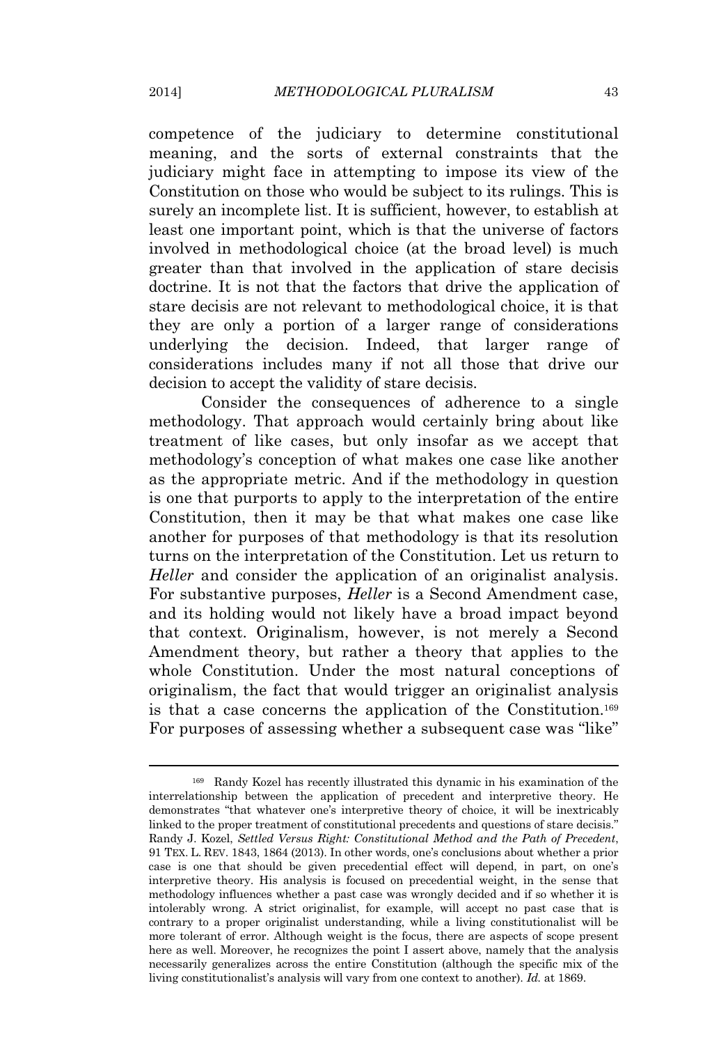competence of the judiciary to determine constitutional meaning, and the sorts of external constraints that the judiciary might face in attempting to impose its view of the Constitution on those who would be subject to its rulings. This is surely an incomplete list. It is sufficient, however, to establish at least one important point, which is that the universe of factors involved in methodological choice (at the broad level) is much greater than that involved in the application of stare decisis doctrine. It is not that the factors that drive the application of stare decisis are not relevant to methodological choice, it is that they are only a portion of a larger range of considerations underlying the decision. Indeed, that larger range of considerations includes many if not all those that drive our decision to accept the validity of stare decisis.

Consider the consequences of adherence to a single methodology. That approach would certainly bring about like treatment of like cases, but only insofar as we accept that methodology's conception of what makes one case like another as the appropriate metric. And if the methodology in question is one that purports to apply to the interpretation of the entire Constitution, then it may be that what makes one case like another for purposes of that methodology is that its resolution turns on the interpretation of the Constitution. Let us return to *Heller* and consider the application of an originalist analysis. For substantive purposes, *Heller* is a Second Amendment case, and its holding would not likely have a broad impact beyond that context. Originalism, however, is not merely a Second Amendment theory, but rather a theory that applies to the whole Constitution. Under the most natural conceptions of originalism, the fact that would trigger an originalist analysis is that a case concerns the application of the Constitution.[169] For purposes of assessing whether a subsequent case was "like"

---

[169] Randy Kozel has recently illustrated this dynamic in his examination of the interrelationship between the application of precedent and interpretive theory. He demonstrates "that whatever one's interpretive theory of choice, it will be inextricably linked to the proper treatment of constitutional precedents and questions of stare decisis." Randy J. Kozel, *Settled Versus Right: Constitutional Method and the Path of Precedent*, 91 TEX. L. REV. 1843, 1864 (2013). In other words, one's conclusions about whether a prior case is one that should be given precedential effect will depend, in part, on one's interpretive theory. His analysis is focused on precedential weight, in the sense that methodology influences whether a past case was wrongly decided and if so whether it is intolerably wrong. A strict originalist, for example, will accept no past case that is contrary to a proper originalist understanding, while a living constitutionalist will be more tolerant of error. Although weight is the focus, there are aspects of scope present here as well. Moreover, he recognizes the point I assert above, namely that the analysis necessarily generalizes across the entire Constitution (although the specific mix of the living constitutionalist's analysis will vary from one context to another). *Id.* at 1869.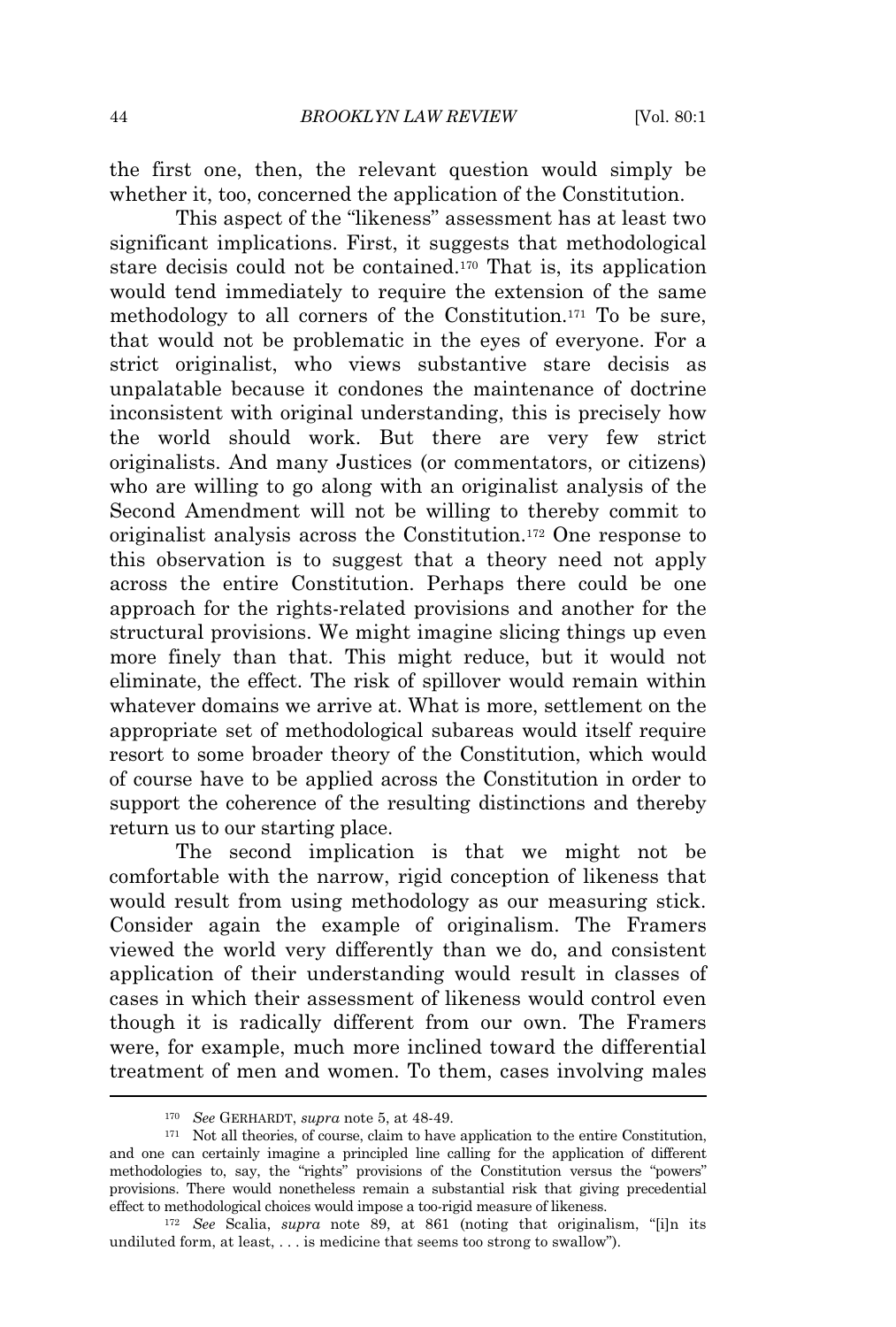the first one, then, the relevant question would simply be whether it, too, concerned the application of the Constitution.

This aspect of the "likeness" assessment has at least two significant implications. First, it suggests that methodological stare decisis could not be contained.[170] That is, its application would tend immediately to require the extension of the same methodology to all corners of the Constitution.[171] To be sure, that would not be problematic in the eyes of everyone. For a strict originalist, who views substantive stare decisis as unpalatable because it condones the maintenance of doctrine inconsistent with original understanding, this is precisely how the world should work. But there are very few strict originalists. And many Justices (or commentators, or citizens) who are willing to go along with an originalist analysis of the Second Amendment will not be willing to thereby commit to originalist analysis across the Constitution.[172] One response to this observation is to suggest that a theory need not apply across the entire Constitution. Perhaps there could be one approach for the rights-related provisions and another for the structural provisions. We might imagine slicing things up even more finely than that. This might reduce, but it would not eliminate, the effect. The risk of spillover would remain within whatever domains we arrive at. What is more, settlement on the appropriate set of methodological subareas would itself require resort to some broader theory of the Constitution, which would of course have to be applied across the Constitution in order to support the coherence of the resulting distinctions and thereby return us to our starting place.

The second implication is that we might not be comfortable with the narrow, rigid conception of likeness that would result from using methodology as our measuring stick. Consider again the example of originalism. The Framers viewed the world very differently than we do, and consistent application of their understanding would result in classes of cases in which their assessment of likeness would control even though it is radically different from our own. The Framers were, for example, much more inclined toward the differential treatment of men and women. To them, cases involving males

---

[170] *See* GERHARDT, *supra* note 5, at 48-49.

[171] Not all theories, of course, claim to have application to the entire Constitution, and one can certainly imagine a principled line calling for the application of different methodologies to, say, the "rights" provisions of the Constitution versus the "powers" provisions. There would nonetheless remain a substantial risk that giving precedential effect to methodological choices would impose a too-rigid measure of likeness.

[172] *See* Scalia, *supra* note 89, at 861 (noting that originalism, "[i]n its undiluted form, at least, . . . is medicine that seems too strong to swallow").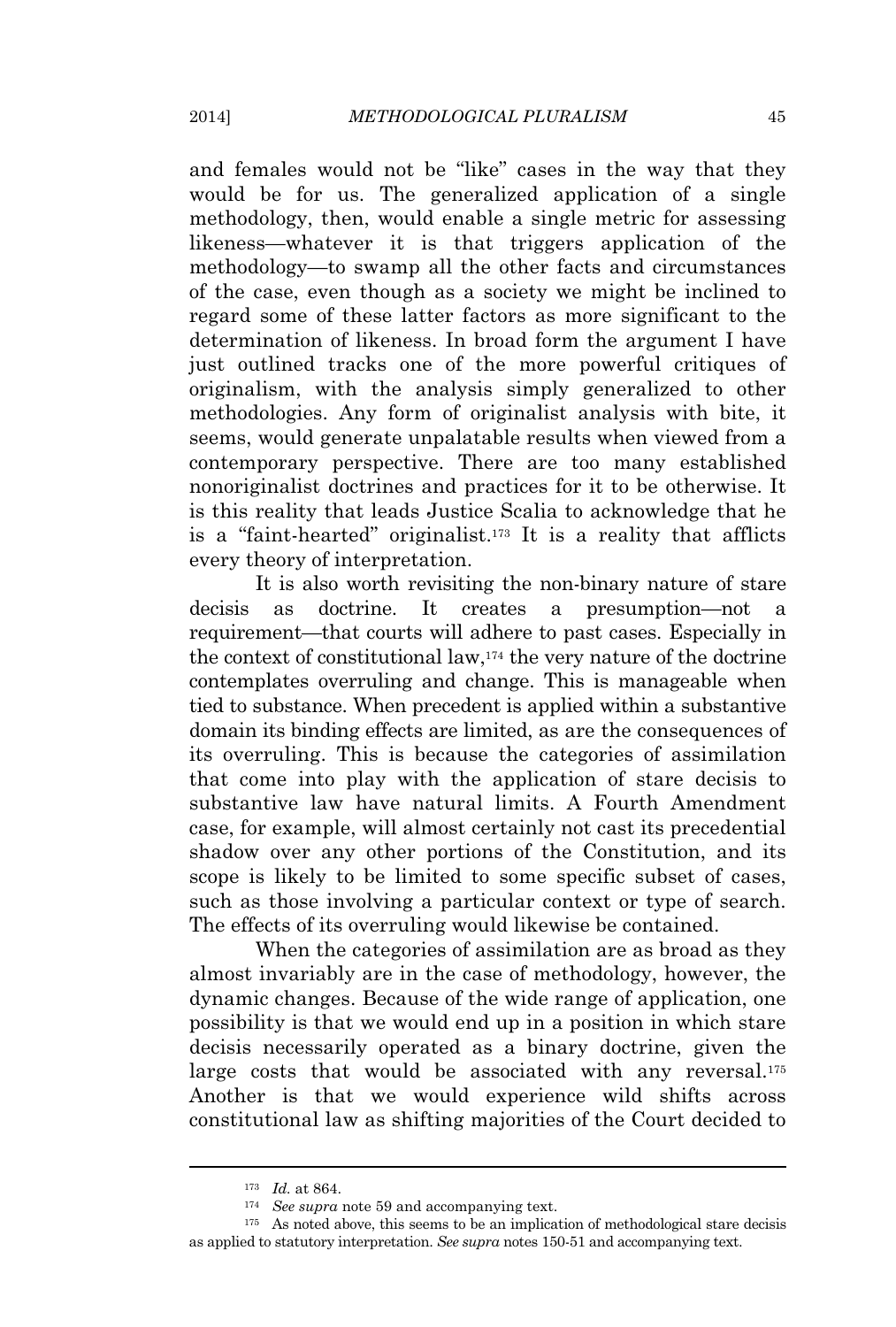and females would not be "like" cases in the way that they would be for us. The generalized application of a single methodology, then, would enable a single metric for assessing likeness—whatever it is that triggers application of the methodology—to swamp all the other facts and circumstances of the case, even though as a society we might be inclined to regard some of these latter factors as more significant to the determination of likeness. In broad form the argument I have just outlined tracks one of the more powerful critiques of originalism, with the analysis simply generalized to other methodologies. Any form of originalist analysis with bite, it seems, would generate unpalatable results when viewed from a contemporary perspective. There are too many established nonoriginalist doctrines and practices for it to be otherwise. It is this reality that leads Justice Scalia to acknowledge that he is a "faint-hearted" originalist.[173] It is a reality that afflicts every theory of interpretation.

It is also worth revisiting the non-binary nature of stare decisis as doctrine. It creates a presumption—not a requirement—that courts will adhere to past cases. Especially in the context of constitutional law,[174] the very nature of the doctrine contemplates overruling and change. This is manageable when tied to substance. When precedent is applied within a substantive domain its binding effects are limited, as are the consequences of its overruling. This is because the categories of assimilation that come into play with the application of stare decisis to substantive law have natural limits. A Fourth Amendment case, for example, will almost certainly not cast its precedential shadow over any other portions of the Constitution, and its scope is likely to be limited to some specific subset of cases, such as those involving a particular context or type of search. The effects of its overruling would likewise be contained.

When the categories of assimilation are as broad as they almost invariably are in the case of methodology, however, the dynamic changes. Because of the wide range of application, one possibility is that we would end up in a position in which stare decisis necessarily operated as a binary doctrine, given the large costs that would be associated with any reversal.[175] Another is that we would experience wild shifts across constitutional law as shifting majorities of the Court decided to

---

[173] *Id.* at 864.

[174] *See supra* note 59 and accompanying text.

[175] As noted above, this seems to be an implication of methodological stare decisis as applied to statutory interpretation. *See supra* notes 150-51 and accompanying text.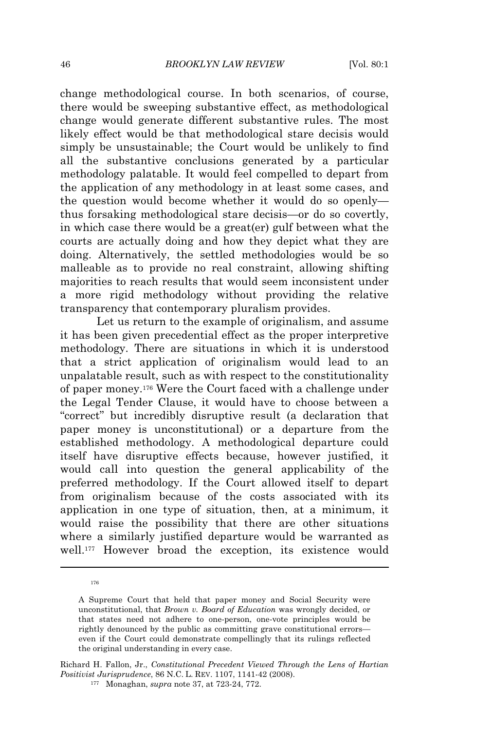change methodological course. In both scenarios, of course, there would be sweeping substantive effect, as methodological change would generate different substantive rules. The most likely effect would be that methodological stare decisis would simply be unsustainable; the Court would be unlikely to find all the substantive conclusions generated by a particular methodology palatable. It would feel compelled to depart from the application of any methodology in at least some cases, and the question would become whether it would do so openly—thus forsaking methodological stare decisis—or do so covertly, in which case there would be a great(er) gulf between what the courts are actually doing and how they depict what they are doing. Alternatively, the settled methodologies would be so malleable as to provide no real constraint, allowing shifting majorities to reach results that would seem inconsistent under a more rigid methodology without providing the relative transparency that contemporary pluralism provides.

Let us return to the example of originalism, and assume it has been given precedential effect as the proper interpretive methodology. There are situations in which it is understood that a strict application of originalism would lead to an unpalatable result, such as with respect to the constitutionality of paper money.[176] Were the Court faced with a challenge under the Legal Tender Clause, it would have to choose between a "correct" but incredibly disruptive result (a declaration that paper money is unconstitutional) or a departure from the established methodology. A methodological departure could itself have disruptive effects because, however justified, it would call into question the general applicability of the preferred methodology. If the Court allowed itself to depart from originalism because of the costs associated with its application in one type of situation, then, at a minimum, it would raise the possibility that there are other situations where a similarly justified departure would be warranted as well.[177] However broad the exception, its existence would

---

[176]

> A Supreme Court that held that paper money and Social Security were unconstitutional, that *Brown v. Board of Education* was wrongly decided, or that states need not adhere to one-person, one-vote principles would be rightly denounced by the public as committing grave constitutional errors—even if the Court could demonstrate compellingly that its rulings reflected the original understanding in every case.

Richard H. Fallon, Jr., *Constitutional Precedent Viewed Through the Lens of Hartian Positivist Jurisprudence*, 86 N.C. L. REV. 1107, 1141-42 (2008).

[177] Monaghan, *supra* note 37, at 723-24, 772.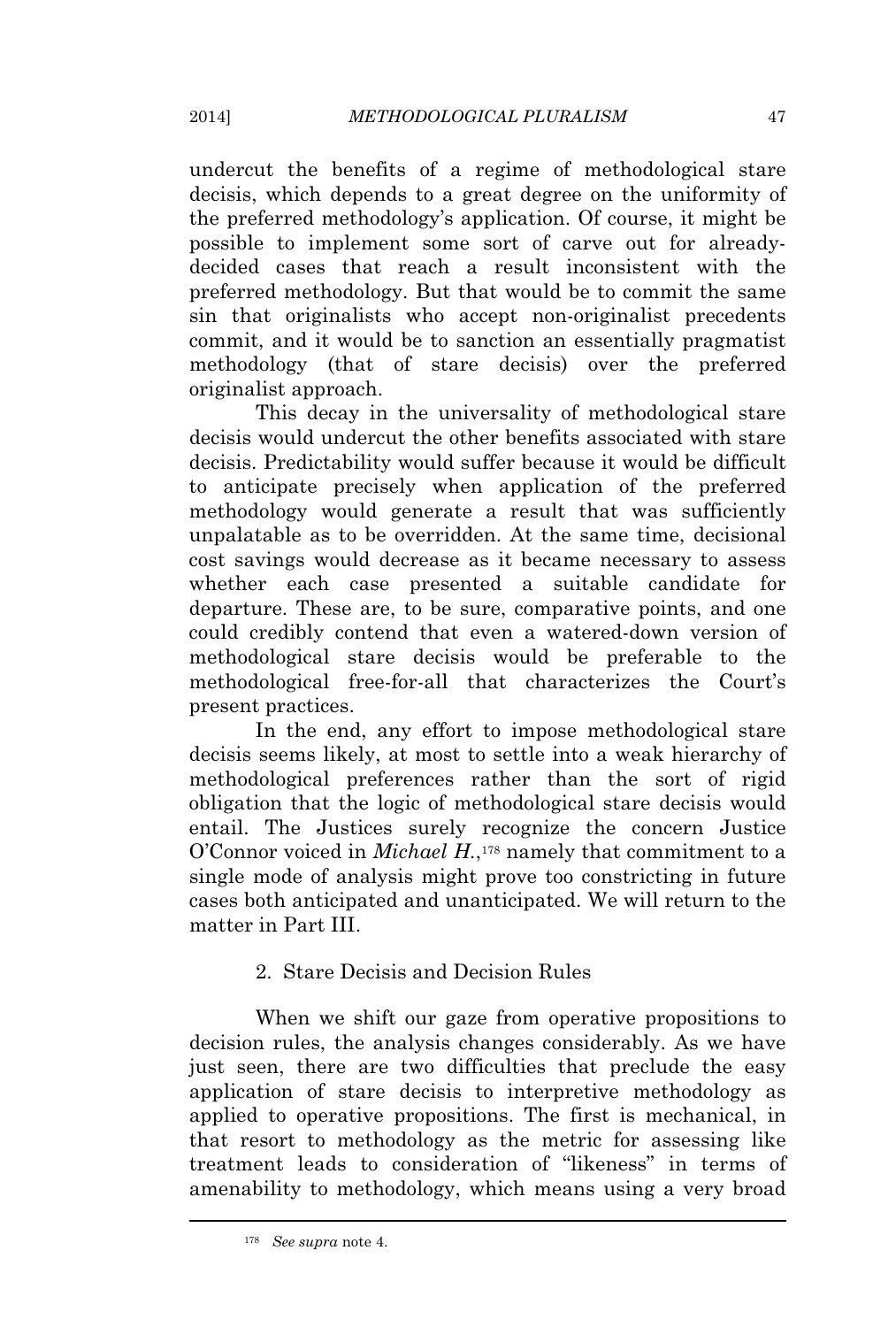undercut the benefits of a regime of methodological stare decisis, which depends to a great degree on the uniformity of the preferred methodology's application. Of course, it might be possible to implement some sort of carve out for already-decided cases that reach a result inconsistent with the preferred methodology. But that would be to commit the same sin that originalists who accept non-originalist precedents commit, and it would be to sanction an essentially pragmatist methodology (that of stare decisis) over the preferred originalist approach.

This decay in the universality of methodological stare decisis would undercut the other benefits associated with stare decisis. Predictability would suffer because it would be difficult to anticipate precisely when application of the preferred methodology would generate a result that was sufficiently unpalatable as to be overridden. At the same time, decisional cost savings would decrease as it became necessary to assess whether each case presented a suitable candidate for departure. These are, to be sure, comparative points, and one could credibly contend that even a watered-down version of methodological stare decisis would be preferable to the methodological free-for-all that characterizes the Court's present practices.

In the end, any effort to impose methodological stare decisis seems likely, at most to settle into a weak hierarchy of methodological preferences rather than the sort of rigid obligation that the logic of methodological stare decisis would entail. The Justices surely recognize the concern Justice O'Connor voiced in *Michael H.*,[178] namely that commitment to a single mode of analysis might prove too constricting in future cases both anticipated and unanticipated. We will return to the matter in Part III.

### 2. Stare Decisis and Decision Rules

When we shift our gaze from operative propositions to decision rules, the analysis changes considerably. As we have just seen, there are two difficulties that preclude the easy application of stare decisis to interpretive methodology as applied to operative propositions. The first is mechanical, in that resort to methodology as the metric for assessing like treatment leads to consideration of "likeness" in terms of amenability to methodology, which means using a very broad

---

[178] *See supra* note 4.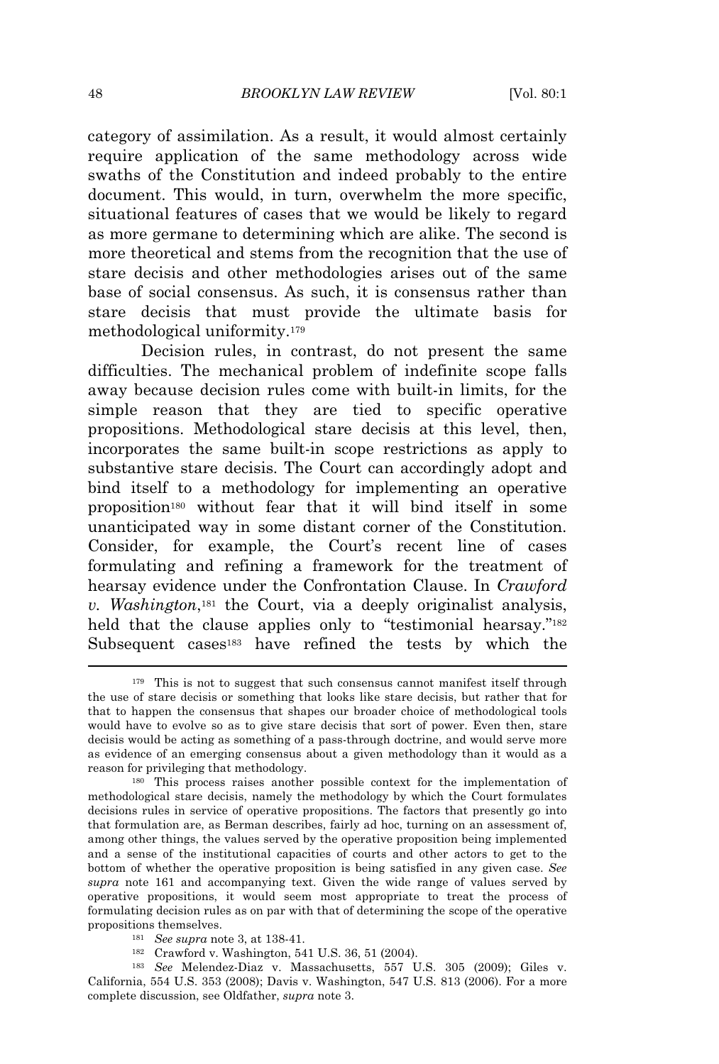category of assimilation. As a result, it would almost certainly require application of the same methodology across wide swaths of the Constitution and indeed probably to the entire document. This would, in turn, overwhelm the more specific, situational features of cases that we would be likely to regard as more germane to determining which are alike. The second is more theoretical and stems from the recognition that the use of stare decisis and other methodologies arises out of the same base of social consensus. As such, it is consensus rather than stare decisis that must provide the ultimate basis for methodological uniformity.[179]

Decision rules, in contrast, do not present the same difficulties. The mechanical problem of indefinite scope falls away because decision rules come with built-in limits, for the simple reason that they are tied to specific operative propositions. Methodological stare decisis at this level, then, incorporates the same built-in scope restrictions as apply to substantive stare decisis. The Court can accordingly adopt and bind itself to a methodology for implementing an operative proposition[180] without fear that it will bind itself in some unanticipated way in some distant corner of the Constitution. Consider, for example, the Court's recent line of cases formulating and refining a framework for the treatment of hearsay evidence under the Confrontation Clause. In *Crawford v. Washington*,[181] the Court, via a deeply originalist analysis, held that the clause applies only to "testimonial hearsay."[182] Subsequent cases[183] have refined the tests by which the

---

[179] This is not to suggest that such consensus cannot manifest itself through the use of stare decisis or something that looks like stare decisis, but rather that for that to happen the consensus that shapes our broader choice of methodological tools would have to evolve so as to give stare decisis that sort of power. Even then, stare decisis would be acting as something of a pass-through doctrine, and would serve more as evidence of an emerging consensus about a given methodology than it would as a reason for privileging that methodology.

[180] This process raises another possible context for the implementation of methodological stare decisis, namely the methodology by which the Court formulates decisions rules in service of operative propositions. The factors that presently go into that formulation are, as Berman describes, fairly ad hoc, turning on an assessment of, among other things, the values served by the operative proposition being implemented and a sense of the institutional capacities of courts and other actors to get to the bottom of whether the operative proposition is being satisfied in any given case. *See supra* note 161 and accompanying text. Given the wide range of values served by operative propositions, it would seem most appropriate to treat the process of formulating decision rules as on par with that of determining the scope of the operative propositions themselves.

[181] *See supra* note 3, at 138-41.

[182] Crawford v. Washington, 541 U.S. 36, 51 (2004).

[183] *See* Melendez-Diaz v. Massachusetts, 557 U.S. 305 (2009); Giles v. California, 554 U.S. 353 (2008); Davis v. Washington, 547 U.S. 813 (2006). For a more complete discussion, see Oldfather, *supra* note 3.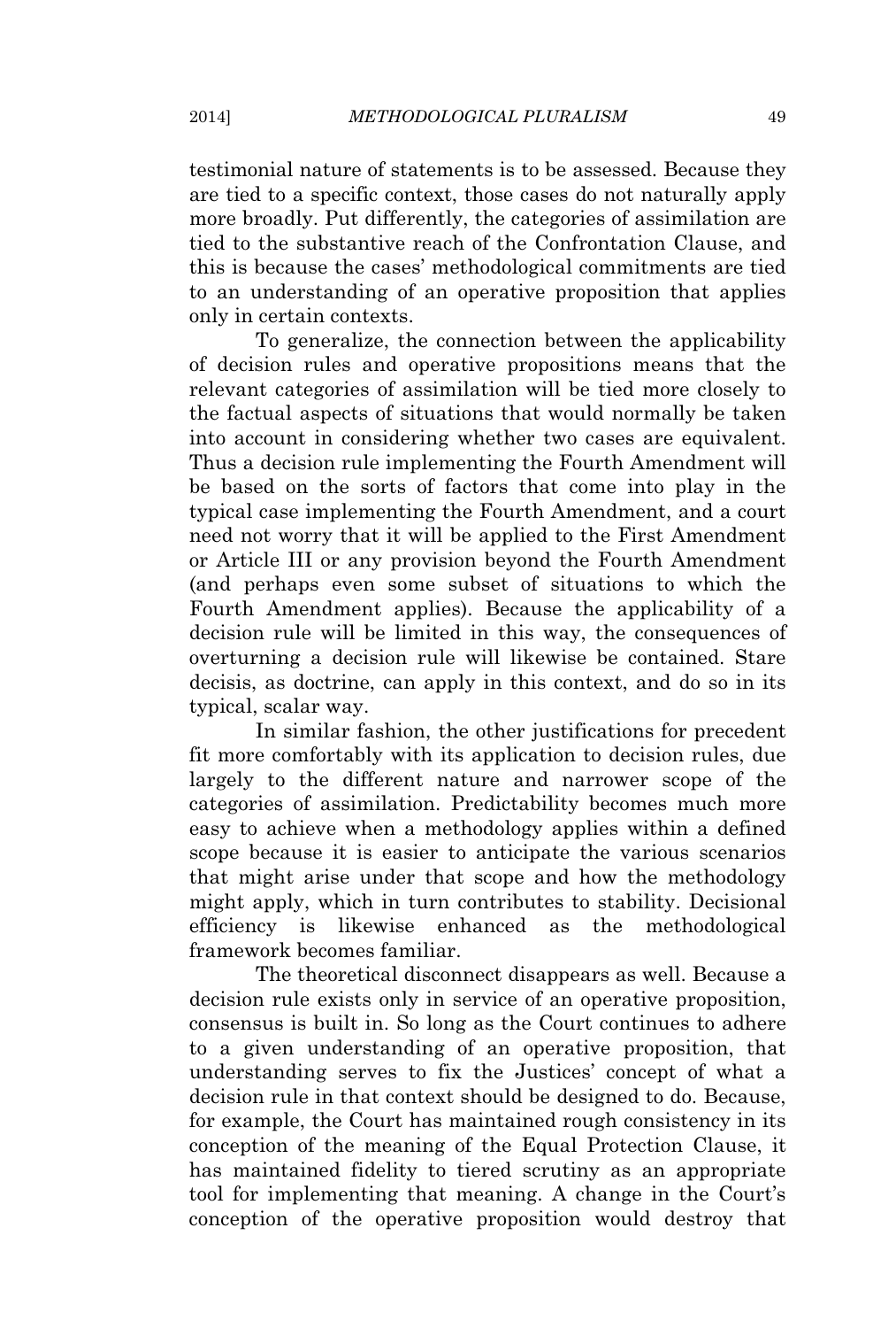testimonial nature of statements is to be assessed. Because they are tied to a specific context, those cases do not naturally apply more broadly. Put differently, the categories of assimilation are tied to the substantive reach of the Confrontation Clause, and this is because the cases' methodological commitments are tied to an understanding of an operative proposition that applies only in certain contexts.

To generalize, the connection between the applicability of decision rules and operative propositions means that the relevant categories of assimilation will be tied more closely to the factual aspects of situations that would normally be taken into account in considering whether two cases are equivalent. Thus a decision rule implementing the Fourth Amendment will be based on the sorts of factors that come into play in the typical case implementing the Fourth Amendment, and a court need not worry that it will be applied to the First Amendment or Article III or any provision beyond the Fourth Amendment (and perhaps even some subset of situations to which the Fourth Amendment applies). Because the applicability of a decision rule will be limited in this way, the consequences of overturning a decision rule will likewise be contained. Stare decisis, as doctrine, can apply in this context, and do so in its typical, scalar way.

In similar fashion, the other justifications for precedent fit more comfortably with its application to decision rules, due largely to the different nature and narrower scope of the categories of assimilation. Predictability becomes much more easy to achieve when a methodology applies within a defined scope because it is easier to anticipate the various scenarios that might arise under that scope and how the methodology might apply, which in turn contributes to stability. Decisional efficiency is likewise enhanced as the methodological framework becomes familiar.

The theoretical disconnect disappears as well. Because a decision rule exists only in service of an operative proposition, consensus is built in. So long as the Court continues to adhere to a given understanding of an operative proposition, that understanding serves to fix the Justices' concept of what a decision rule in that context should be designed to do. Because, for example, the Court has maintained rough consistency in its conception of the meaning of the Equal Protection Clause, it has maintained fidelity to tiered scrutiny as an appropriate tool for implementing that meaning. A change in the Court's conception of the operative proposition would destroy that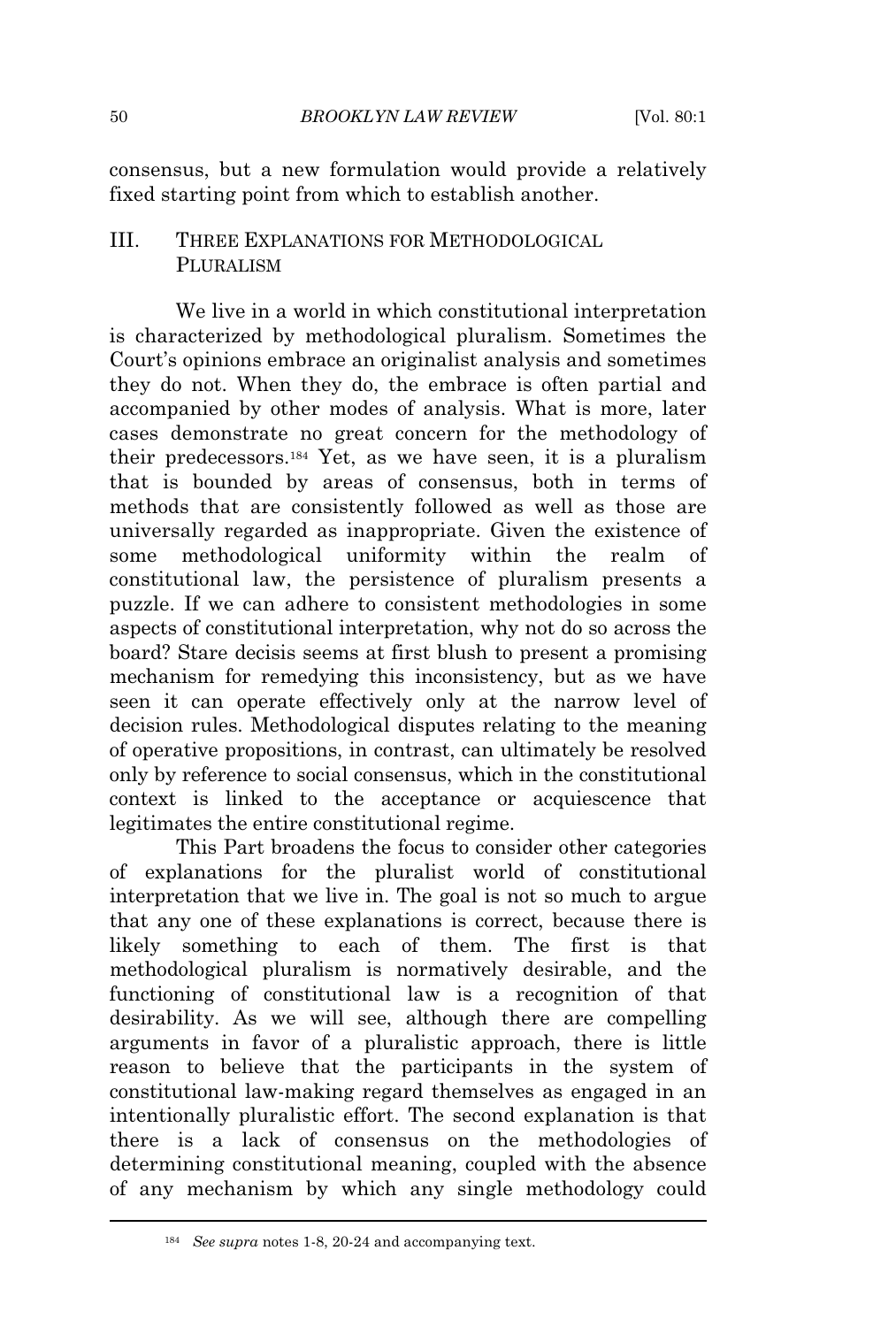consensus, but a new formulation would provide a relatively fixed starting point from which to establish another.

## III. THREE EXPLANATIONS FOR METHODOLOGICAL PLURALISM

We live in a world in which constitutional interpretation is characterized by methodological pluralism. Sometimes the Court's opinions embrace an originalist analysis and sometimes they do not. When they do, the embrace is often partial and accompanied by other modes of analysis. What is more, later cases demonstrate no great concern for the methodology of their predecessors.[184] Yet, as we have seen, it is a pluralism that is bounded by areas of consensus, both in terms of methods that are consistently followed as well as those are universally regarded as inappropriate. Given the existence of some methodological uniformity within the realm of constitutional law, the persistence of pluralism presents a puzzle. If we can adhere to consistent methodologies in some aspects of constitutional interpretation, why not do so across the board? Stare decisis seems at first blush to present a promising mechanism for remedying this inconsistency, but as we have seen it can operate effectively only at the narrow level of decision rules. Methodological disputes relating to the meaning of operative propositions, in contrast, can ultimately be resolved only by reference to social consensus, which in the constitutional context is linked to the acceptance or acquiescence that legitimates the entire constitutional regime.

This Part broadens the focus to consider other categories of explanations for the pluralist world of constitutional interpretation that we live in. The goal is not so much to argue that any one of these explanations is correct, because there is likely something to each of them. The first is that methodological pluralism is normatively desirable, and the functioning of constitutional law is a recognition of that desirability. As we will see, although there are compelling arguments in favor of a pluralistic approach, there is little reason to believe that the participants in the system of constitutional law-making regard themselves as engaged in an intentionally pluralistic effort. The second explanation is that there is a lack of consensus on the methodologies of determining constitutional meaning, coupled with the absence of any mechanism by which any single methodology could

[184] *See supra* notes 1-8, 20-24 and accompanying text.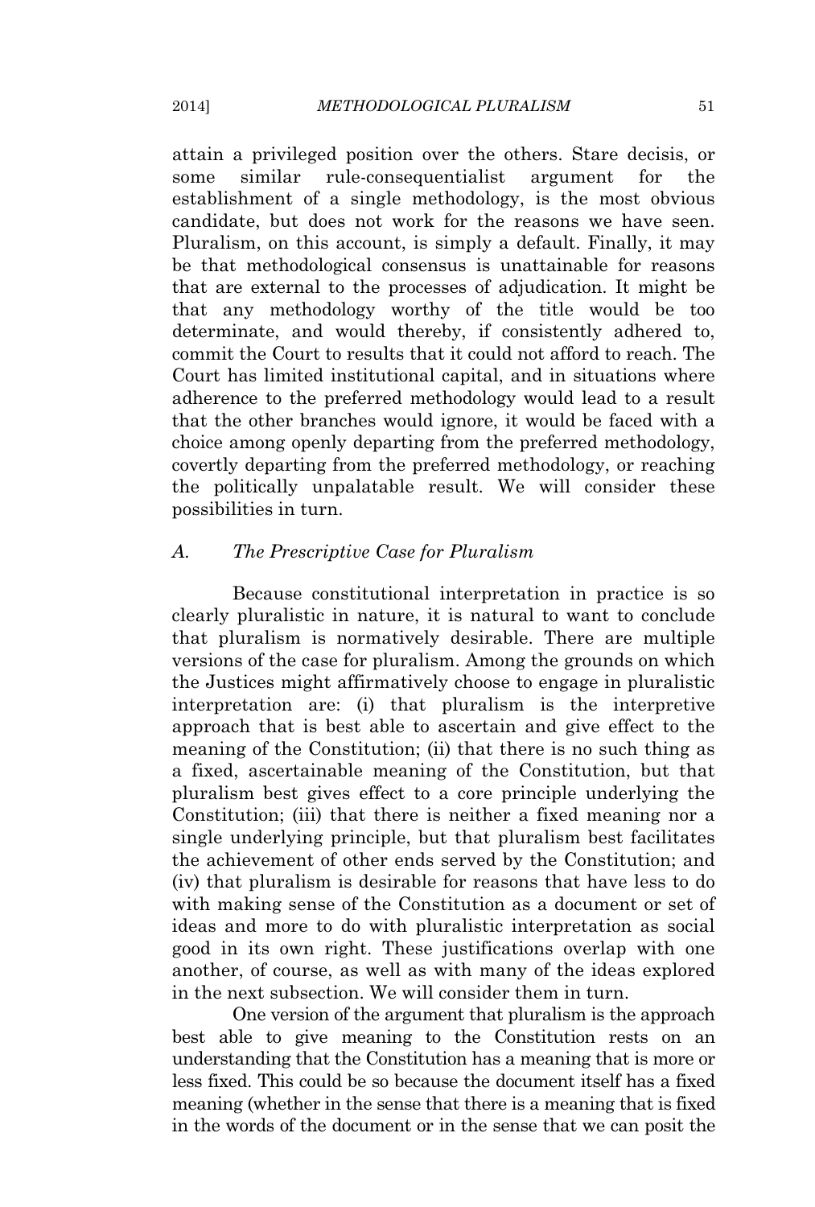attain a privileged position over the others. Stare decisis, or some similar rule-consequentialist argument for the establishment of a single methodology, is the most obvious candidate, but does not work for the reasons we have seen. Pluralism, on this account, is simply a default. Finally, it may be that methodological consensus is unattainable for reasons that are external to the processes of adjudication. It might be that any methodology worthy of the title would be too determinate, and would thereby, if consistently adhered to, commit the Court to results that it could not afford to reach. The Court has limited institutional capital, and in situations where adherence to the preferred methodology would lead to a result that the other branches would ignore, it would be faced with a choice among openly departing from the preferred methodology, covertly departing from the preferred methodology, or reaching the politically unpalatable result. We will consider these possibilities in turn.

### *A. The Prescriptive Case for Pluralism*

Because constitutional interpretation in practice is so clearly pluralistic in nature, it is natural to want to conclude that pluralism is normatively desirable. There are multiple versions of the case for pluralism. Among the grounds on which the Justices might affirmatively choose to engage in pluralistic interpretation are: (i) that pluralism is the interpretive approach that is best able to ascertain and give effect to the meaning of the Constitution; (ii) that there is no such thing as a fixed, ascertainable meaning of the Constitution, but that pluralism best gives effect to a core principle underlying the Constitution; (iii) that there is neither a fixed meaning nor a single underlying principle, but that pluralism best facilitates the achievement of other ends served by the Constitution; and (iv) that pluralism is desirable for reasons that have less to do with making sense of the Constitution as a document or set of ideas and more to do with pluralistic interpretation as social good in its own right. These justifications overlap with one another, of course, as well as with many of the ideas explored in the next subsection. We will consider them in turn.

One version of the argument that pluralism is the approach best able to give meaning to the Constitution rests on an understanding that the Constitution has a meaning that is more or less fixed. This could be so because the document itself has a fixed meaning (whether in the sense that there is a meaning that is fixed in the words of the document or in the sense that we can posit the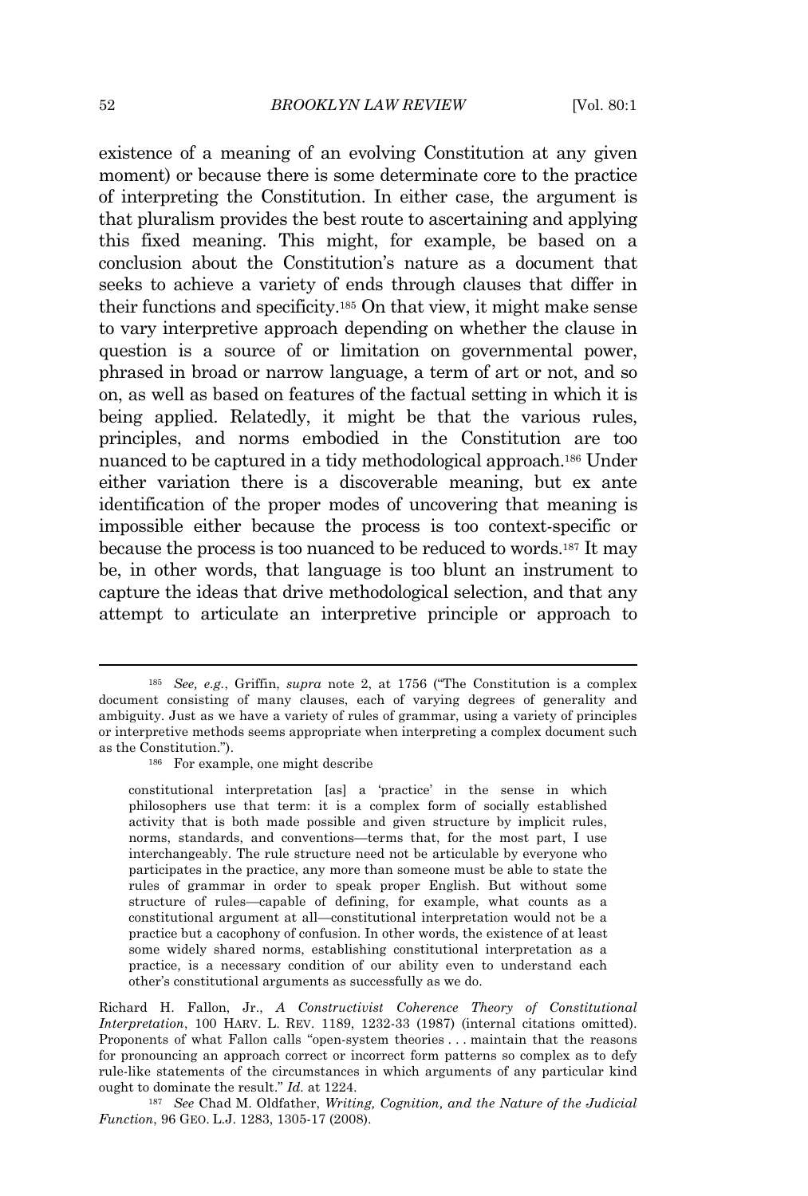existence of a meaning of an evolving Constitution at any given moment) or because there is some determinate core to the practice of interpreting the Constitution. In either case, the argument is that pluralism provides the best route to ascertaining and applying this fixed meaning. This might, for example, be based on a conclusion about the Constitution's nature as a document that seeks to achieve a variety of ends through clauses that differ in their functions and specificity.[185] On that view, it might make sense to vary interpretive approach depending on whether the clause in question is a source of or limitation on governmental power, phrased in broad or narrow language, a term of art or not, and so on, as well as based on features of the factual setting in which it is being applied. Relatedly, it might be that the various rules, principles, and norms embodied in the Constitution are too nuanced to be captured in a tidy methodological approach.[186] Under either variation there is a discoverable meaning, but ex ante identification of the proper modes of uncovering that meaning is impossible either because the process is too context-specific or because the process is too nuanced to be reduced to words.[187] It may be, in other words, that language is too blunt an instrument to capture the ideas that drive methodological selection, and that any attempt to articulate an interpretive principle or approach to

---

[185] *See, e.g.*, Griffin, *supra* note 2, at 1756 ("The Constitution is a complex document consisting of many clauses, each of varying degrees of generality and ambiguity. Just as we have a variety of rules of grammar, using a variety of principles or interpretive methods seems appropriate when interpreting a complex document such as the Constitution.").

[186] For example, one might describe

> constitutional interpretation [as] a 'practice' in the sense in which philosophers use that term: it is a complex form of socially established activity that is both made possible and given structure by implicit rules, norms, standards, and conventions—terms that, for the most part, I use interchangeably. The rule structure need not be articulable by everyone who participates in the practice, any more than someone must be able to state the rules of grammar in order to speak proper English. But without some structure of rules—capable of defining, for example, what counts as a constitutional argument at all—constitutional interpretation would not be a practice but a cacophony of confusion. In other words, the existence of at least some widely shared norms, establishing constitutional interpretation as a practice, is a necessary condition of our ability even to understand each other's constitutional arguments as successfully as we do.

Richard H. Fallon, Jr., *A Constructivist Coherence Theory of Constitutional Interpretation*, 100 HARV. L. REV. 1189, 1232-33 (1987) (internal citations omitted). Proponents of what Fallon calls "open-system theories . . . maintain that the reasons for pronouncing an approach correct or incorrect form patterns so complex as to defy rule-like statements of the circumstances in which arguments of any particular kind ought to dominate the result." *Id.* at 1224.

[187] *See* Chad M. Oldfather, *Writing, Cognition, and the Nature of the Judicial Function*, 96 GEO. L.J. 1283, 1305-17 (2008).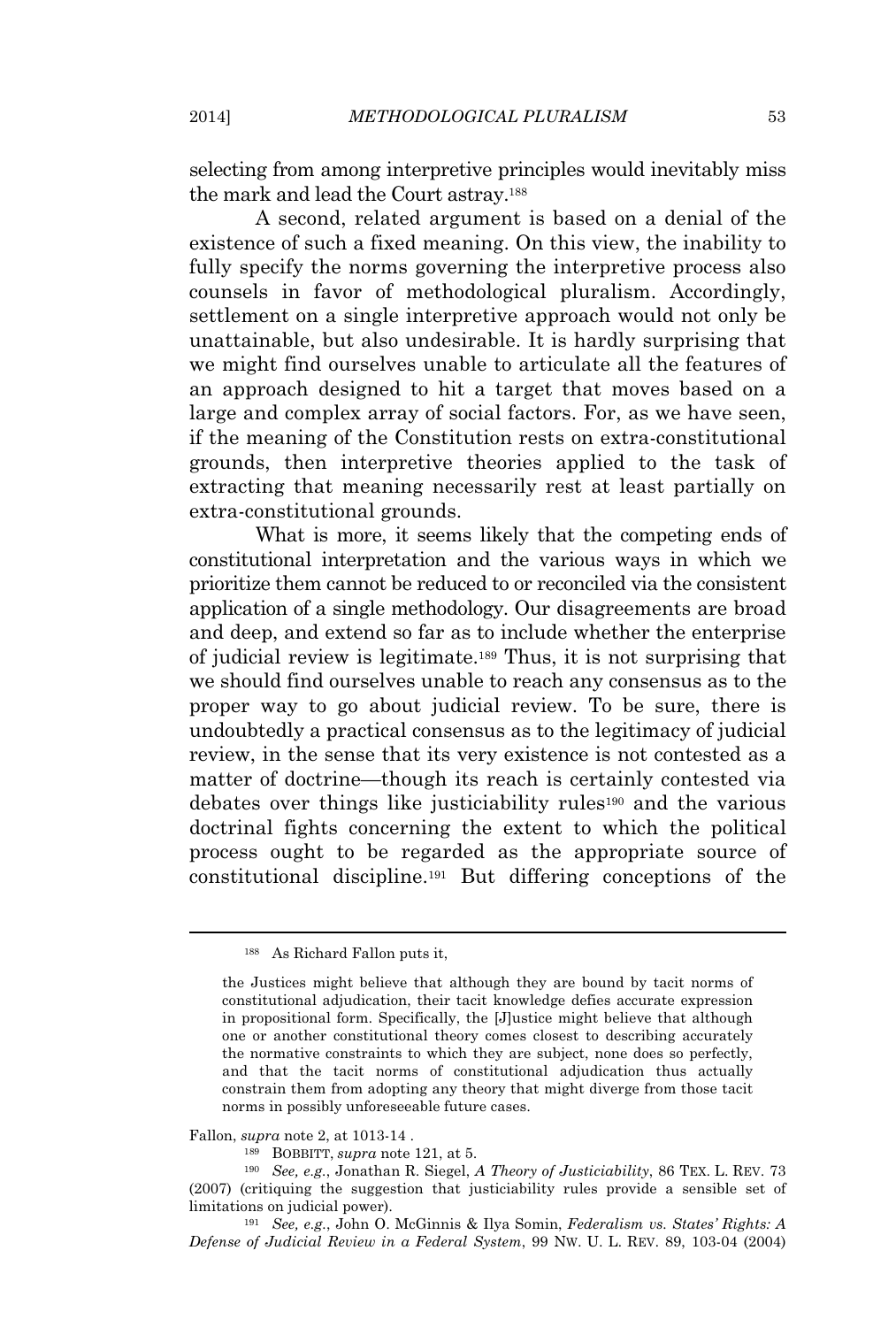selecting from among interpretive principles would inevitably miss the mark and lead the Court astray.[188]

A second, related argument is based on a denial of the existence of such a fixed meaning. On this view, the inability to fully specify the norms governing the interpretive process also counsels in favor of methodological pluralism. Accordingly, settlement on a single interpretive approach would not only be unattainable, but also undesirable. It is hardly surprising that we might find ourselves unable to articulate all the features of an approach designed to hit a target that moves based on a large and complex array of social factors. For, as we have seen, if the meaning of the Constitution rests on extra-constitutional grounds, then interpretive theories applied to the task of extracting that meaning necessarily rest at least partially on extra-constitutional grounds.

What is more, it seems likely that the competing ends of constitutional interpretation and the various ways in which we prioritize them cannot be reduced to or reconciled via the consistent application of a single methodology. Our disagreements are broad and deep, and extend so far as to include whether the enterprise of judicial review is legitimate.[189] Thus, it is not surprising that we should find ourselves unable to reach any consensus as to the proper way to go about judicial review. To be sure, there is undoubtedly a practical consensus as to the legitimacy of judicial review, in the sense that its very existence is not contested as a matter of doctrine—though its reach is certainly contested via debates over things like justiciability rules[190] and the various doctrinal fights concerning the extent to which the political process ought to be regarded as the appropriate source of constitutional discipline.[191] But differing conceptions of the

---

[188] As Richard Fallon puts it,

> the Justices might believe that although they are bound by tacit norms of constitutional adjudication, their tacit knowledge defies accurate expression in propositional form. Specifically, the [J]ustice might believe that although one or another constitutional theory comes closest to describing accurately the normative constraints to which they are subject, none does so perfectly, and that the tacit norms of constitutional adjudication thus actually constrain them from adopting any theory that might diverge from those tacit norms in possibly unforeseeable future cases.

Fallon, *supra* note 2, at 1013-14 .

[189] BOBBITT, *supra* note 121, at 5.

[190] *See, e.g.*, Jonathan R. Siegel, *A Theory of Justiciability*, 86 TEX. L. REV. 73 (2007) (critiquing the suggestion that justiciability rules provide a sensible set of limitations on judicial power).

[191] *See, e.g.*, John O. McGinnis & Ilya Somin, *Federalism vs. States' Rights: A Defense of Judicial Review in a Federal System*, 99 NW. U. L. REV. 89, 103-04 (2004)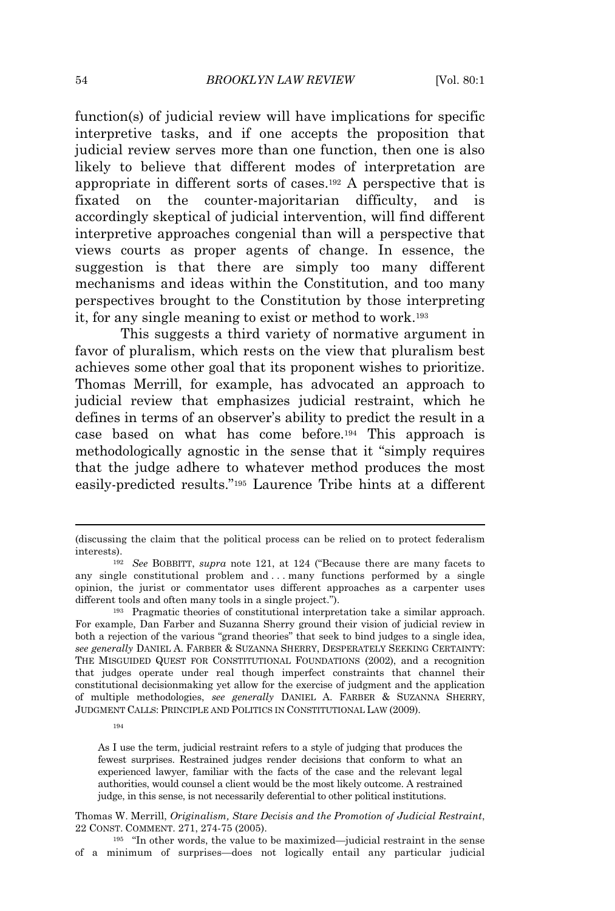function(s) of judicial review will have implications for specific interpretive tasks, and if one accepts the proposition that judicial review serves more than one function, then one is also likely to believe that different modes of interpretation are appropriate in different sorts of cases.[192] A perspective that is fixated on the counter-majoritarian difficulty, and is accordingly skeptical of judicial intervention, will find different interpretive approaches congenial than will a perspective that views courts as proper agents of change. In essence, the suggestion is that there are simply too many different mechanisms and ideas within the Constitution, and too many perspectives brought to the Constitution by those interpreting it, for any single meaning to exist or method to work.[193]

This suggests a third variety of normative argument in favor of pluralism, which rests on the view that pluralism best achieves some other goal that its proponent wishes to prioritize. Thomas Merrill, for example, has advocated an approach to judicial review that emphasizes judicial restraint, which he defines in terms of an observer's ability to predict the result in a case based on what has come before.[194] This approach is methodologically agnostic in the sense that it "simply requires that the judge adhere to whatever method produces the most easily-predicted results."[195] Laurence Tribe hints at a different

---

(discussing the claim that the political process can be relied on to protect federalism interests).

[192] *See* BOBBITT, *supra* note 121, at 124 ("Because there are many facets to any single constitutional problem and . . . many functions performed by a single opinion, the jurist or commentator uses different approaches as a carpenter uses different tools and often many tools in a single project.").

[193] Pragmatic theories of constitutional interpretation take a similar approach. For example, Dan Farber and Suzanna Sherry ground their vision of judicial review in both a rejection of the various "grand theories" that seek to bind judges to a single idea, *see generally* DANIEL A. FARBER & SUZANNA SHERRY, DESPERATELY SEEKING CERTAINTY: THE MISGUIDED QUEST FOR CONSTITUTIONAL FOUNDATIONS (2002), and a recognition that judges operate under real though imperfect constraints that channel their constitutional decisionmaking yet allow for the exercise of judgment and the application of multiple methodologies, *see generally* DANIEL A. FARBER & SUZANNA SHERRY, JUDGMENT CALLS: PRINCIPLE AND POLITICS IN CONSTITUTIONAL LAW (2009).

[194]

> As I use the term, judicial restraint refers to a style of judging that produces the fewest surprises. Restrained judges render decisions that conform to what an experienced lawyer, familiar with the facts of the case and the relevant legal authorities, would counsel a client would be the most likely outcome. A restrained judge, in this sense, is not necessarily deferential to other political institutions.

Thomas W. Merrill, *Originalism, Stare Decisis and the Promotion of Judicial Restraint*, 22 CONST. COMMENT. 271, 274-75 (2005).

[195] "In other words, the value to be maximized—judicial restraint in the sense of a minimum of surprises—does not logically entail any particular judicial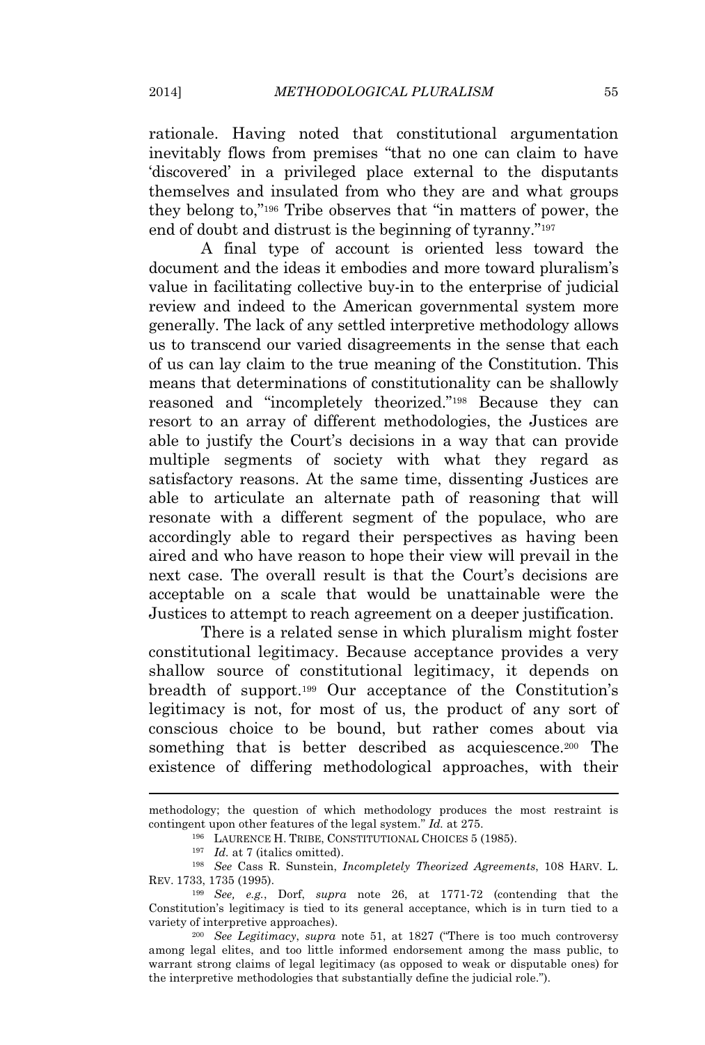rationale. Having noted that constitutional argumentation inevitably flows from premises "that no one can claim to have 'discovered' in a privileged place external to the disputants themselves and insulated from who they are and what groups they belong to,"[196] Tribe observes that "in matters of power, the end of doubt and distrust is the beginning of tyranny."[197]

A final type of account is oriented less toward the document and the ideas it embodies and more toward pluralism's value in facilitating collective buy-in to the enterprise of judicial review and indeed to the American governmental system more generally. The lack of any settled interpretive methodology allows us to transcend our varied disagreements in the sense that each of us can lay claim to the true meaning of the Constitution. This means that determinations of constitutionality can be shallowly reasoned and "incompletely theorized."[198] Because they can resort to an array of different methodologies, the Justices are able to justify the Court's decisions in a way that can provide multiple segments of society with what they regard as satisfactory reasons. At the same time, dissenting Justices are able to articulate an alternate path of reasoning that will resonate with a different segment of the populace, who are accordingly able to regard their perspectives as having been aired and who have reason to hope their view will prevail in the next case. The overall result is that the Court's decisions are acceptable on a scale that would be unattainable were the Justices to attempt to reach agreement on a deeper justification.

There is a related sense in which pluralism might foster constitutional legitimacy. Because acceptance provides a very shallow source of constitutional legitimacy, it depends on breadth of support.[199] Our acceptance of the Constitution's legitimacy is not, for most of us, the product of any sort of conscious choice to be bound, but rather comes about via something that is better described as acquiescence.[200] The existence of differing methodological approaches, with their

---

methodology; the question of which methodology produces the most restraint is contingent upon other features of the legal system." *Id.* at 275.

[196] LAURENCE H. TRIBE, CONSTITUTIONAL CHOICES 5 (1985).

[197] *Id.* at 7 (italics omitted).

[198] *See* Cass R. Sunstein, *Incompletely Theorized Agreements*, 108 HARV. L. REV. 1733, 1735 (1995).

[199] *See, e.g.*, Dorf, *supra* note 26, at 1771-72 (contending that the Constitution's legitimacy is tied to its general acceptance, which is in turn tied to a variety of interpretive approaches).

[200] *See Legitimacy*, *supra* note 51, at 1827 ("There is too much controversy among legal elites, and too little informed endorsement among the mass public, to warrant strong claims of legal legitimacy (as opposed to weak or disputable ones) for the interpretive methodologies that substantially define the judicial role.").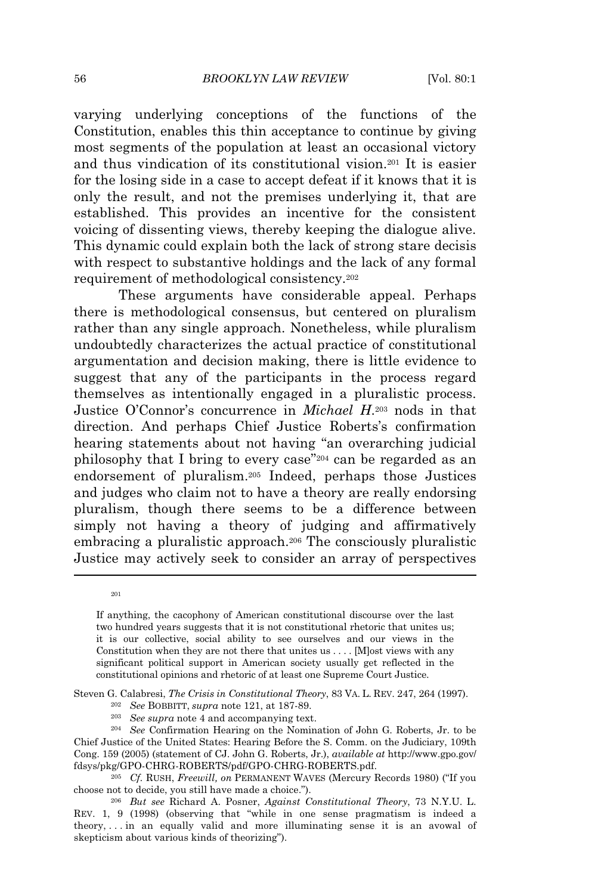varying underlying conceptions of the functions of the Constitution, enables this thin acceptance to continue by giving most segments of the population at least an occasional victory and thus vindication of its constitutional vision.[201] It is easier for the losing side in a case to accept defeat if it knows that it is only the result, and not the premises underlying it, that are established. This provides an incentive for the consistent voicing of dissenting views, thereby keeping the dialogue alive. This dynamic could explain both the lack of strong stare decisis with respect to substantive holdings and the lack of any formal requirement of methodological consistency.[202]

These arguments have considerable appeal. Perhaps there is methodological consensus, but centered on pluralism rather than any single approach. Nonetheless, while pluralism undoubtedly characterizes the actual practice of constitutional argumentation and decision making, there is little evidence to suggest that any of the participants in the process regard themselves as intentionally engaged in a pluralistic process. Justice O'Connor's concurrence in *Michael H.*[203] nods in that direction. And perhaps Chief Justice Roberts's confirmation hearing statements about not having "an overarching judicial philosophy that I bring to every case"[204] can be regarded as an endorsement of pluralism.[205] Indeed, perhaps those Justices and judges who claim not to have a theory are really endorsing pluralism, though there seems to be a difference between simply not having a theory of judging and affirmatively embracing a pluralistic approach.[206] The consciously pluralistic Justice may actively seek to consider an array of perspectives

---

[201]

> If anything, the cacophony of American constitutional discourse over the last two hundred years suggests that it is not constitutional rhetoric that unites us; it is our collective, social ability to see ourselves and our views in the Constitution when they are not there that unites us . . . . [M]ost views with any significant political support in American society usually get reflected in the constitutional opinions and rhetoric of at least one Supreme Court Justice.

Steven G. Calabresi, *The Crisis in Constitutional Theory*, 83 VA. L. REV. 247, 264 (1997).

[202] *See* BOBBITT, *supra* note 121, at 187-89.

[203] *See supra* note 4 and accompanying text.

[204] *See* Confirmation Hearing on the Nomination of John G. Roberts, Jr. to be Chief Justice of the United States: Hearing Before the S. Comm. on the Judiciary, 109th Cong. 159 (2005) (statement of CJ. John G. Roberts, Jr.), *available at* http://www.gpo.gov/fdsys/pkg/GPO-CHRG-ROBERTS/pdf/GPO-CHRG-ROBERTS.pdf.

[205] *Cf.* RUSH, *Freewill, on* PERMANENT WAVES (Mercury Records 1980) ("If you choose not to decide, you still have made a choice.").

[206] *But see* Richard A. Posner, *Against Constitutional Theory*, 73 N.Y.U. L. REV. 1, 9 (1998) (observing that "while in one sense pragmatism is indeed a theory, . . . in an equally valid and more illuminating sense it is an avowal of skepticism about various kinds of theorizing").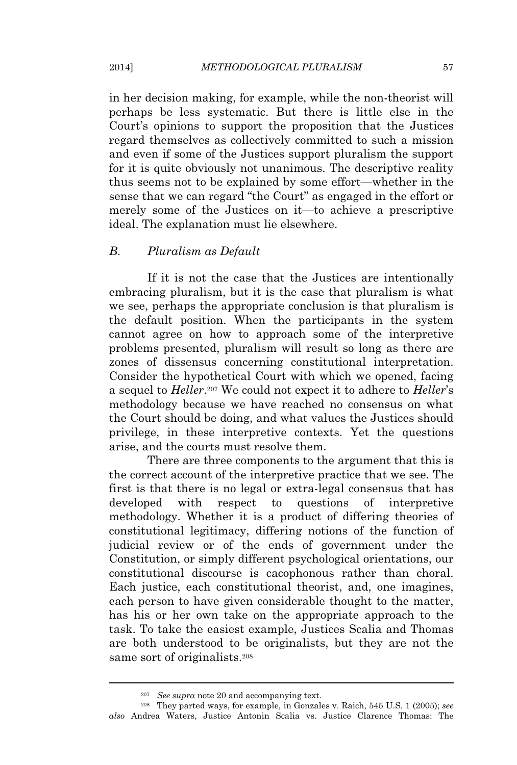in her decision making, for example, while the non-theorist will perhaps be less systematic. But there is little else in the Court's opinions to support the proposition that the Justices regard themselves as collectively committed to such a mission and even if some of the Justices support pluralism the support for it is quite obviously not unanimous. The descriptive reality thus seems not to be explained by some effort—whether in the sense that we can regard "the Court" as engaged in the effort or merely some of the Justices on it—to achieve a prescriptive ideal. The explanation must lie elsewhere.

### *B. Pluralism as Default*

If it is not the case that the Justices are intentionally embracing pluralism, but it is the case that pluralism is what we see, perhaps the appropriate conclusion is that pluralism is the default position. When the participants in the system cannot agree on how to approach some of the interpretive problems presented, pluralism will result so long as there are zones of dissensus concerning constitutional interpretation. Consider the hypothetical Court with which we opened, facing a sequel to *Heller*.[207] We could not expect it to adhere to *Heller*'s methodology because we have reached no consensus on what the Court should be doing, and what values the Justices should privilege, in these interpretive contexts. Yet the questions arise, and the courts must resolve them.

There are three components to the argument that this is the correct account of the interpretive practice that we see. The first is that there is no legal or extra-legal consensus that has developed with respect to questions of interpretive methodology. Whether it is a product of differing theories of constitutional legitimacy, differing notions of the function of judicial review or of the ends of government under the Constitution, or simply different psychological orientations, our constitutional discourse is cacophonous rather than choral. Each justice, each constitutional theorist, and, one imagines, each person to have given considerable thought to the matter, has his or her own take on the appropriate approach to the task. To take the easiest example, Justices Scalia and Thomas are both understood to be originalists, but they are not the same sort of originalists.[208]

---

[207] *See supra* note 20 and accompanying text.

[208] They parted ways, for example, in Gonzales v. Raich, 545 U.S. 1 (2005); *see also* Andrea Waters, Justice Antonin Scalia vs. Justice Clarence Thomas: The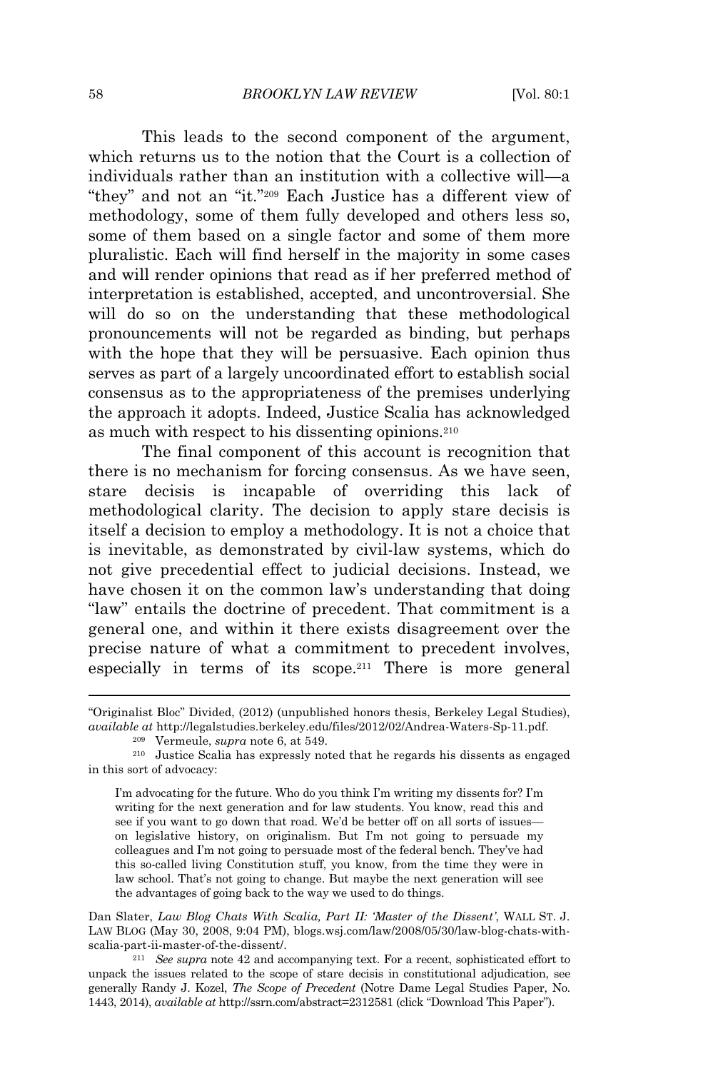This leads to the second component of the argument, which returns us to the notion that the Court is a collection of individuals rather than an institution with a collective will—a "they" and not an "it."[209] Each Justice has a different view of methodology, some of them fully developed and others less so, some of them based on a single factor and some of them more pluralistic. Each will find herself in the majority in some cases and will render opinions that read as if her preferred method of interpretation is established, accepted, and uncontroversial. She will do so on the understanding that these methodological pronouncements will not be regarded as binding, but perhaps with the hope that they will be persuasive. Each opinion thus serves as part of a largely uncoordinated effort to establish social consensus as to the appropriateness of the premises underlying the approach it adopts. Indeed, Justice Scalia has acknowledged as much with respect to his dissenting opinions.[210]

The final component of this account is recognition that there is no mechanism for forcing consensus. As we have seen, stare decisis is incapable of overriding this lack of methodological clarity. The decision to apply stare decisis is itself a decision to employ a methodology. It is not a choice that is inevitable, as demonstrated by civil-law systems, which do not give precedential effect to judicial decisions. Instead, we have chosen it on the common law's understanding that doing "law" entails the doctrine of precedent. That commitment is a general one, and within it there exists disagreement over the precise nature of what a commitment to precedent involves, especially in terms of its scope.[211] There is more general

---

"Originalist Bloc" Divided, (2012) (unpublished honors thesis, Berkeley Legal Studies), *available at* http://legalstudies.berkeley.edu/files/2012/02/Andrea-Waters-Sp-11.pdf.

[209] Vermeule, *supra* note 6, at 549.

[210] Justice Scalia has expressly noted that he regards his dissents as engaged in this sort of advocacy:

> I'm advocating for the future. Who do you think I'm writing my dissents for? I'm writing for the next generation and for law students. You know, read this and see if you want to go down that road. We'd be better off on all sorts of issues—on legislative history, on originalism. But I'm not going to persuade my colleagues and I'm not going to persuade most of the federal bench. They've had this so-called living Constitution stuff, you know, from the time they were in law school. That's not going to change. But maybe the next generation will see the advantages of going back to the way we used to do things.

Dan Slater, *Law Blog Chats With Scalia, Part II: 'Master of the Dissent'*, WALL ST. J. LAW BLOG (May 30, 2008, 9:04 PM), blogs.wsj.com/law/2008/05/30/law-blog-chats-with-scalia-part-ii-master-of-the-dissent/.

[211] *See supra* note 42 and accompanying text. For a recent, sophisticated effort to unpack the issues related to the scope of stare decisis in constitutional adjudication, see generally Randy J. Kozel, *The Scope of Precedent* (Notre Dame Legal Studies Paper, No. 1443, 2014), *available at* http://ssrn.com/abstract=2312581 (click "Download This Paper").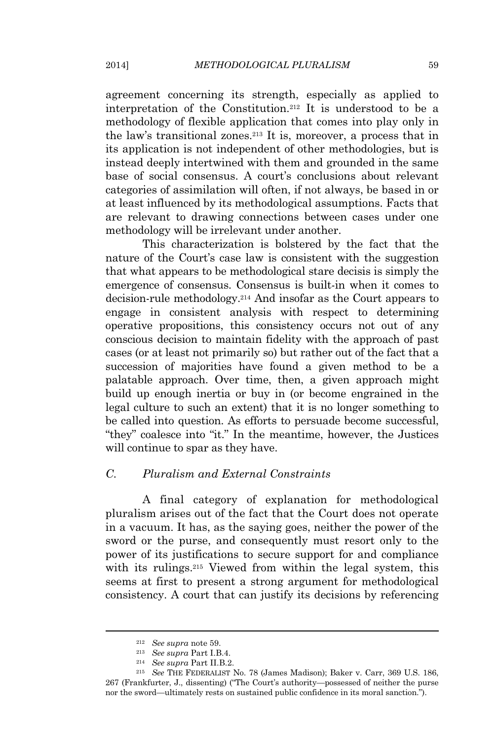agreement concerning its strength, especially as applied to interpretation of the Constitution.[212] It is understood to be a methodology of flexible application that comes into play only in the law's transitional zones.[213] It is, moreover, a process that in its application is not independent of other methodologies, but is instead deeply intertwined with them and grounded in the same base of social consensus. A court's conclusions about relevant categories of assimilation will often, if not always, be based in or at least influenced by its methodological assumptions. Facts that are relevant to drawing connections between cases under one methodology will be irrelevant under another.

This characterization is bolstered by the fact that the nature of the Court's case law is consistent with the suggestion that what appears to be methodological stare decisis is simply the emergence of consensus. Consensus is built-in when it comes to decision-rule methodology.[214] And insofar as the Court appears to engage in consistent analysis with respect to determining operative propositions, this consistency occurs not out of any conscious decision to maintain fidelity with the approach of past cases (or at least not primarily so) but rather out of the fact that a succession of majorities have found a given method to be a palatable approach. Over time, then, a given approach might build up enough inertia or buy in (or become engrained in the legal culture to such an extent) that it is no longer something to be called into question. As efforts to persuade become successful, "they" coalesce into "it." In the meantime, however, the Justices will continue to spar as they have.

### *C. Pluralism and External Constraints*

A final category of explanation for methodological pluralism arises out of the fact that the Court does not operate in a vacuum. It has, as the saying goes, neither the power of the sword or the purse, and consequently must resort only to the power of its justifications to secure support for and compliance with its rulings.[215] Viewed from within the legal system, this seems at first to present a strong argument for methodological consistency. A court that can justify its decisions by referencing

---

[212] *See supra* note 59.

[213] *See supra* Part I.B.4.

[214] *See supra* Part II.B.2.

[215] *See* THE FEDERALIST No. 78 (James Madison); Baker v. Carr, 369 U.S. 186, 267 (Frankfurter, J., dissenting) ("The Court's authority—possessed of neither the purse nor the sword—ultimately rests on sustained public confidence in its moral sanction.").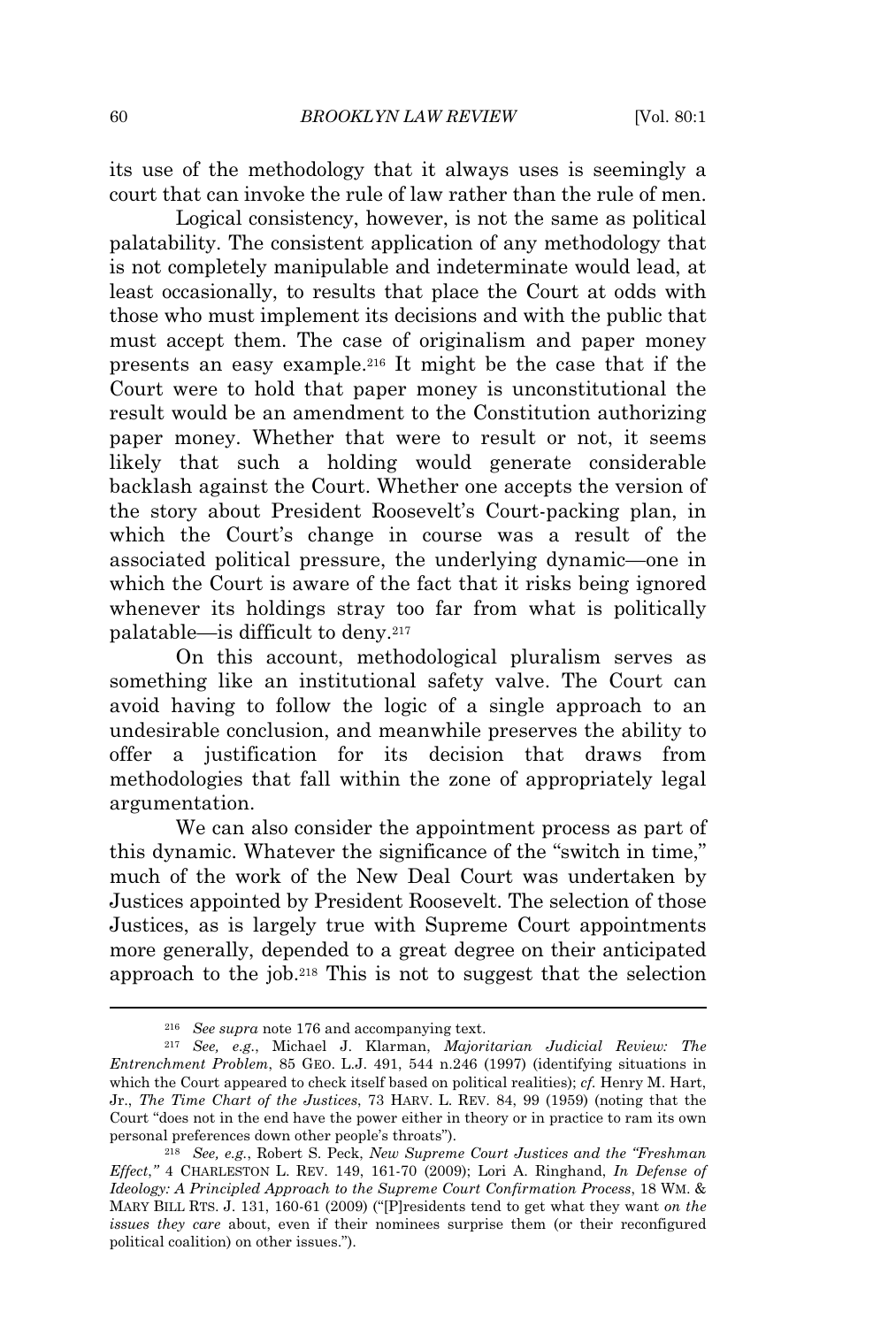its use of the methodology that it always uses is seemingly a court that can invoke the rule of law rather than the rule of men.

Logical consistency, however, is not the same as political palatability. The consistent application of any methodology that is not completely manipulable and indeterminate would lead, at least occasionally, to results that place the Court at odds with those who must implement its decisions and with the public that must accept them. The case of originalism and paper money presents an easy example.[216] It might be the case that if the Court were to hold that paper money is unconstitutional the result would be an amendment to the Constitution authorizing paper money. Whether that were to result or not, it seems likely that such a holding would generate considerable backlash against the Court. Whether one accepts the version of the story about President Roosevelt's Court-packing plan, in which the Court's change in course was a result of the associated political pressure, the underlying dynamic—one in which the Court is aware of the fact that it risks being ignored whenever its holdings stray too far from what is politically palatable—is difficult to deny.[217]

On this account, methodological pluralism serves as something like an institutional safety valve. The Court can avoid having to follow the logic of a single approach to an undesirable conclusion, and meanwhile preserves the ability to offer a justification for its decision that draws from methodologies that fall within the zone of appropriately legal argumentation.

We can also consider the appointment process as part of this dynamic. Whatever the significance of the "switch in time," much of the work of the New Deal Court was undertaken by Justices appointed by President Roosevelt. The selection of those Justices, as is largely true with Supreme Court appointments more generally, depended to a great degree on their anticipated approach to the job.[218] This is not to suggest that the selection

---

[216] *See supra* note 176 and accompanying text.

[217] *See, e.g.*, Michael J. Klarman, *Majoritarian Judicial Review: The Entrenchment Problem*, 85 GEO. L.J. 491, 544 n.246 (1997) (identifying situations in which the Court appeared to check itself based on political realities); *cf.* Henry M. Hart, Jr., *The Time Chart of the Justices*, 73 HARV. L. REV. 84, 99 (1959) (noting that the Court "does not in the end have the power either in theory or in practice to ram its own personal preferences down other people's throats").

[218] *See, e.g.*, Robert S. Peck, *New Supreme Court Justices and the "Freshman Effect,"* 4 CHARLESTON L. REV. 149, 161-70 (2009); Lori A. Ringhand, *In Defense of Ideology: A Principled Approach to the Supreme Court Confirmation Process*, 18 WM. & MARY BILL RTS. J. 131, 160-61 (2009) ("[P]residents tend to get what they want *on the issues they care* about, even if their nominees surprise them (or their reconfigured political coalition) on other issues.").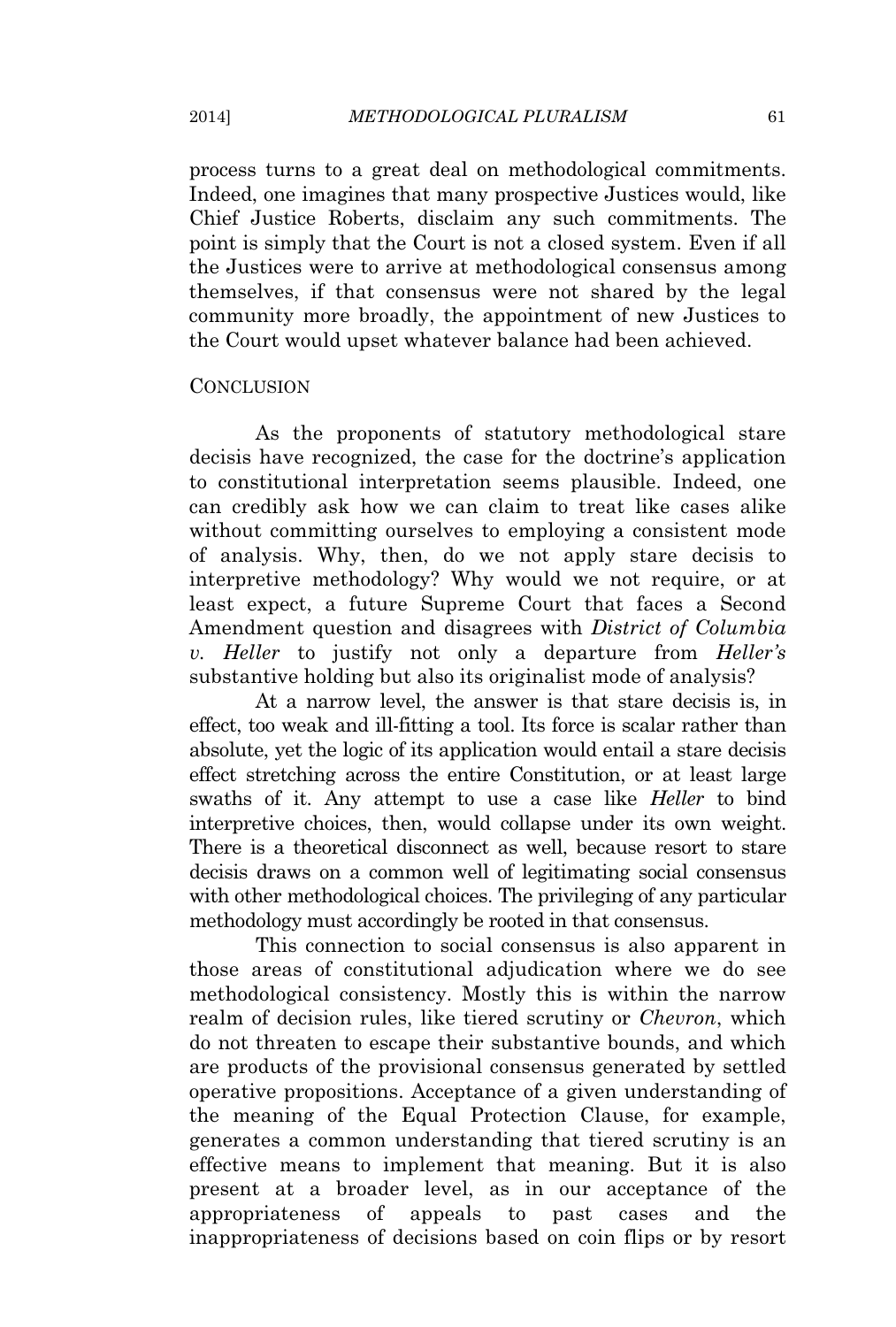process turns to a great deal on methodological commitments. Indeed, one imagines that many prospective Justices would, like Chief Justice Roberts, disclaim any such commitments. The point is simply that the Court is not a closed system. Even if all the Justices were to arrive at methodological consensus among themselves, if that consensus were not shared by the legal community more broadly, the appointment of new Justices to the Court would upset whatever balance had been achieved.

## CONCLUSION

As the proponents of statutory methodological stare decisis have recognized, the case for the doctrine's application to constitutional interpretation seems plausible. Indeed, one can credibly ask how we can claim to treat like cases alike without committing ourselves to employing a consistent mode of analysis. Why, then, do we not apply stare decisis to interpretive methodology? Why would we not require, or at least expect, a future Supreme Court that faces a Second Amendment question and disagrees with *District of Columbia v. Heller* to justify not only a departure from *Heller's* substantive holding but also its originalist mode of analysis?

At a narrow level, the answer is that stare decisis is, in effect, too weak and ill-fitting a tool. Its force is scalar rather than absolute, yet the logic of its application would entail a stare decisis effect stretching across the entire Constitution, or at least large swaths of it. Any attempt to use a case like *Heller* to bind interpretive choices, then, would collapse under its own weight. There is a theoretical disconnect as well, because resort to stare decisis draws on a common well of legitimating social consensus with other methodological choices. The privileging of any particular methodology must accordingly be rooted in that consensus.

This connection to social consensus is also apparent in those areas of constitutional adjudication where we do see methodological consistency. Mostly this is within the narrow realm of decision rules, like tiered scrutiny or *Chevron*, which do not threaten to escape their substantive bounds, and which are products of the provisional consensus generated by settled operative propositions. Acceptance of a given understanding of the meaning of the Equal Protection Clause, for example, generates a common understanding that tiered scrutiny is an effective means to implement that meaning. But it is also present at a broader level, as in our acceptance of the appropriateness of appeals to past cases and the inappropriateness of decisions based on coin flips or by resort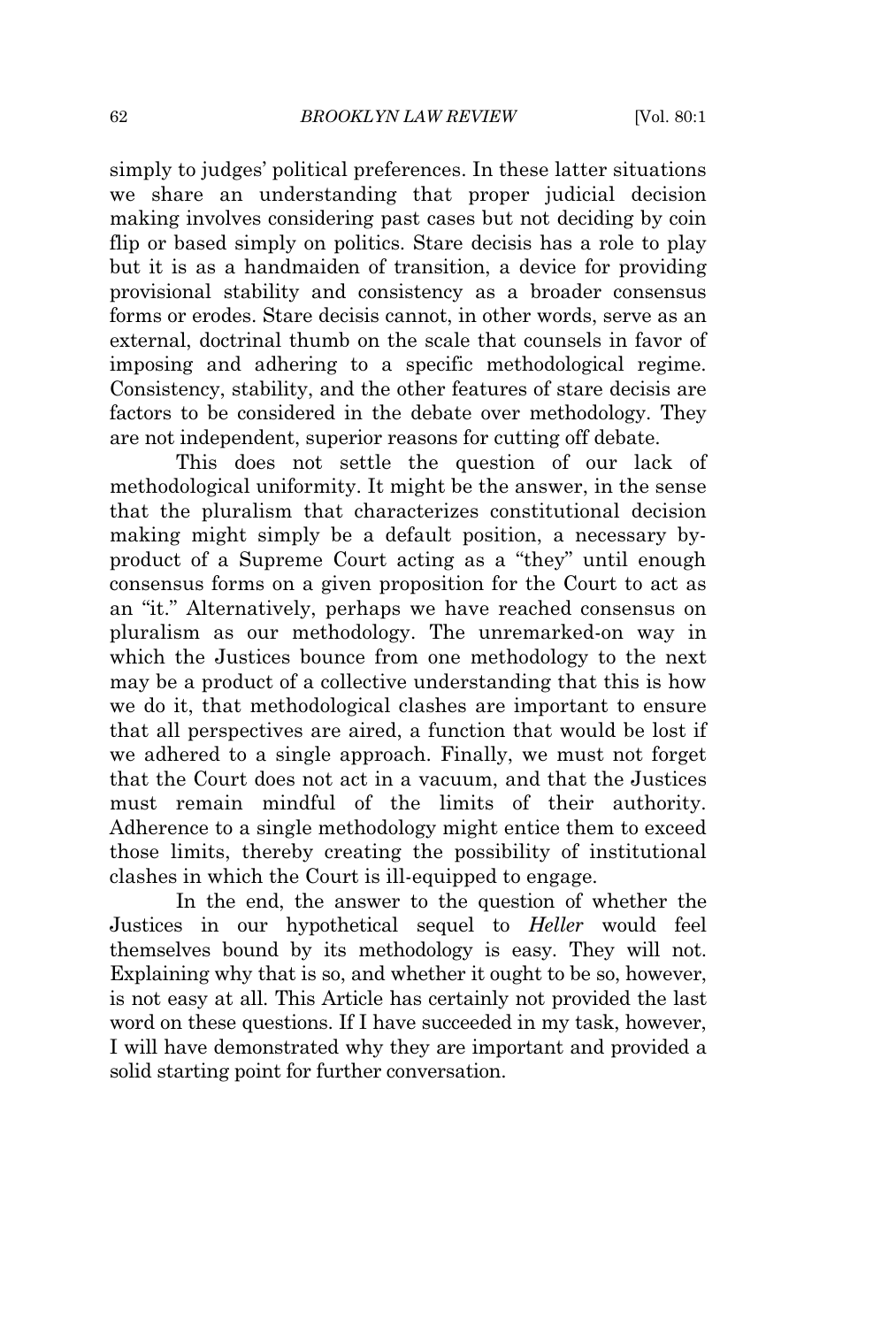simply to judges' political preferences. In these latter situations we share an understanding that proper judicial decision making involves considering past cases but not deciding by coin flip or based simply on politics. Stare decisis has a role to play but it is as a handmaiden of transition, a device for providing provisional stability and consistency as a broader consensus forms or erodes. Stare decisis cannot, in other words, serve as an external, doctrinal thumb on the scale that counsels in favor of imposing and adhering to a specific methodological regime. Consistency, stability, and the other features of stare decisis are factors to be considered in the debate over methodology. They are not independent, superior reasons for cutting off debate.

This does not settle the question of our lack of methodological uniformity. It might be the answer, in the sense that the pluralism that characterizes constitutional decision making might simply be a default position, a necessary by-product of a Supreme Court acting as a "they" until enough consensus forms on a given proposition for the Court to act as an "it." Alternatively, perhaps we have reached consensus on pluralism as our methodology. The unremarked-on way in which the Justices bounce from one methodology to the next may be a product of a collective understanding that this is how we do it, that methodological clashes are important to ensure that all perspectives are aired, a function that would be lost if we adhered to a single approach. Finally, we must not forget that the Court does not act in a vacuum, and that the Justices must remain mindful of the limits of their authority. Adherence to a single methodology might entice them to exceed those limits, thereby creating the possibility of institutional clashes in which the Court is ill-equipped to engage.

In the end, the answer to the question of whether the Justices in our hypothetical sequel to *Heller* would feel themselves bound by its methodology is easy. They will not. Explaining why that is so, and whether it ought to be so, however, is not easy at all. This Article has certainly not provided the last word on these questions. If I have succeeded in my task, however, I will have demonstrated why they are important and provided a solid starting point for further conversation.